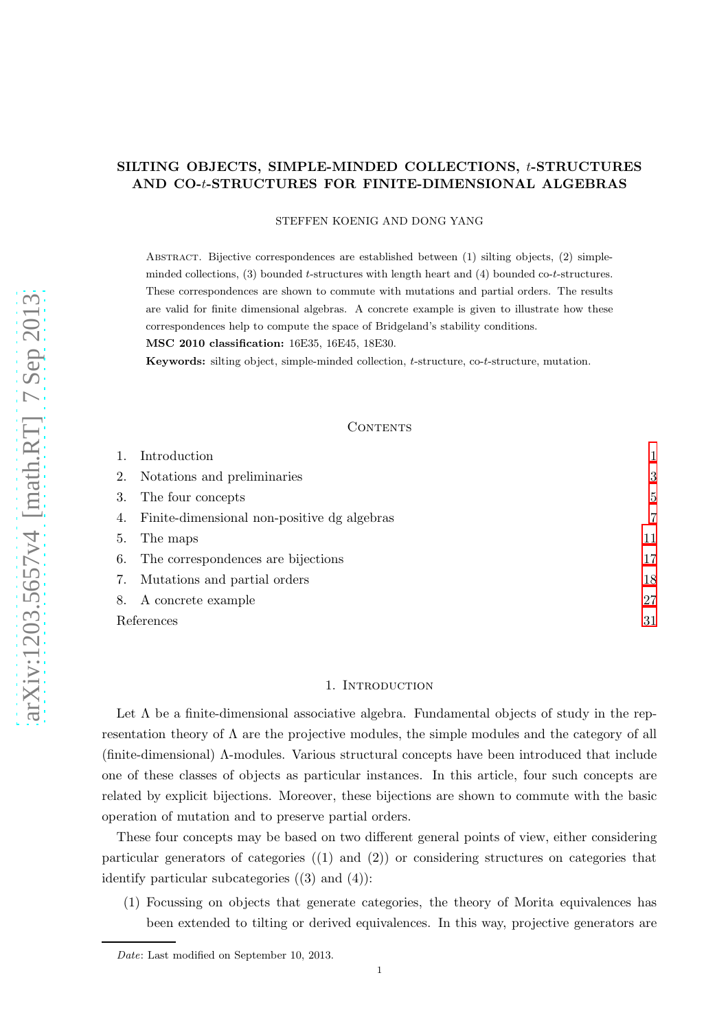# SILTING OBJECTS, SIMPLE-MINDED COLLECTIONS, $t$-STRUCTURES AND CO-$t$-STRUCTURES FOR FINITE-DIMENSIONAL ALGEBRAS

STEFFEN KOENIG AND DONG YANG

Abstract. Bijective correspondences are established between (1) silting objects, (2) simple-minded collections, (3) bounded $t$-structures with length heart and (4) bounded co-$t$-structures. These correspondences are shown to commute with mutations and partial orders. The results are valid for finite dimensional algebras. A concrete example is given to illustrate how these correspondences help to compute the space of Bridgeland's stability conditions.

**MSC 2010 classification:** 16E35, 16E45, 18E30.

**Keywords:** silting object, simple-minded collection, $t$-structure, co-$t$-structure, mutation.

## Contents

1. Introduction 1
2. Notations and preliminaries 3
3. The four concepts 5
4. Finite-dimensional non-positive dg algebras 7
5. The maps 11
6. The correspondences are bijections 17
7. Mutations and partial orders 18
8. A concrete example 27

References 31

## 1. Introduction

Let $\Lambda$ be a finite-dimensional associative algebra. Fundamental objects of study in the representation theory of $\Lambda$ are the projective modules, the simple modules and the category of all (finite-dimensional) $\Lambda$-modules. Various structural concepts have been introduced that include one of these classes of objects as particular instances. In this article, four such concepts are related by explicit bijections. Moreover, these bijections are shown to commute with the basic operation of mutation and to preserve partial orders.

These four concepts may be based on two different general points of view, either considering particular generators of categories ((1) and (2)) or considering structures on categories that identify particular subcategories ((3) and (4)):

(1) Focussing on objects that generate categories, the theory of Morita equivalences has been extended to tilting or derived equivalences. In this way, projective generators are

*Date*: Last modified on September 10, 2013.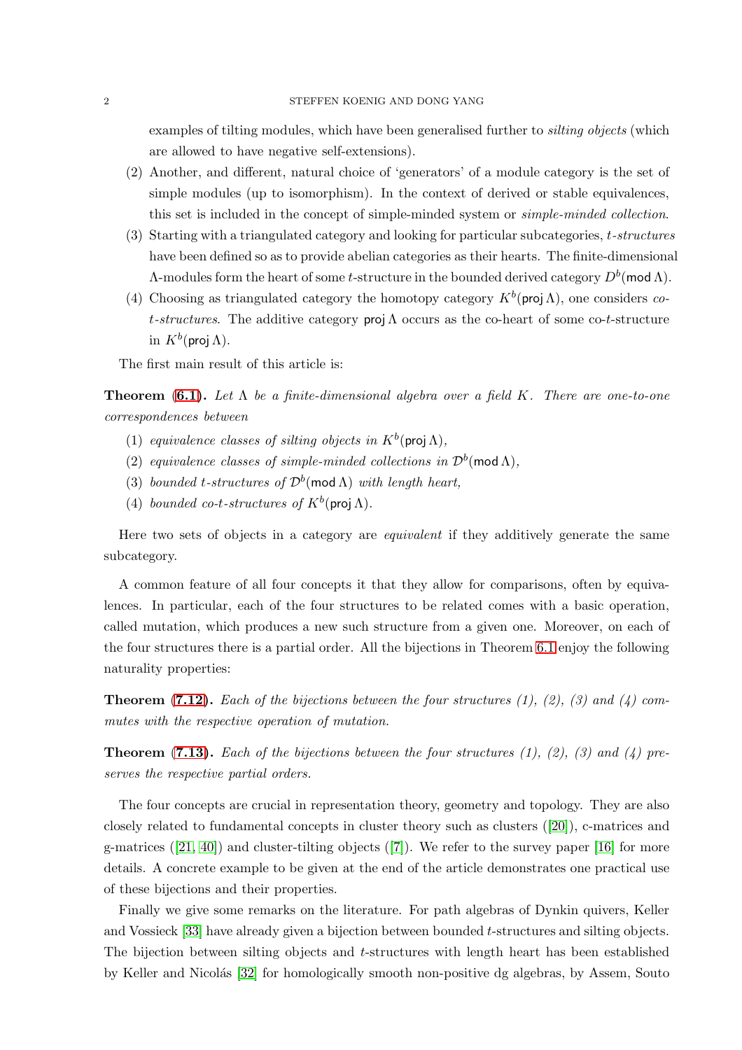examples of tilting modules, which have been generalised further to *silting objects* (which are allowed to have negative self-extensions).

(2) Another, and different, natural choice of 'generators' of a module category is the set of simple modules (up to isomorphism). In the context of derived or stable equivalences, this set is included in the concept of simple-minded system or *simple-minded collection*.

(3) Starting with a triangulated category and looking for particular subcategories, *t-structures* have been defined so as to provide abelian categories as their hearts. The finite-dimensional $\Lambda$-modules form the heart of some $t$-structure in the bounded derived category $D^b(\mathsf{mod}\,\Lambda)$.

(4) Choosing as triangulated category the homotopy category $K^b(\mathsf{proj}\,\Lambda)$, one considers *co-t-structures*. The additive category $\mathsf{proj}\,\Lambda$ occurs as the co-heart of some co-$t$-structure in $K^b(\mathsf{proj}\,\Lambda)$.

The first main result of this article is:

**Theorem (6.1).** *Let $\Lambda$ be a finite-dimensional algebra over a field $K$. There are one-to-one correspondences between*

(1) *equivalence classes of silting objects in $K^b(\mathsf{proj}\,\Lambda)$,*
(2) *equivalence classes of simple-minded collections in $\mathcal{D}^b(\mathsf{mod}\,\Lambda)$,*
(3) *bounded $t$-structures of $\mathcal{D}^b(\mathsf{mod}\,\Lambda)$ with length heart,*
(4) *bounded co-$t$-structures of $K^b(\mathsf{proj}\,\Lambda)$.*

Here two sets of objects in a category are *equivalent* if they additively generate the same subcategory.

A common feature of all four concepts it that they allow for comparisons, often by equivalences. In particular, each of the four structures to be related comes with a basic operation, called mutation, which produces a new such structure from a given one. Moreover, on each of the four structures there is a partial order. All the bijections in Theorem 6.1 enjoy the following naturality properties:

**Theorem (7.12).** *Each of the bijections between the four structures (1), (2), (3) and (4) commutes with the respective operation of mutation.*

**Theorem (7.13).** *Each of the bijections between the four structures (1), (2), (3) and (4) preserves the respective partial orders.*

The four concepts are crucial in representation theory, geometry and topology. They are also closely related to fundamental concepts in cluster theory such as clusters ([20]), c-matrices and g-matrices ([21, 40]) and cluster-tilting objects ([7]). We refer to the survey paper [16] for more details. A concrete example to be given at the end of the article demonstrates one practical use of these bijections and their properties.

Finally we give some remarks on the literature. For path algebras of Dynkin quivers, Keller and Vossieck [33] have already given a bijection between bounded $t$-structures and silting objects. The bijection between silting objects and $t$-structures with length heart has been established by Keller and Nicolás [32] for homologically smooth non-positive dg algebras, by Assem, Souto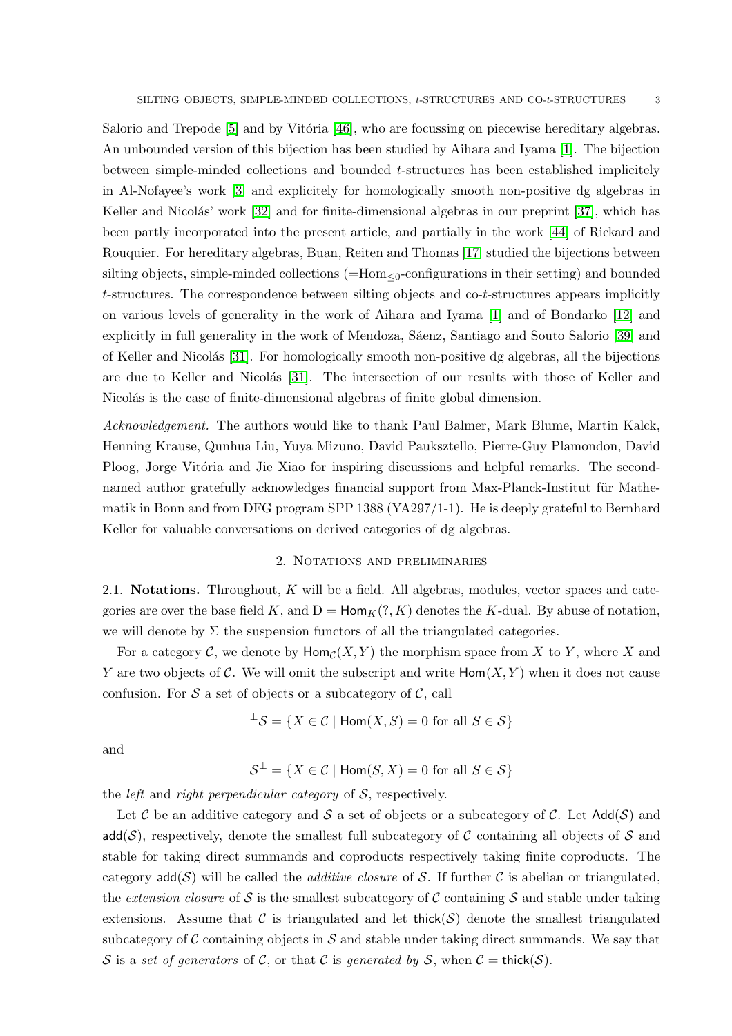Salorio and Trepode [5] and by Vitória [46], who are focussing on piecewise hereditary algebras. An unbounded version of this bijection has been studied by Aihara and Iyama [1]. The bijection between simple-minded collections and bounded $t$-structures has been established implicitely in Al-Nofayee's work [3] and explicitely for homologically smooth non-positive dg algebras in Keller and Nicolás' work [32] and for finite-dimensional algebras in our preprint [37], which has been partly incorporated into the present article, and partially in the work [44] of Rickard and Rouquier. For hereditary algebras, Buan, Reiten and Thomas [17] studied the bijections between silting objects, simple-minded collections (=$\mathrm{Hom}_{\leq 0}$-configurations in their setting) and bounded $t$-structures. The correspondence between silting objects and co-$t$-structures appears implicitly on various levels of generality in the work of Aihara and Iyama [1] and of Bondarko [12] and explicitly in full generality in the work of Mendoza, Sáenz, Santiago and Souto Salorio [39] and of Keller and Nicolás [31]. For homologically smooth non-positive dg algebras, all the bijections are due to Keller and Nicolás [31]. The intersection of our results with those of Keller and Nicolás is the case of finite-dimensional algebras of finite global dimension.

*Acknowledgement.* The authors would like to thank Paul Balmer, Mark Blume, Martin Kalck, Henning Krause, Qunhua Liu, Yuya Mizuno, David Pauksztello, Pierre-Guy Plamondon, David Ploog, Jorge Vitória and Jie Xiao for inspiring discussions and helpful remarks. The second-named author gratefully acknowledges financial support from Max-Planck-Institut für Mathematik in Bonn and from DFG program SPP 1388 (YA297/1-1). He is deeply grateful to Bernhard Keller for valuable conversations on derived categories of dg algebras.

## 2. Notations and preliminaries

2.1. **Notations.** Throughout, $K$ will be a field. All algebras, modules, vector spaces and categories are over the base field $K$, and $\mathrm{D} = \mathsf{Hom}_K(?, K)$ denotes the $K$-dual. By abuse of notation, we will denote by $\Sigma$ the suspension functors of all the triangulated categories.

For a category $\mathcal{C}$, we denote by $\mathsf{Hom}_{\mathcal{C}}(X, Y)$ the morphism space from $X$ to $Y$, where $X$ and $Y$ are two objects of $\mathcal{C}$. We will omit the subscript and write $\mathsf{Hom}(X, Y)$ when it does not cause confusion. For $\mathcal{S}$ a set of objects or a subcategory of $\mathcal{C}$, call

$$^{\perp}\mathcal{S} = \{X \in \mathcal{C} \mid \mathsf{Hom}(X, S) = 0 \text{ for all } S \in \mathcal{S}\}$$

and

$$\mathcal{S}^{\perp} = \{X \in \mathcal{C} \mid \mathsf{Hom}(S, X) = 0 \text{ for all } S \in \mathcal{S}\}$$

the *left* and *right perpendicular category* of $\mathcal{S}$, respectively.

Let $\mathcal{C}$ be an additive category and $\mathcal{S}$ a set of objects or a subcategory of $\mathcal{C}$. Let $\mathsf{Add}(\mathcal{S})$ and $\mathsf{add}(\mathcal{S})$, respectively, denote the smallest full subcategory of $\mathcal{C}$ containing all objects of $\mathcal{S}$ and stable for taking direct summands and coproducts respectively taking finite coproducts. The category $\mathsf{add}(\mathcal{S})$ will be called the *additive closure* of $\mathcal{S}$. If further $\mathcal{C}$ is abelian or triangulated, the *extension closure* of $\mathcal{S}$ is the smallest subcategory of $\mathcal{C}$ containing $\mathcal{S}$ and stable under taking extensions. Assume that $\mathcal{C}$ is triangulated and let $\mathsf{thick}(\mathcal{S})$ denote the smallest triangulated subcategory of $\mathcal{C}$ containing objects in $\mathcal{S}$ and stable under taking direct summands. We say that $\mathcal{S}$ is a *set of generators* of $\mathcal{C}$, or that $\mathcal{C}$ is *generated by* $\mathcal{S}$, when $\mathcal{C} = \mathsf{thick}(\mathcal{S})$.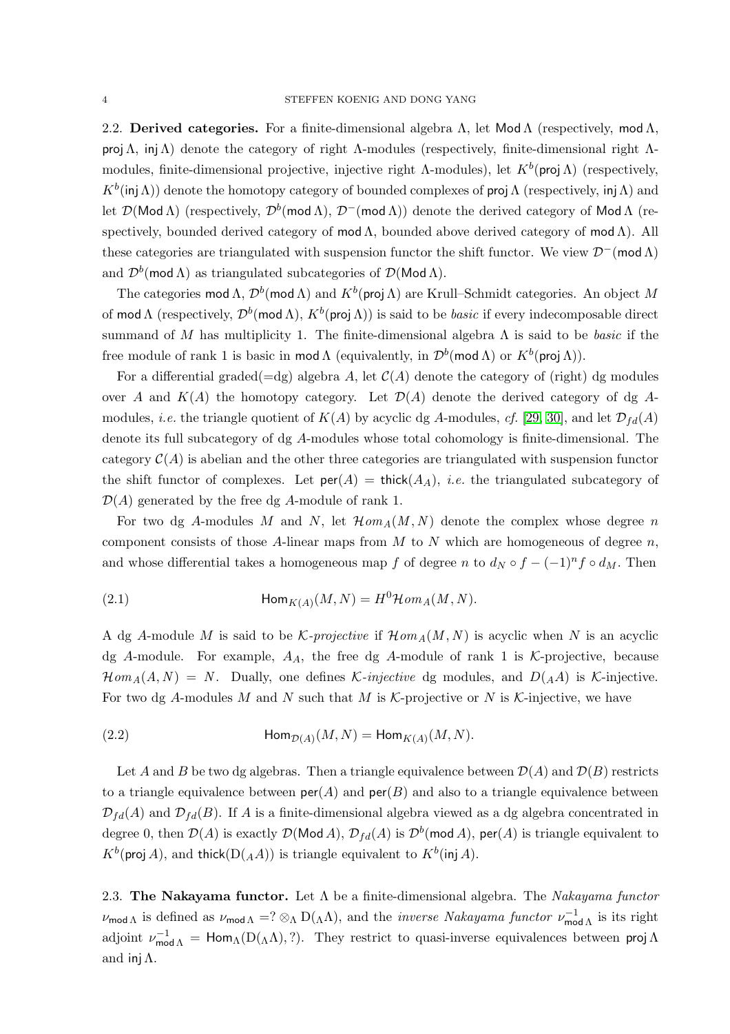**2.2. Derived categories.** For a finite-dimensional algebra $\Lambda$, let $\mathsf{Mod}\,\Lambda$ (respectively, $\mathsf{mod}\,\Lambda$, $\mathsf{proj}\,\Lambda$, $\mathsf{inj}\,\Lambda$) denote the category of right $\Lambda$-modules (respectively, finite-dimensional right $\Lambda$-modules, finite-dimensional projective, injective right $\Lambda$-modules), let $K^b(\mathsf{proj}\,\Lambda)$ (respectively, $K^b(\mathsf{inj}\,\Lambda)$) denote the homotopy category of bounded complexes of $\mathsf{proj}\,\Lambda$ (respectively, $\mathsf{inj}\,\Lambda$) and let $\mathcal{D}(\mathsf{Mod}\,\Lambda)$ (respectively, $\mathcal{D}^b(\mathsf{mod}\,\Lambda)$, $\mathcal{D}^-(\mathsf{mod}\,\Lambda)$) denote the derived category of $\mathsf{Mod}\,\Lambda$ (respectively, bounded derived category of $\mathsf{mod}\,\Lambda$, bounded above derived category of $\mathsf{mod}\,\Lambda$). All these categories are triangulated with suspension functor the shift functor. We view $\mathcal{D}^-(\mathsf{mod}\,\Lambda)$ and $\mathcal{D}^b(\mathsf{mod}\,\Lambda)$ as triangulated subcategories of $\mathcal{D}(\mathsf{Mod}\,\Lambda)$.

The categories $\mathsf{mod}\,\Lambda$, $\mathcal{D}^b(\mathsf{mod}\,\Lambda)$ and $K^b(\mathsf{proj}\,\Lambda)$ are Krull–Schmidt categories. An object $M$ of $\mathsf{mod}\,\Lambda$ (respectively, $\mathcal{D}^b(\mathsf{mod}\,\Lambda)$, $K^b(\mathsf{proj}\,\Lambda)$) is said to be *basic* if every indecomposable direct summand of $M$ has multiplicity 1. The finite-dimensional algebra $\Lambda$ is said to be *basic* if the free module of rank 1 is basic in $\mathsf{mod}\,\Lambda$ (equivalently, in $\mathcal{D}^b(\mathsf{mod}\,\Lambda)$ or $K^b(\mathsf{proj}\,\Lambda)$).

For a differential graded(=dg) algebra $A$, let $\mathcal{C}(A)$ denote the category of (right) dg modules over $A$ and $K(A)$ the homotopy category. Let $\mathcal{D}(A)$ denote the derived category of dg $A$-modules, *i.e.* the triangle quotient of $K(A)$ by acyclic dg $A$-modules, *cf.* [29, 30], and let $\mathcal{D}_{fd}(A)$ denote its full subcategory of dg $A$-modules whose total cohomology is finite-dimensional. The category $\mathcal{C}(A)$ is abelian and the other three categories are triangulated with suspension functor the shift functor of complexes. Let $\mathsf{per}(A) = \mathsf{thick}(A_A)$, *i.e.* the triangulated subcategory of $\mathcal{D}(A)$ generated by the free dg $A$-module of rank 1.

For two dg $A$-modules $M$ and $N$, let $\mathcal{H}om_A(M,N)$ denote the complex whose degree $n$ component consists of those $A$-linear maps from $M$ to $N$ which are homogeneous of degree $n$, and whose differential takes a homogeneous map $f$ of degree $n$ to $d_N \circ f - (-1)^n f \circ d_M$. Then

$$\mathsf{Hom}_{K(A)}(M,N) = H^0\mathcal{H}om_A(M,N). \tag{2.1}$$

A dg $A$-module $M$ is said to be *$\mathcal{K}$-projective* if $\mathcal{H}om_A(M,N)$ is acyclic when $N$ is an acyclic dg $A$-module. For example, $A_A$, the free dg $A$-module of rank 1 is $\mathcal{K}$-projective, because $\mathcal{H}om_A(A,N) = N$. Dually, one defines *$\mathcal{K}$-injective* dg modules, and $D({}_AA)$ is $\mathcal{K}$-injective. For two dg $A$-modules $M$ and $N$ such that $M$ is $\mathcal{K}$-projective or $N$ is $\mathcal{K}$-injective, we have

$$\mathsf{Hom}_{\mathcal{D}(A)}(M,N) = \mathsf{Hom}_{K(A)}(M,N). \tag{2.2}$$

Let $A$ and $B$ be two dg algebras. Then a triangle equivalence between $\mathcal{D}(A)$ and $\mathcal{D}(B)$ restricts to a triangle equivalence between $\mathsf{per}(A)$ and $\mathsf{per}(B)$ and also to a triangle equivalence between $\mathcal{D}_{fd}(A)$ and $\mathcal{D}_{fd}(B)$. If $A$ is a finite-dimensional algebra viewed as a dg algebra concentrated in degree 0, then $\mathcal{D}(A)$ is exactly $\mathcal{D}(\mathsf{Mod}\,A)$, $\mathcal{D}_{fd}(A)$ is $\mathcal{D}^b(\mathsf{mod}\,A)$, $\mathsf{per}(A)$ is triangle equivalent to $K^b(\mathsf{proj}\,A)$, and $\mathsf{thick}(\mathrm{D}({}_AA))$ is triangle equivalent to $K^b(\mathsf{inj}\,A)$.

**2.3. The Nakayama functor.** Let $\Lambda$ be a finite-dimensional algebra. The *Nakayama functor* $\nu_{\mathsf{mod}\,\Lambda}$ is defined as $\nu_{\mathsf{mod}\,\Lambda} = ? \otimes_\Lambda \mathrm{D}({}_\Lambda\Lambda)$, and the *inverse Nakayama functor* $\nu^{-1}_{\mathsf{mod}\,\Lambda}$ is its right adjoint $\nu^{-1}_{\mathsf{mod}\,\Lambda} = \mathsf{Hom}_\Lambda(\mathrm{D}({}_\Lambda\Lambda), ?)$. They restrict to quasi-inverse equivalences between $\mathsf{proj}\,\Lambda$ and $\mathsf{inj}\,\Lambda$.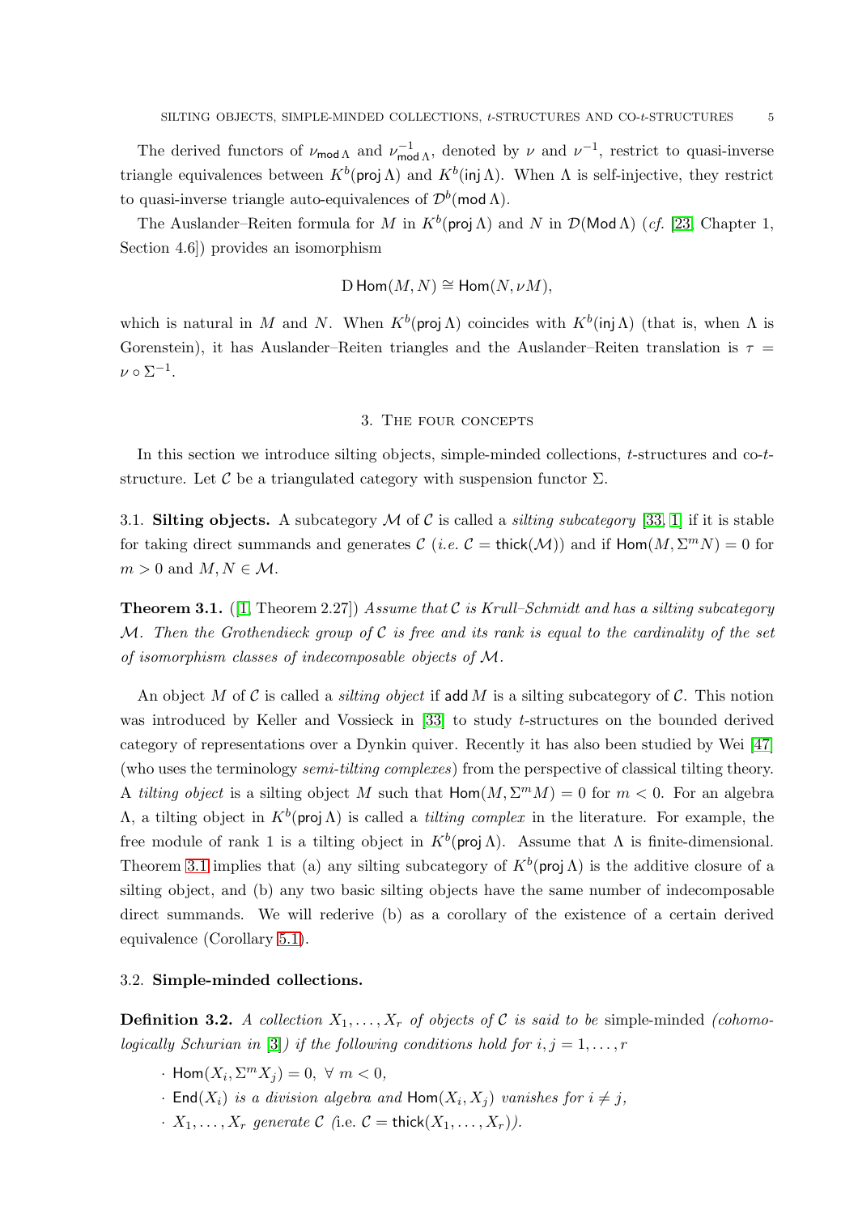The derived functors of $\nu_{\mathsf{mod}\,\Lambda}$ and $\nu^{-1}_{\mathsf{mod}\,\Lambda}$, denoted by $\nu$ and $\nu^{-1}$, restrict to quasi-inverse triangle equivalences between $K^b(\mathsf{proj}\,\Lambda)$ and $K^b(\mathsf{inj}\,\Lambda)$. When $\Lambda$ is self-injective, they restrict to quasi-inverse triangle auto-equivalences of $\mathcal{D}^b(\mathsf{mod}\,\Lambda)$.

The Auslander–Reiten formula for $M$ in $K^b(\mathsf{proj}\,\Lambda)$ and $N$ in $\mathcal{D}(\mathsf{Mod}\,\Lambda)$ (*cf.* [23, Chapter 1, Section 4.6]) provides an isomorphism

$$\mathrm{D}\,\mathsf{Hom}(M,N) \cong \mathsf{Hom}(N, \nu M),$$

which is natural in $M$ and $N$. When $K^b(\mathsf{proj}\,\Lambda)$ coincides with $K^b(\mathsf{inj}\,\Lambda)$ (that is, when $\Lambda$ is Gorenstein), it has Auslander–Reiten triangles and the Auslander–Reiten translation is $\tau = \nu \circ \Sigma^{-1}$.

## 3. The four concepts

In this section we introduce silting objects, simple-minded collections, $t$-structures and co-$t$-structure. Let $\mathcal{C}$ be a triangulated category with suspension functor $\Sigma$.

### 3.1. Silting objects.

A subcategory $\mathcal{M}$ of $\mathcal{C}$ is called a *silting subcategory* [33, 1] if it is stable for taking direct summands and generates $\mathcal{C}$ (*i.e.* $\mathcal{C} = \mathsf{thick}(\mathcal{M})$) and if $\mathsf{Hom}(M, \Sigma^m N) = 0$ for $m > 0$ and $M, N \in \mathcal{M}$.

**Theorem 3.1.** ([1, Theorem 2.27]) *Assume that $\mathcal{C}$ is Krull–Schmidt and has a silting subcategory $\mathcal{M}$. Then the Grothendieck group of $\mathcal{C}$ is free and its rank is equal to the cardinality of the set of isomorphism classes of indecomposable objects of $\mathcal{M}$.*

An object $M$ of $\mathcal{C}$ is called a *silting object* if $\mathsf{add}\,M$ is a silting subcategory of $\mathcal{C}$. This notion was introduced by Keller and Vossieck in [33] to study $t$-structures on the bounded derived category of representations over a Dynkin quiver. Recently it has also been studied by Wei [47] (who uses the terminology *semi-tilting complexes*) from the perspective of classical tilting theory. A *tilting object* is a silting object $M$ such that $\mathsf{Hom}(M, \Sigma^m M) = 0$ for $m < 0$. For an algebra $\Lambda$, a tilting object in $K^b(\mathsf{proj}\,\Lambda)$ is called a *tilting complex* in the literature. For example, the free module of rank 1 is a tilting object in $K^b(\mathsf{proj}\,\Lambda)$. Assume that $\Lambda$ is finite-dimensional. Theorem 3.1 implies that (a) any silting subcategory of $K^b(\mathsf{proj}\,\Lambda)$ is the additive closure of a silting object, and (b) any two basic silting objects have the same number of indecomposable direct summands. We will rederive (b) as a corollary of the existence of a certain derived equivalence (Corollary 5.1).

### 3.2. Simple-minded collections.

**Definition 3.2.** *A collection $X_1, \ldots, X_r$ of objects of $\mathcal{C}$ is said to be* simple-minded *(cohomologically Schurian in [3]) if the following conditions hold for $i, j = 1, \ldots, r$*

- $\mathsf{Hom}(X_i, \Sigma^m X_j) = 0, \ \forall\ m < 0,$
- $\mathsf{End}(X_i)$ *is a division algebra and* $\mathsf{Hom}(X_i, X_j)$ *vanishes for* $i \neq j$,
- $X_1, \ldots, X_r$ *generate* $\mathcal{C}$ *(*i.e. $\mathcal{C} = \mathsf{thick}(X_1, \ldots, X_r)$*).*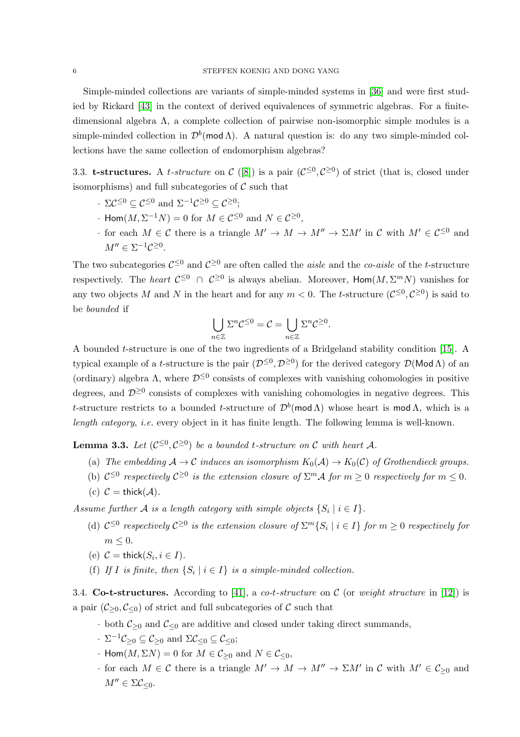Simple-minded collections are variants of simple-minded systems in [36] and were first studied by Rickard [43] in the context of derived equivalences of symmetric algebras. For a finite-dimensional algebra $\Lambda$, a complete collection of pairwise non-isomorphic simple modules is a simple-minded collection in $\mathcal{D}^b(\mathsf{mod}\,\Lambda)$. A natural question is: do any two simple-minded collections have the same collection of endomorphism algebras?

3.3. **t-structures.** A *t-structure* on $\mathcal{C}$ ([8]) is a pair $(\mathcal{C}^{\leq 0}, \mathcal{C}^{\geq 0})$ of strict (that is, closed under isomorphisms) and full subcategories of $\mathcal{C}$ such that

- $\Sigma\mathcal{C}^{\leq 0} \subseteq \mathcal{C}^{\leq 0}$ and $\Sigma^{-1}\mathcal{C}^{\geq 0} \subseteq \mathcal{C}^{\geq 0}$;
- $\mathsf{Hom}(M, \Sigma^{-1}N) = 0$ for $M \in \mathcal{C}^{\leq 0}$ and $N \in \mathcal{C}^{\geq 0}$,
- for each $M \in \mathcal{C}$ there is a triangle $M' \to M \to M'' \to \Sigma M'$ in $\mathcal{C}$ with $M' \in \mathcal{C}^{\leq 0}$ and $M'' \in \Sigma^{-1}\mathcal{C}^{\geq 0}$.

The two subcategories $\mathcal{C}^{\leq 0}$ and $\mathcal{C}^{\geq 0}$ are often called the *aisle* and the *co-aisle* of the $t$-structure respectively. The *heart* $\mathcal{C}^{\leq 0} \cap \mathcal{C}^{\geq 0}$ is always abelian. Moreover, $\mathsf{Hom}(M, \Sigma^m N)$ vanishes for any two objects $M$ and $N$ in the heart and for any $m < 0$. The $t$-structure $(\mathcal{C}^{\leq 0}, \mathcal{C}^{\geq 0})$ is said to be *bounded* if

$$\bigcup_{n\in\mathbb{Z}} \Sigma^n \mathcal{C}^{\leq 0} = \mathcal{C} = \bigcup_{n\in\mathbb{Z}} \Sigma^n \mathcal{C}^{\geq 0}.$$

A bounded $t$-structure is one of the two ingredients of a Bridgeland stability condition [15]. A typical example of a $t$-structure is the pair $(\mathcal{D}^{\leq 0}, \mathcal{D}^{\geq 0})$ for the derived category $\mathcal{D}(\mathsf{Mod}\,\Lambda)$ of an (ordinary) algebra $\Lambda$, where $\mathcal{D}^{\leq 0}$ consists of complexes with vanishing cohomologies in positive degrees, and $\mathcal{D}^{\geq 0}$ consists of complexes with vanishing cohomologies in negative degrees. This $t$-structure restricts to a bounded $t$-structure of $\mathcal{D}^b(\mathsf{mod}\,\Lambda)$ whose heart is $\mathsf{mod}\,\Lambda$, which is a *length category*, *i.e.* every object in it has finite length. The following lemma is well-known.

**Lemma 3.3.** *Let $(\mathcal{C}^{\leq 0}, \mathcal{C}^{\geq 0})$ be a bounded $t$-structure on $\mathcal{C}$ with heart $\mathcal{A}$.*

(a) *The embedding $\mathcal{A} \to \mathcal{C}$ induces an isomorphism $K_0(\mathcal{A}) \to K_0(\mathcal{C})$ of Grothendieck groups.*
(b) *$\mathcal{C}^{\leq 0}$ respectively $\mathcal{C}^{\geq 0}$ is the extension closure of $\Sigma^m\mathcal{A}$ for $m \geq 0$ respectively for $m \leq 0$.*
(c) *$\mathcal{C} = \mathsf{thick}(\mathcal{A})$.*

*Assume further $\mathcal{A}$ is a length category with simple objects $\{S_i \mid i \in I\}$.*

(d) *$\mathcal{C}^{\leq 0}$ respectively $\mathcal{C}^{\geq 0}$ is the extension closure of $\Sigma^m\{S_i \mid i \in I\}$ for $m \geq 0$ respectively for $m \leq 0$.*
(e) *$\mathcal{C} = \mathsf{thick}(S_i, i \in I)$.*
(f) *If $I$ is finite, then $\{S_i \mid i \in I\}$ is a simple-minded collection.*

3.4. **Co-t-structures.** According to [41], a *co-t-structure* on $\mathcal{C}$ (or *weight structure* in [12]) is a pair $(\mathcal{C}_{\geq 0}, \mathcal{C}_{\leq 0})$ of strict and full subcategories of $\mathcal{C}$ such that

- both $\mathcal{C}_{\geq 0}$ and $\mathcal{C}_{\leq 0}$ are additive and closed under taking direct summands,
- $\Sigma^{-1}\mathcal{C}_{\geq 0} \subseteq \mathcal{C}_{\geq 0}$ and $\Sigma\mathcal{C}_{\leq 0} \subseteq \mathcal{C}_{\leq 0}$;
- $\mathsf{Hom}(M, \Sigma N) = 0$ for $M \in \mathcal{C}_{\geq 0}$ and $N \in \mathcal{C}_{\leq 0}$,
- for each $M \in \mathcal{C}$ there is a triangle $M' \to M \to M'' \to \Sigma M'$ in $\mathcal{C}$ with $M' \in \mathcal{C}_{\geq 0}$ and $M'' \in \Sigma\mathcal{C}_{\leq 0}$.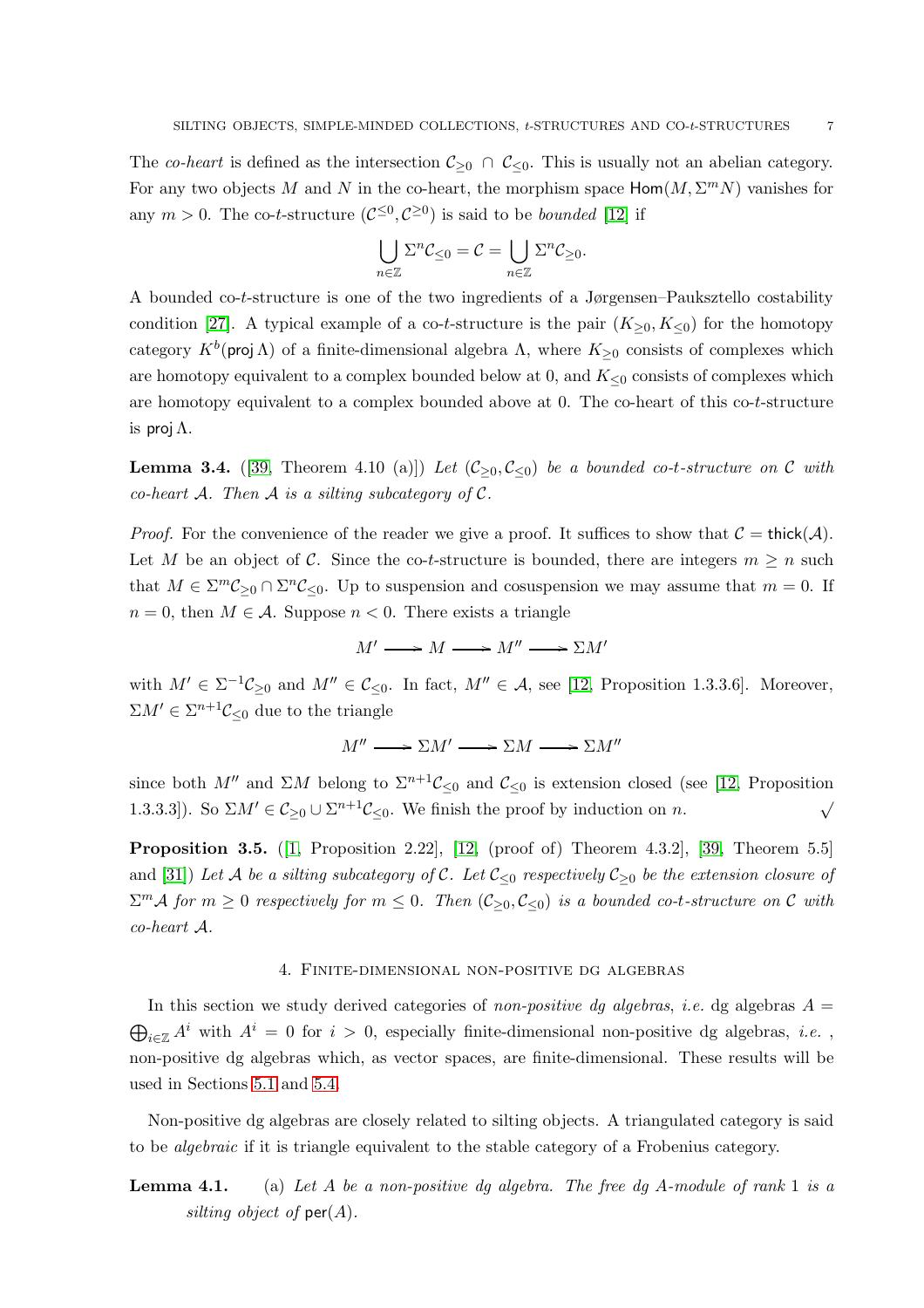The *co-heart* is defined as the intersection $\mathcal{C}_{\geq 0} \cap \mathcal{C}_{\leq 0}$. This is usually not an abelian category. For any two objects $M$ and $N$ in the co-heart, the morphism space $\mathsf{Hom}(M, \Sigma^m N)$ vanishes for any $m > 0$. The co-$t$-structure $(\mathcal{C}^{\leq 0}, \mathcal{C}^{\geq 0})$ is said to be *bounded* [12] if

$$\bigcup_{n\in\mathbb{Z}} \Sigma^n \mathcal{C}_{\leq 0} = \mathcal{C} = \bigcup_{n\in\mathbb{Z}} \Sigma^n \mathcal{C}_{\geq 0}.$$

A bounded co-$t$-structure is one of the two ingredients of a Jørgensen–Pauksztello costability condition [27]. A typical example of a co-$t$-structure is the pair $(K_{\geq 0}, K_{\leq 0})$ for the homotopy category $K^b(\mathsf{proj}\,\Lambda)$ of a finite-dimensional algebra $\Lambda$, where $K_{\geq 0}$ consists of complexes which are homotopy equivalent to a complex bounded below at 0, and $K_{\leq 0}$ consists of complexes which are homotopy equivalent to a complex bounded above at 0. The co-heart of this co-$t$-structure is $\mathsf{proj}\,\Lambda$.

**Lemma 3.4.** ([39, Theorem 4.10 (a)]) *Let $(\mathcal{C}_{\geq 0}, \mathcal{C}_{\leq 0})$ be a bounded co-$t$-structure on $\mathcal{C}$ with co-heart $\mathcal{A}$. Then $\mathcal{A}$ is a silting subcategory of $\mathcal{C}$.*

*Proof.* For the convenience of the reader we give a proof. It suffices to show that $\mathcal{C} = \mathsf{thick}(\mathcal{A})$. Let $M$ be an object of $\mathcal{C}$. Since the co-$t$-structure is bounded, there are integers $m \geq n$ such that $M \in \Sigma^m \mathcal{C}_{\geq 0} \cap \Sigma^n \mathcal{C}_{\leq 0}$. Up to suspension and cosuspension we may assume that $m = 0$. If $n = 0$, then $M \in \mathcal{A}$. Suppose $n < 0$. There exists a triangle

$$M' \longrightarrow M \longrightarrow M'' \longrightarrow \Sigma M'$$

with $M' \in \Sigma^{-1}\mathcal{C}_{\geq 0}$ and $M'' \in \mathcal{C}_{\leq 0}$. In fact, $M'' \in \mathcal{A}$, see [12, Proposition 1.3.3.6]. Moreover, $\Sigma M' \in \Sigma^{n+1}\mathcal{C}_{\leq 0}$ due to the triangle

$$M'' \longrightarrow \Sigma M' \longrightarrow \Sigma M \longrightarrow \Sigma M''$$

since both $M''$ and $\Sigma M$ belong to $\Sigma^{n+1}\mathcal{C}_{\leq 0}$ and $\mathcal{C}_{\leq 0}$ is extension closed (see [12, Proposition 1.3.3.3]). So $\Sigma M' \in \mathcal{C}_{\geq 0} \cup \Sigma^{n+1}\mathcal{C}_{\leq 0}$. We finish the proof by induction on $n$. $\surd$

**Proposition 3.5.** ([1, Proposition 2.22], [12, (proof of) Theorem 4.3.2], [39, Theorem 5.5] and [31]) *Let $\mathcal{A}$ be a silting subcategory of $\mathcal{C}$. Let $\mathcal{C}_{\leq 0}$ respectively $\mathcal{C}_{\geq 0}$ be the extension closure of $\Sigma^m\mathcal{A}$ for $m \geq 0$ respectively for $m \leq 0$. Then $(\mathcal{C}_{\geq 0}, \mathcal{C}_{\leq 0})$ is a bounded co-$t$-structure on $\mathcal{C}$ with co-heart $\mathcal{A}$.*

## 4. Finite-dimensional non-positive dg algebras

In this section we study derived categories of *non-positive dg algebras*, *i.e.* dg algebras $A = \bigoplus_{i\in\mathbb{Z}} A^i$ with $A^i = 0$ for $i > 0$, especially finite-dimensional non-positive dg algebras, *i.e.* , non-positive dg algebras which, as vector spaces, are finite-dimensional. These results will be used in Sections 5.1 and 5.4.

Non-positive dg algebras are closely related to silting objects. A triangulated category is said to be *algebraic* if it is triangle equivalent to the stable category of a Frobenius category.

**Lemma 4.1.** (a) *Let $A$ be a non-positive dg algebra. The free dg $A$-module of rank 1 is a silting object of $\mathsf{per}(A)$.*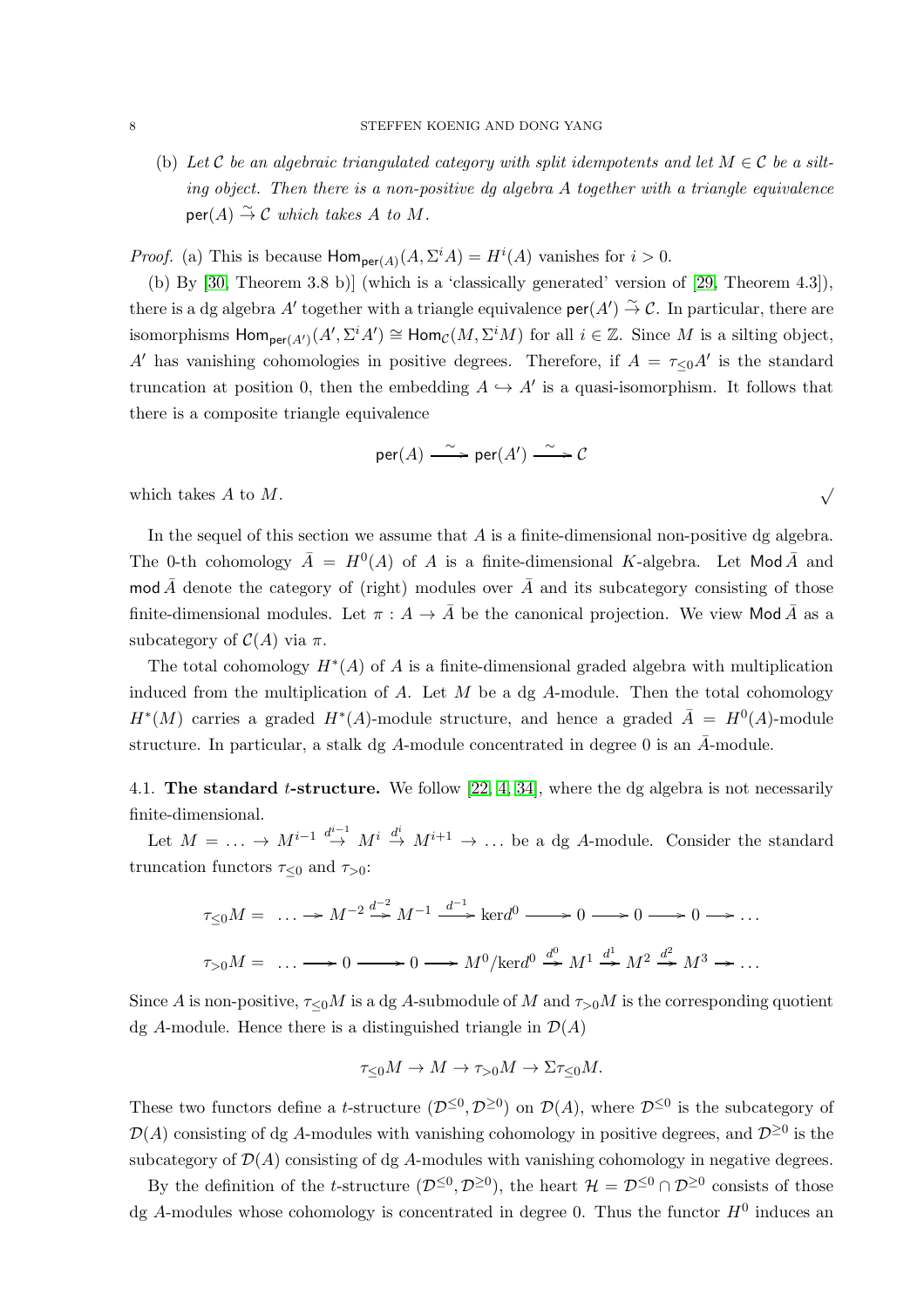(b) *Let $\mathcal{C}$ be an algebraic triangulated category with split idempotents and let $M \in \mathcal{C}$ be a silting object. Then there is a non-positive dg algebra $A$ together with a triangle equivalence $\mathsf{per}(A) \xrightarrow{\sim} \mathcal{C}$ which takes $A$ to $M$.*

*Proof.* (a) This is because $\mathsf{Hom}_{\mathsf{per}(A)}(A, \Sigma^i A) = H^i(A)$ vanishes for $i > 0$.

(b) By [30, Theorem 3.8 b)] (which is a 'classically generated' version of [29, Theorem 4.3]), there is a dg algebra $A'$ together with a triangle equivalence $\mathsf{per}(A') \xrightarrow{\sim} \mathcal{C}$. In particular, there are isomorphisms $\mathsf{Hom}_{\mathsf{per}(A')}(A', \Sigma^i A') \cong \mathsf{Hom}_{\mathcal{C}}(M, \Sigma^i M)$ for all $i \in \mathbb{Z}$. Since $M$ is a silting object, $A'$ has vanishing cohomologies in positive degrees. Therefore, if $A = \tau_{\leq 0} A'$ is the standard truncation at position 0, then the embedding $A \hookrightarrow A'$ is a quasi-isomorphism. It follows that there is a composite triangle equivalence

$$\mathsf{per}(A) \xrightarrow{\sim} \mathsf{per}(A') \xrightarrow{\sim} \mathcal{C}$$

which takes $A$ to $M$. $\surd$

In the sequel of this section we assume that $A$ is a finite-dimensional non-positive dg algebra. The 0-th cohomology $\bar{A} = H^0(A)$ of $A$ is a finite-dimensional $K$-algebra. Let $\mathsf{Mod}\,\bar{A}$ and $\mathsf{mod}\,\bar{A}$ denote the category of (right) modules over $\bar{A}$ and its subcategory consisting of those finite-dimensional modules. Let $\pi : A \to \bar{A}$ be the canonical projection. We view $\mathsf{Mod}\,\bar{A}$ as a subcategory of $\mathcal{C}(A)$ via $\pi$.

The total cohomology $H^*(A)$ of $A$ is a finite-dimensional graded algebra with multiplication induced from the multiplication of $A$. Let $M$ be a dg $A$-module. Then the total cohomology $H^*(M)$ carries a graded $H^*(A)$-module structure, and hence a graded $\bar{A} = H^0(A)$-module structure. In particular, a stalk dg $A$-module concentrated in degree 0 is an $\bar{A}$-module.

**4.1. The standard $t$-structure.** We follow [22, 4, 34], where the dg algebra is not necessarily finite-dimensional.

Let $M = \ldots \to M^{i-1} \xrightarrow{d^{i-1}} M^i \xrightarrow{d^i} M^{i+1} \to \ldots$ be a dg $A$-module. Consider the standard truncation functors $\tau_{\leq 0}$ and $\tau_{>0}$:

$$\tau_{\leq 0} M = \ \ldots \to M^{-2} \xrightarrow{d^{-2}} M^{-1} \xrightarrow{d^{-1}} \ker d^0 \longrightarrow 0 \longrightarrow 0 \longrightarrow 0 \longrightarrow \ldots$$

$$\tau_{>0} M = \ \ldots \longrightarrow 0 \longrightarrow 0 \longrightarrow M^0/\ker d^0 \xrightarrow{d^0} M^1 \xrightarrow{d^1} M^2 \xrightarrow{d^2} M^3 \to \ldots$$

Since $A$ is non-positive, $\tau_{\leq 0} M$ is a dg $A$-submodule of $M$ and $\tau_{>0} M$ is the corresponding quotient dg $A$-module. Hence there is a distinguished triangle in $\mathcal{D}(A)$

$$\tau_{\leq 0} M \to M \to \tau_{>0} M \to \Sigma \tau_{\leq 0} M.$$

These two functors define a $t$-structure $(\mathcal{D}^{\leq 0}, \mathcal{D}^{\geq 0})$ on $\mathcal{D}(A)$, where $\mathcal{D}^{\leq 0}$ is the subcategory of $\mathcal{D}(A)$ consisting of dg $A$-modules with vanishing cohomology in positive degrees, and $\mathcal{D}^{\geq 0}$ is the subcategory of $\mathcal{D}(A)$ consisting of dg $A$-modules with vanishing cohomology in negative degrees.

By the definition of the $t$-structure $(\mathcal{D}^{\leq 0}, \mathcal{D}^{\geq 0})$, the heart $\mathcal{H} = \mathcal{D}^{\leq 0} \cap \mathcal{D}^{\geq 0}$ consists of those dg $A$-modules whose cohomology is concentrated in degree 0. Thus the functor $H^0$ induces an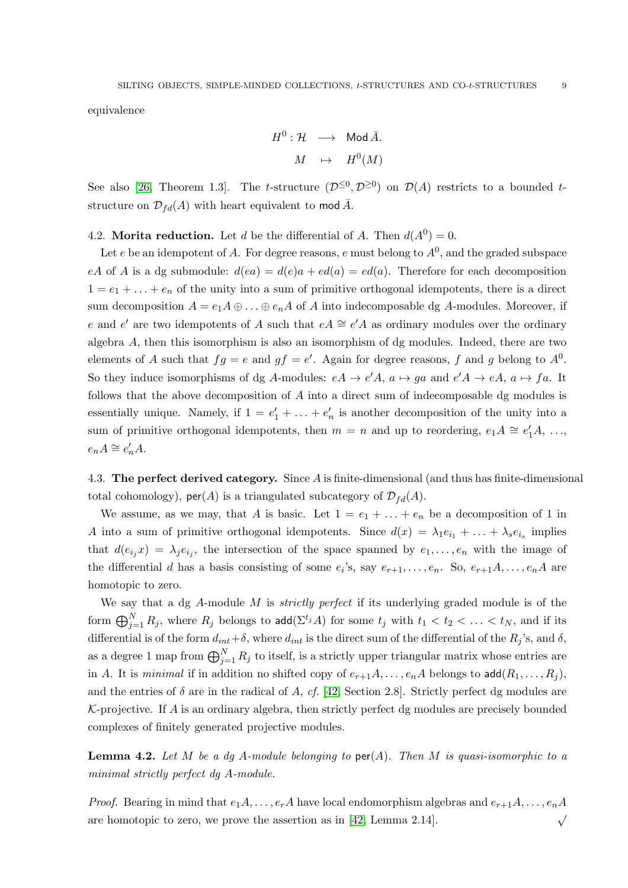equivalence

$$\begin{aligned} H^0 : \mathcal{H} &\longrightarrow \mathsf{Mod}\,\bar{A}. \\ M &\mapsto H^0(M) \end{aligned}$$

See also [26, Theorem 1.3]. The $t$-structure $(\mathcal{D}^{\leq 0}, \mathcal{D}^{\geq 0})$ on $\mathcal{D}(A)$ restricts to a bounded $t$-structure on $\mathcal{D}_{fd}(A)$ with heart equivalent to $\mathsf{mod}\,\bar{A}$.

**4.2. Morita reduction.** Let $d$ be the differential of $A$. Then $d(A^0) = 0$.

Let $e$ be an idempotent of $A$. For degree reasons, $e$ must belong to $A^0$, and the graded subspace $eA$ of $A$ is a dg submodule: $d(ea) = d(e)a + ed(a) = ed(a)$. Therefore for each decomposition $1 = e_1 + \ldots + e_n$ of the unity into a sum of primitive orthogonal idempotents, there is a direct sum decomposition $A = e_1A \oplus \ldots \oplus e_nA$ of $A$ into indecomposable dg $A$-modules. Moreover, if $e$ and $e'$ are two idempotents of $A$ such that $eA \cong e'A$ as ordinary modules over the ordinary algebra $A$, then this isomorphism is also an isomorphism of dg modules. Indeed, there are two elements of $A$ such that $fg = e$ and $gf = e'$. Again for degree reasons, $f$ and $g$ belong to $A^0$. So they induce isomorphisms of dg $A$-modules: $eA \to e'A$, $a \mapsto ga$ and $e'A \to eA$, $a \mapsto fa$. It follows that the above decomposition of $A$ into a direct sum of indecomposable dg modules is essentially unique. Namely, if $1 = e'_1 + \ldots + e'_n$ is another decomposition of the unity into a sum of primitive orthogonal idempotents, then $m = n$ and up to reordering, $e_1A \cong e'_1A$, $\ldots$, $e_nA \cong e'_nA$.

**4.3. The perfect derived category.** Since $A$ is finite-dimensional (and thus has finite-dimensional total cohomology), $\mathsf{per}(A)$ is a triangulated subcategory of $\mathcal{D}_{fd}(A)$.

We assume, as we may, that $A$ is basic. Let $1 = e_1 + \ldots + e_n$ be a decomposition of 1 in $A$ into a sum of primitive orthogonal idempotents. Since $d(x) = \lambda_1 e_{i_1} + \ldots + \lambda_s e_{i_s}$ implies that $d(e_{i_j}x) = \lambda_j e_{i_j}$, the intersection of the space spanned by $e_1, \ldots, e_n$ with the image of the differential $d$ has a basis consisting of some $e_i$'s, say $e_{r+1}, \ldots, e_n$. So, $e_{r+1}A, \ldots, e_nA$ are homotopic to zero.

We say that a dg $A$-module $M$ is *strictly perfect* if its underlying graded module is of the form $\bigoplus_{j=1}^{N} R_j$, where $R_j$ belongs to $\mathsf{add}(\Sigma^{t_j}A)$ for some $t_j$ with $t_1 < t_2 < \ldots < t_N$, and if its differential is of the form $d_{int} + \delta$, where $d_{int}$ is the direct sum of the differential of the $R_j$'s, and $\delta$, as a degree 1 map from $\bigoplus_{j=1}^{N} R_j$ to itself, is a strictly upper triangular matrix whose entries are in $A$. It is *minimal* if in addition no shifted copy of $e_{r+1}A, \ldots, e_nA$ belongs to $\mathsf{add}(R_1, \ldots, R_j)$, and the entries of $\delta$ are in the radical of $A$, *cf.* [42, Section 2.8]. Strictly perfect dg modules are $\mathcal{K}$-projective. If $A$ is an ordinary algebra, then strictly perfect dg modules are precisely bounded complexes of finitely generated projective modules.

**Lemma 4.2.** *Let $M$ be a dg $A$-module belonging to $\mathsf{per}(A)$. Then $M$ is quasi-isomorphic to a minimal strictly perfect dg $A$-module.*

*Proof.* Bearing in mind that $e_1A, \ldots, e_rA$ have local endomorphism algebras and $e_{r+1}A, \ldots, e_nA$ are homotopic to zero, we prove the assertion as in [42, Lemma 2.14]. $\surd$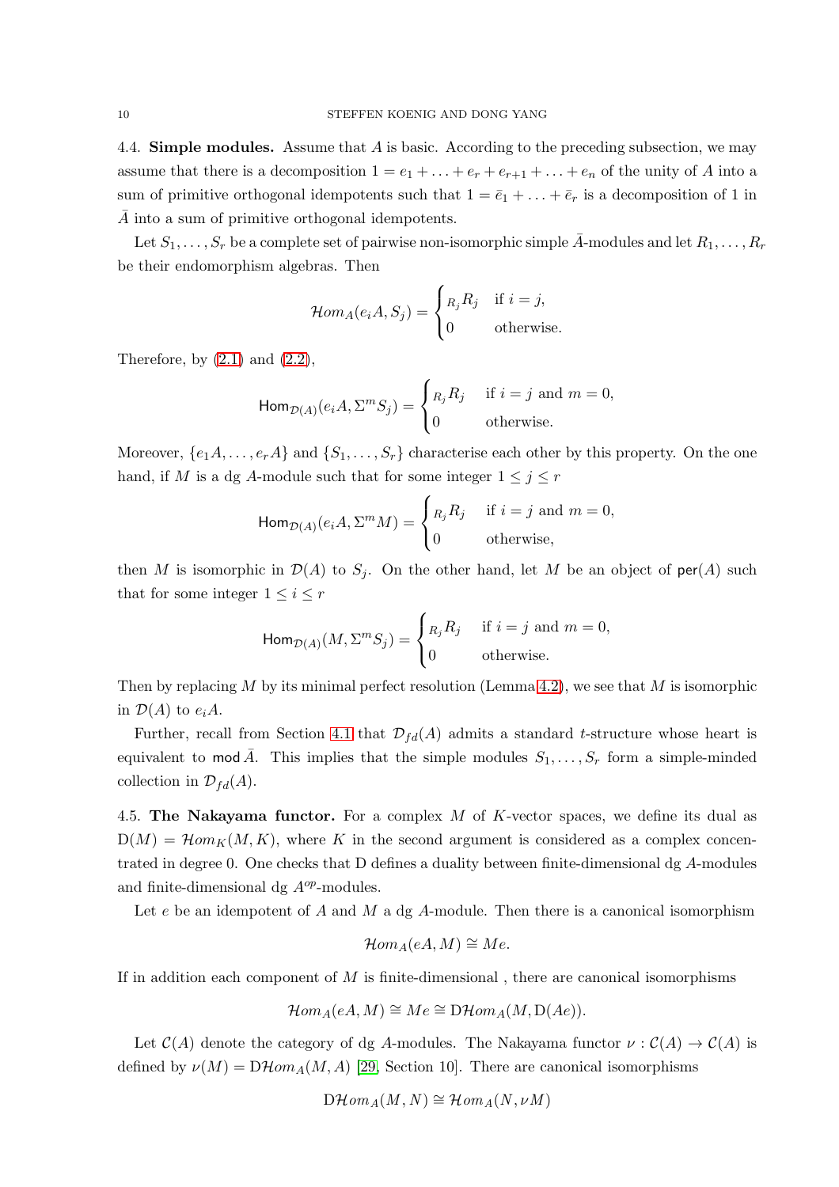4.4. **Simple modules.** Assume that $A$ is basic. According to the preceding subsection, we may assume that there is a decomposition $1 = e_1 + \ldots + e_r + e_{r+1} + \ldots + e_n$ of the unity of $A$ into a sum of primitive orthogonal idempotents such that $1 = \bar{e}_1 + \ldots + \bar{e}_r$ is a decomposition of 1 in $\bar{A}$ into a sum of primitive orthogonal idempotents.

Let $S_1, \ldots, S_r$ be a complete set of pairwise non-isomorphic simple $\bar{A}$-modules and let $R_1, \ldots, R_r$ be their endomorphism algebras. Then

$$\mathcal{H}om_A(e_iA, S_j) = \begin{cases} {}_{R_j}R_j & \text{if } i = j, \\ 0 & \text{otherwise.} \end{cases}$$

Therefore, by (2.1) and (2.2),

$$\mathsf{Hom}_{\mathcal{D}(A)}(e_iA, \Sigma^m S_j) = \begin{cases} {}_{R_j}R_j & \text{if } i = j \text{ and } m = 0, \\ 0 & \text{otherwise.} \end{cases}$$

Moreover, $\{e_1A, \ldots, e_rA\}$ and $\{S_1, \ldots, S_r\}$ characterise each other by this property. On the one hand, if $M$ is a dg $A$-module such that for some integer $1 \leq j \leq r$

$$\mathsf{Hom}_{\mathcal{D}(A)}(e_iA, \Sigma^m M) = \begin{cases} {}_{R_j}R_j & \text{if } i = j \text{ and } m = 0, \\ 0 & \text{otherwise,} \end{cases}$$

then $M$ is isomorphic in $\mathcal{D}(A)$ to $S_j$. On the other hand, let $M$ be an object of $\mathsf{per}(A)$ such that for some integer $1 \leq i \leq r$

$$\mathsf{Hom}_{\mathcal{D}(A)}(M, \Sigma^m S_j) = \begin{cases} {}_{R_j}R_j & \text{if } i = j \text{ and } m = 0, \\ 0 & \text{otherwise.} \end{cases}$$

Then by replacing $M$ by its minimal perfect resolution (Lemma 4.2), we see that $M$ is isomorphic in $\mathcal{D}(A)$ to $e_iA$.

Further, recall from Section 4.1 that $\mathcal{D}_{fd}(A)$ admits a standard $t$-structure whose heart is equivalent to $\mathsf{mod}\,\bar{A}$. This implies that the simple modules $S_1, \ldots, S_r$ form a simple-minded collection in $\mathcal{D}_{fd}(A)$.

4.5. **The Nakayama functor.** For a complex $M$ of $K$-vector spaces, we define its dual as $\mathrm{D}(M) = \mathcal{H}om_K(M, K)$, where $K$ in the second argument is considered as a complex concentrated in degree 0. One checks that D defines a duality between finite-dimensional dg $A$-modules and finite-dimensional dg $A^{op}$-modules.

Let $e$ be an idempotent of $A$ and $M$ a dg $A$-module. Then there is a canonical isomorphism

$$\mathcal{H}om_A(eA, M) \cong Me.$$

If in addition each component of $M$ is finite-dimensional , there are canonical isomorphisms

$$\mathcal{H}om_A(eA, M) \cong Me \cong \mathrm{D}\mathcal{H}om_A(M, \mathrm{D}(Ae)).$$

Let $\mathcal{C}(A)$ denote the category of dg $A$-modules. The Nakayama functor $\nu : \mathcal{C}(A) \to \mathcal{C}(A)$ is defined by $\nu(M) = \mathrm{D}\mathcal{H}om_A(M, A)$ [29, Section 10]. There are canonical isomorphisms

$$\mathrm{D}\mathcal{H}om_A(M, N) \cong \mathcal{H}om_A(N, \nu M)$$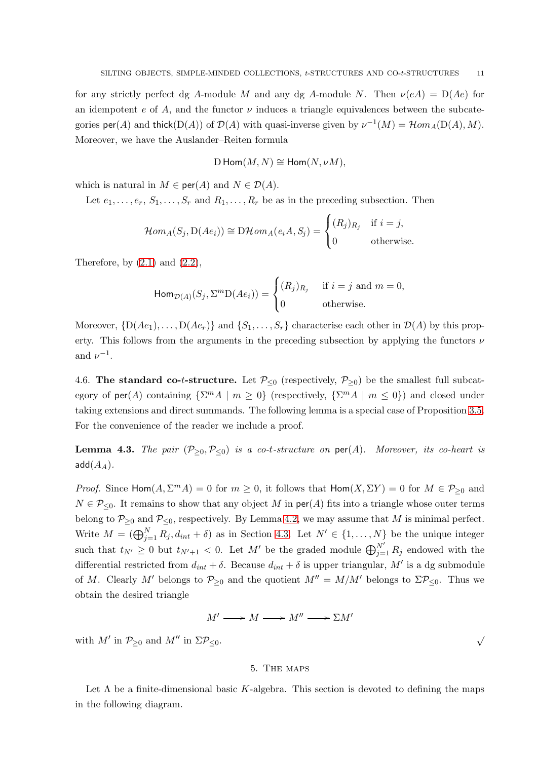for any strictly perfect dg $A$-module $M$ and any dg $A$-module $N$. Then $\nu(eA) = \mathrm{D}(Ae)$ for an idempotent $e$ of $A$, and the functor $\nu$ induces a triangle equivalences between the subcategories $\mathsf{per}(A)$ and $\mathsf{thick}(\mathrm{D}(A))$ of $\mathcal{D}(A)$ with quasi-inverse given by $\nu^{-1}(M) = \mathcal{H}om_A(\mathrm{D}(A), M)$. Moreover, we have the Auslander–Reiten formula

$$\mathrm{D}\,\mathsf{Hom}(M, N) \cong \mathsf{Hom}(N, \nu M),$$

which is natural in $M \in \mathsf{per}(A)$ and $N \in \mathcal{D}(A)$.

Let $e_1, \ldots, e_r$, $S_1, \ldots, S_r$ and $R_1, \ldots, R_r$ be as in the preceding subsection. Then

$$\mathcal{H}om_A(S_j, \mathrm{D}(Ae_i)) \cong \mathrm{D}\mathcal{H}om_A(e_iA, S_j) = \begin{cases} (R_j)_{R_j} & \text{if } i = j, \\ 0 & \text{otherwise.} \end{cases}$$

Therefore, by (2.1) and (2.2),

$$\mathsf{Hom}_{\mathcal{D}(A)}(S_j, \Sigma^m \mathrm{D}(Ae_i)) = \begin{cases} (R_j)_{R_j} & \text{if } i = j \text{ and } m = 0, \\ 0 & \text{otherwise.} \end{cases}$$

Moreover, $\{\mathrm{D}(Ae_1), \ldots, \mathrm{D}(Ae_r)\}$ and $\{S_1, \ldots, S_r\}$ characterise each other in $\mathcal{D}(A)$ by this property. This follows from the arguments in the preceding subsection by applying the functors $\nu$ and $\nu^{-1}$.

4.6. **The standard co-$t$-structure.** Let $\mathcal{P}_{\leq 0}$ (respectively, $\mathcal{P}_{\geq 0}$) be the smallest full subcategory of $\mathsf{per}(A)$ containing $\{\Sigma^m A \mid m \geq 0\}$ (respectively, $\{\Sigma^m A \mid m \leq 0\}$) and closed under taking extensions and direct summands. The following lemma is a special case of Proposition 3.5. For the convenience of the reader we include a proof.

**Lemma 4.3.** *The pair $(\mathcal{P}_{\geq 0}, \mathcal{P}_{\leq 0})$ is a co-$t$-structure on $\mathsf{per}(A)$. Moreover, its co-heart is $\mathsf{add}(A_A)$.*

*Proof.* Since $\mathsf{Hom}(A, \Sigma^m A) = 0$ for $m \geq 0$, it follows that $\mathsf{Hom}(X, \Sigma Y) = 0$ for $M \in \mathcal{P}_{\geq 0}$ and $N \in \mathcal{P}_{\leq 0}$. It remains to show that any object $M$ in $\mathsf{per}(A)$ fits into a triangle whose outer terms belong to $\mathcal{P}_{\geq 0}$ and $\mathcal{P}_{\leq 0}$, respectively. By Lemma 4.2, we may assume that $M$ is minimal perfect. Write $M = (\bigoplus_{j=1}^N R_j, d_{int} + \delta)$ as in Section 4.3. Let $N' \in \{1, \ldots, N\}$ be the unique integer such that $t_{N'} \geq 0$ but $t_{N'+1} < 0$. Let $M'$ be the graded module $\bigoplus_{j=1}^{N'} R_j$ endowed with the differential restricted from $d_{int} + \delta$. Because $d_{int} + \delta$ is upper triangular, $M'$ is a dg submodule of $M$. Clearly $M'$ belongs to $\mathcal{P}_{\geq 0}$ and the quotient $M'' = M/M'$ belongs to $\Sigma\mathcal{P}_{\leq 0}$. Thus we obtain the desired triangle

$$M' \longrightarrow M \longrightarrow M'' \longrightarrow \Sigma M'$$

with $M'$ in $\mathcal{P}_{\geq 0}$ and $M''$ in $\Sigma\mathcal{P}_{\leq 0}$. $\surd$

## 5. The maps

Let $\Lambda$ be a finite-dimensional basic $K$-algebra. This section is devoted to defining the maps in the following diagram.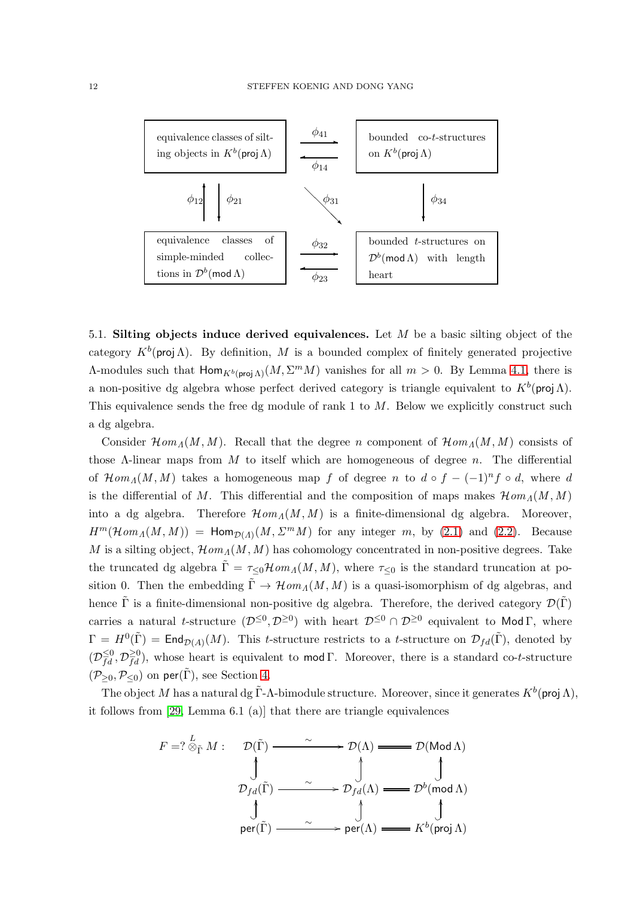| equivalence classes of silting objects in $K^b(\mathsf{proj}\,\Lambda)$ | $\xrightarrow{\phi_{41}}$ / $\xleftarrow{\phi_{14}}$ | bounded co-$t$-structures on $K^b(\mathsf{proj}\,\Lambda)$ |
|---|---|---|
| $\phi_{12}\uparrow\ \downarrow\phi_{21}$ | $\searrow \phi_{31}$ | $\downarrow \phi_{34}$ |
| equivalence classes of simple-minded collections in $\mathcal{D}^b(\mathsf{mod}\,\Lambda)$ | $\xrightarrow{\phi_{32}}$ / $\xleftarrow{\phi_{23}}$ | bounded $t$-structures on $\mathcal{D}^b(\mathsf{mod}\,\Lambda)$ with length heart |

5.1. **Silting objects induce derived equivalences.** Let $M$ be a basic silting object of the category $K^b(\mathsf{proj}\,\Lambda)$. By definition, $M$ is a bounded complex of finitely generated projective $\Lambda$-modules such that $\mathsf{Hom}_{K^b(\mathsf{proj}\,\Lambda)}(M, \Sigma^m M)$ vanishes for all $m > 0$. By Lemma 4.1, there is a non-positive dg algebra whose perfect derived category is triangle equivalent to $K^b(\mathsf{proj}\,\Lambda)$. This equivalence sends the free dg module of rank 1 to $M$. Below we explicitly construct such a dg algebra.

Consider $\mathcal{H}om_\Lambda(M, M)$. Recall that the degree $n$ component of $\mathcal{H}om_\Lambda(M, M)$ consists of those $\Lambda$-linear maps from $M$ to itself which are homogeneous of degree $n$. The differential of $\mathcal{H}om_\Lambda(M, M)$ takes a homogeneous map $f$ of degree $n$ to $d \circ f - (-1)^n f \circ d$, where $d$ is the differential of $M$. This differential and the composition of maps makes $\mathcal{H}om_\Lambda(M, M)$ into a dg algebra. Therefore $\mathcal{H}om_\Lambda(M, M)$ is a finite-dimensional dg algebra. Moreover, $H^m(\mathcal{H}om_\Lambda(M, M)) = \mathsf{Hom}_{\mathcal{D}(\Lambda)}(M, \Sigma^m M)$ for any integer $m$, by (2.1) and (2.2). Because $M$ is a silting object, $\mathcal{H}om_\Lambda(M, M)$ has cohomology concentrated in non-positive degrees. Take the truncated dg algebra $\tilde{\Gamma} = \tau_{\leq 0}\mathcal{H}om_\Lambda(M, M)$, where $\tau_{\leq 0}$ is the standard truncation at position 0. Then the embedding $\tilde{\Gamma} \to \mathcal{H}om_\Lambda(M, M)$ is a quasi-isomorphism of dg algebras, and hence $\tilde{\Gamma}$ is a finite-dimensional non-positive dg algebra. Therefore, the derived category $\mathcal{D}(\tilde{\Gamma})$ carries a natural $t$-structure $(\mathcal{D}^{\leq 0}, \mathcal{D}^{\geq 0})$ with heart $\mathcal{D}^{\leq 0} \cap \mathcal{D}^{\geq 0}$ equivalent to $\mathsf{Mod}\,\Gamma$, where $\Gamma = H^0(\tilde{\Gamma}) = \mathsf{End}_{\mathcal{D}(A)}(M)$. This $t$-structure restricts to a $t$-structure on $\mathcal{D}_{fd}(\tilde{\Gamma})$, denoted by $(\mathcal{D}^{\leq 0}_{fd}, \mathcal{D}^{\geq 0}_{fd})$, whose heart is equivalent to $\mathsf{mod}\,\Gamma$. Moreover, there is a standard co-$t$-structure $(\mathcal{P}_{\geq 0}, \mathcal{P}_{\leq 0})$ on $\mathsf{per}(\tilde{\Gamma})$, see Section 4.

The object $M$ has a natural dg $\tilde{\Gamma}$-$\Lambda$-bimodule structure. Moreover, since it generates $K^b(\mathsf{proj}\,\Lambda)$, it follows from [29, Lemma 6.1 (a)] that there are triangle equivalences

$$
F = ? \overset{L}{\otimes}_{\tilde{\Gamma}} M : \quad
\begin{array}{ccccc}
\mathcal{D}(\tilde{\Gamma}) & \xrightarrow{\sim} & \mathcal{D}(\Lambda) & = & \mathcal{D}(\mathsf{Mod}\,\Lambda) \\
\uparrow & & \uparrow & & \uparrow \\
\mathcal{D}_{fd}(\tilde{\Gamma}) & \xrightarrow{\sim} & \mathcal{D}_{fd}(\Lambda) & = & \mathcal{D}^b(\mathsf{mod}\,\Lambda) \\
\uparrow & & \uparrow & & \uparrow \\
\mathsf{per}(\tilde{\Gamma}) & \xrightarrow{\sim} & \mathsf{per}(\Lambda) & = & K^b(\mathsf{proj}\,\Lambda)
\end{array}
$$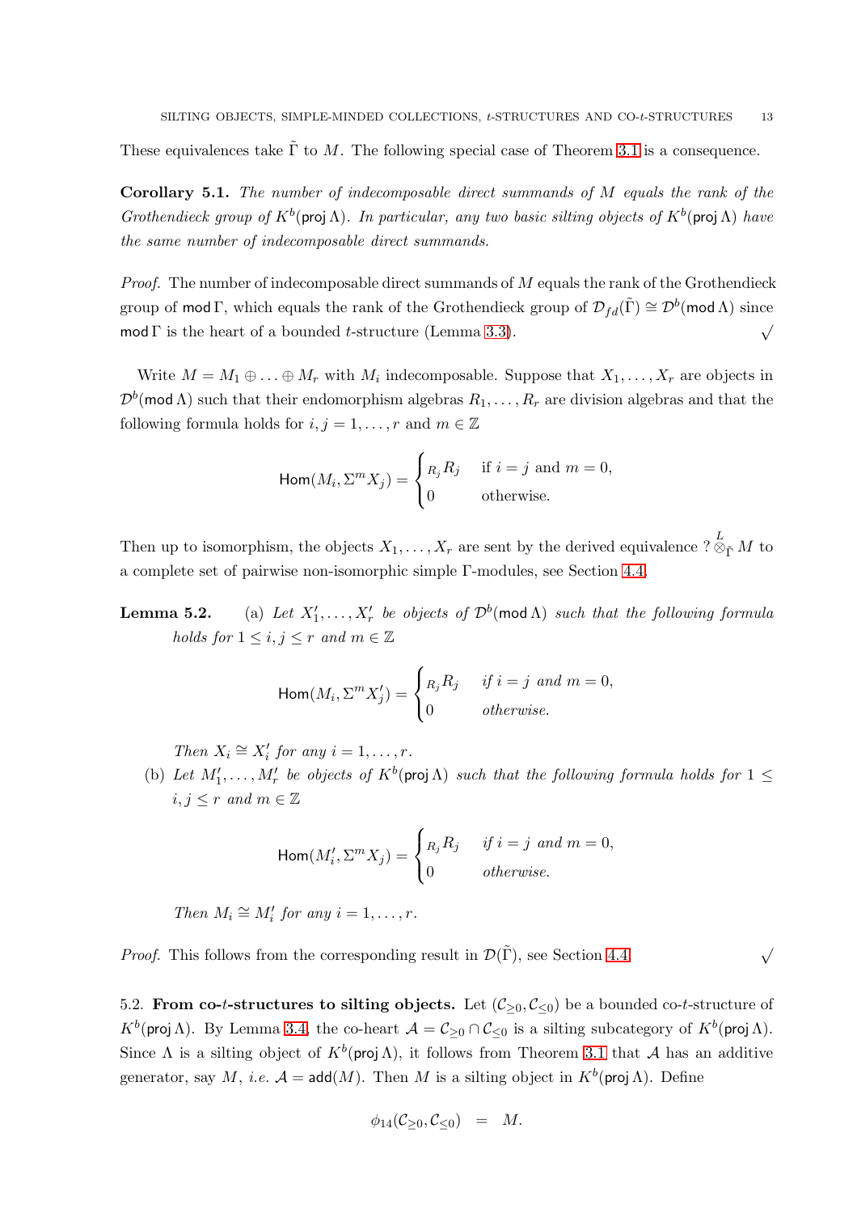These equivalences take $\tilde{\Gamma}$ to $M$. The following special case of Theorem 3.1 is a consequence.

**Corollary 5.1.** *The number of indecomposable direct summands of $M$ equals the rank of the Grothendieck group of $K^b(\mathsf{proj}\,\Lambda)$. In particular, any two basic silting objects of $K^b(\mathsf{proj}\,\Lambda)$ have the same number of indecomposable direct summands.*

*Proof.* The number of indecomposable direct summands of $M$ equals the rank of the Grothendieck group of $\mathsf{mod}\,\Gamma$, which equals the rank of the Grothendieck group of $\mathcal{D}_{fd}(\tilde{\Gamma}) \cong \mathcal{D}^b(\mathsf{mod}\,\Lambda)$ since $\mathsf{mod}\,\Gamma$ is the heart of a bounded $t$-structure (Lemma 3.3). $\surd$

Write $M = M_1 \oplus \ldots \oplus M_r$ with $M_i$ indecomposable. Suppose that $X_1, \ldots, X_r$ are objects in $\mathcal{D}^b(\mathsf{mod}\,\Lambda)$ such that their endomorphism algebras $R_1, \ldots, R_r$ are division algebras and that the following formula holds for $i, j = 1, \ldots, r$ and $m \in \mathbb{Z}$

$$\mathsf{Hom}(M_i, \Sigma^m X_j) = \begin{cases} {}_{R_j}R_j & \text{if } i = j \text{ and } m = 0, \\ 0 & \text{otherwise.} \end{cases}$$

Then up to isomorphism, the objects $X_1, \ldots, X_r$ are sent by the derived equivalence $? \overset{L}{\otimes}_{\tilde{\Gamma}} M$ to a complete set of pairwise non-isomorphic simple $\Gamma$-modules, see Section 4.4.

**Lemma 5.2.** (a) *Let $X'_1, \ldots, X'_r$ be objects of $\mathcal{D}^b(\mathsf{mod}\,\Lambda)$ such that the following formula holds for $1 \leq i, j \leq r$ and $m \in \mathbb{Z}$*

$$\mathsf{Hom}(M_i, \Sigma^m X'_j) = \begin{cases} {}_{R_j}R_j & \text{if } i = j \text{ and } m = 0, \\ 0 & \text{otherwise.} \end{cases}$$

*Then $X_i \cong X'_i$ for any $i = 1, \ldots, r$.*

(b) *Let $M'_1, \ldots, M'_r$ be objects of $K^b(\mathsf{proj}\,\Lambda)$ such that the following formula holds for $1 \leq i, j \leq r$ and $m \in \mathbb{Z}$*

$$\mathsf{Hom}(M'_i, \Sigma^m X_j) = \begin{cases} {}_{R_j}R_j & \text{if } i = j \text{ and } m = 0, \\ 0 & \text{otherwise.} \end{cases}$$

*Then $M_i \cong M'_i$ for any $i = 1, \ldots, r$.*

*Proof.* This follows from the corresponding result in $\mathcal{D}(\tilde{\Gamma})$, see Section 4.4. $\surd$

5.2. **From co-$t$-structures to silting objects.** Let $(\mathcal{C}_{\geq 0}, \mathcal{C}_{\leq 0})$ be a bounded co-$t$-structure of $K^b(\mathsf{proj}\,\Lambda)$. By Lemma 3.4, the co-heart $\mathcal{A} = \mathcal{C}_{\geq 0} \cap \mathcal{C}_{\leq 0}$ is a silting subcategory of $K^b(\mathsf{proj}\,\Lambda)$. Since $\Lambda$ is a silting object of $K^b(\mathsf{proj}\,\Lambda)$, it follows from Theorem 3.1 that $\mathcal{A}$ has an additive generator, say $M$, *i.e.* $\mathcal{A} = \mathsf{add}(M)$. Then $M$ is a silting object in $K^b(\mathsf{proj}\,\Lambda)$. Define

$$\phi_{14}(\mathcal{C}_{\geq 0}, \mathcal{C}_{\leq 0}) \quad = \quad M.$$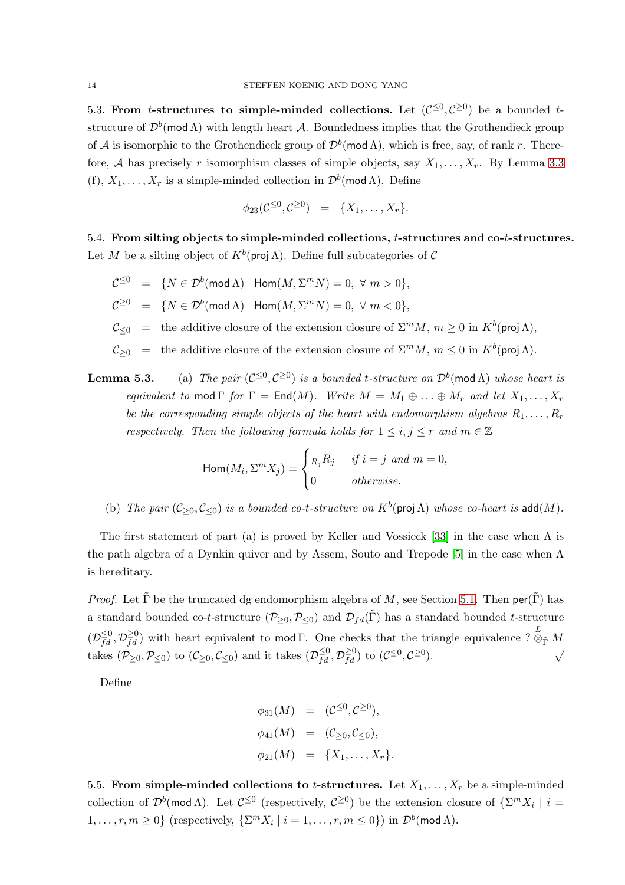5.3. **From $t$-structures to simple-minded collections.** Let $(\mathcal{C}^{\leq 0}, \mathcal{C}^{\geq 0})$ be a bounded $t$-structure of $\mathcal{D}^b(\mathsf{mod}\,\Lambda)$ with length heart $\mathcal{A}$. Boundedness implies that the Grothendieck group of $\mathcal{A}$ is isomorphic to the Grothendieck group of $\mathcal{D}^b(\mathsf{mod}\,\Lambda)$, which is free, say, of rank $r$. Therefore, $\mathcal{A}$ has precisely $r$ isomorphism classes of simple objects, say $X_1, \ldots, X_r$. By Lemma 3.3 (f), $X_1, \ldots, X_r$ is a simple-minded collection in $\mathcal{D}^b(\mathsf{mod}\,\Lambda)$. Define

$$\phi_{23}(\mathcal{C}^{\leq 0}, \mathcal{C}^{\geq 0}) \;=\; \{X_1, \ldots, X_r\}.$$

5.4. **From silting objects to simple-minded collections, $t$-structures and co-$t$-structures.** Let $M$ be a silting object of $K^b(\mathsf{proj}\,\Lambda)$. Define full subcategories of $\mathcal{C}$

$$\begin{aligned}
\mathcal{C}^{\leq 0} &= \{N \in \mathcal{D}^b(\mathsf{mod}\,\Lambda) \mid \mathsf{Hom}(M, \Sigma^m N) = 0, \ \forall\ m > 0\},\\
\mathcal{C}^{\geq 0} &= \{N \in \mathcal{D}^b(\mathsf{mod}\,\Lambda) \mid \mathsf{Hom}(M, \Sigma^m N) = 0, \ \forall\ m < 0\},\\
\mathcal{C}_{\leq 0} &= \text{the additive closure of the extension closure of } \Sigma^m M,\ m \geq 0 \text{ in } K^b(\mathsf{proj}\,\Lambda),\\
\mathcal{C}_{\geq 0} &= \text{the additive closure of the extension closure of } \Sigma^m M,\ m \leq 0 \text{ in } K^b(\mathsf{proj}\,\Lambda).
\end{aligned}$$

**Lemma 5.3.** (a) *The pair $(\mathcal{C}^{\leq 0}, \mathcal{C}^{\geq 0})$ is a bounded $t$-structure on $\mathcal{D}^b(\mathsf{mod}\,\Lambda)$ whose heart is equivalent to $\mathsf{mod}\,\Gamma$ for $\Gamma = \mathsf{End}(M)$. Write $M = M_1 \oplus \ldots \oplus M_r$ and let $X_1, \ldots, X_r$ be the corresponding simple objects of the heart with endomorphism algebras $R_1, \ldots, R_r$ respectively. Then the following formula holds for $1 \leq i, j \leq r$ and $m \in \mathbb{Z}$*

$$\mathsf{Hom}(M_i, \Sigma^m X_j) = \begin{cases} {}_{R_j}R_j & \text{if } i = j \text{ and } m = 0,\\ 0 & \text{otherwise.}\end{cases}$$

(b) *The pair $(\mathcal{C}_{\geq 0}, \mathcal{C}_{\leq 0})$ is a bounded co-$t$-structure on $K^b(\mathsf{proj}\,\Lambda)$ whose co-heart is $\mathsf{add}(M)$.*

The first statement of part (a) is proved by Keller and Vossieck [33] in the case when $\Lambda$ is the path algebra of a Dynkin quiver and by Assem, Souto and Trepode [5] in the case when $\Lambda$ is hereditary.

*Proof.* Let $\tilde{\Gamma}$ be the truncated dg endomorphism algebra of $M$, see Section 5.1. Then $\mathsf{per}(\tilde{\Gamma})$ has a standard bounded co-$t$-structure $(\mathcal{P}_{\geq 0}, \mathcal{P}_{\leq 0})$ and $\mathcal{D}_{fd}(\tilde{\Gamma})$ has a standard bounded $t$-structure $(\mathcal{D}_{fd}^{\leq 0}, \mathcal{D}_{fd}^{\geq 0})$ with heart equivalent to $\mathsf{mod}\,\Gamma$. One checks that the triangle equivalence $? \overset{L}{\otimes}_{\tilde{\Gamma}} M$ takes $(\mathcal{P}_{\geq 0}, \mathcal{P}_{\leq 0})$ to $(\mathcal{C}_{\geq 0}, \mathcal{C}_{\leq 0})$ and it takes $(\mathcal{D}_{fd}^{\leq 0}, \mathcal{D}_{fd}^{\geq 0})$ to $(\mathcal{C}^{\leq 0}, \mathcal{C}^{\geq 0})$. $\surd$

Define

$$\begin{aligned}
\phi_{31}(M) &= (\mathcal{C}^{\leq 0}, \mathcal{C}^{\geq 0}),\\
\phi_{41}(M) &= (\mathcal{C}_{\geq 0}, \mathcal{C}_{\leq 0}),\\
\phi_{21}(M) &= \{X_1, \ldots, X_r\}.
\end{aligned}$$

5.5. **From simple-minded collections to $t$-structures.** Let $X_1, \ldots, X_r$ be a simple-minded collection of $\mathcal{D}^b(\mathsf{mod}\,\Lambda)$. Let $\mathcal{C}^{\leq 0}$ (respectively, $\mathcal{C}^{\geq 0}$) be the extension closure of $\{\Sigma^m X_i \mid i = 1, \ldots, r, m \geq 0\}$ (respectively, $\{\Sigma^m X_i \mid i = 1, \ldots, r, m \leq 0\}$) in $\mathcal{D}^b(\mathsf{mod}\,\Lambda)$.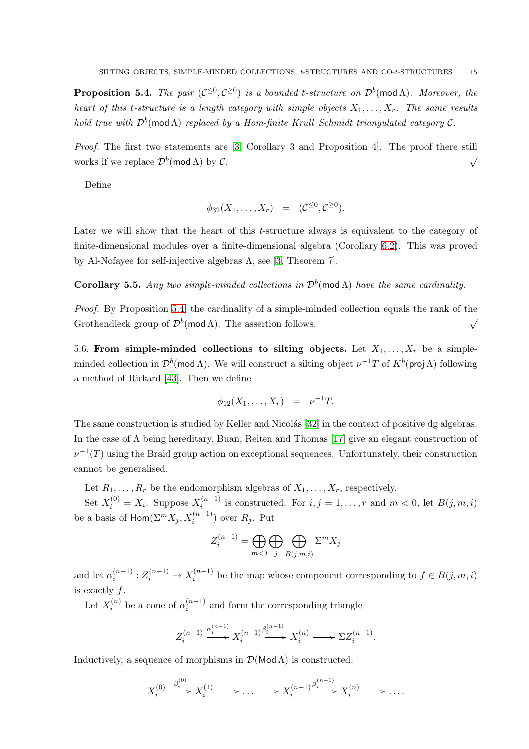**Proposition 5.4.** *The pair $(\mathcal{C}^{\leq 0}, \mathcal{C}^{\geq 0})$ is a bounded t-structure on $\mathcal{D}^b(\mathsf{mod}\,\Lambda)$. Moreover, the heart of this t-structure is a length category with simple objects $X_1, \ldots, X_r$. The same results hold true with $\mathcal{D}^b(\mathsf{mod}\,\Lambda)$ replaced by a Hom-finite Krull–Schmidt triangulated category $\mathcal{C}$.*

*Proof.* The first two statements are [3, Corollary 3 and Proposition 4]. The proof there still works if we replace $\mathcal{D}^b(\mathsf{mod}\,\Lambda)$ by $\mathcal{C}$. $\surd$

Define

$$\phi_{32}(X_1, \ldots, X_r) \;=\; (\mathcal{C}^{\leq 0}, \mathcal{C}^{\geq 0}).$$

Later we will show that the heart of this t-structure always is equivalent to the category of finite-dimensional modules over a finite-dimensional algebra (Corollary 6.2). This was proved by Al-Nofayee for self-injective algebras $\Lambda$, see [3, Theorem 7].

**Corollary 5.5.** *Any two simple-minded collections in $\mathcal{D}^b(\mathsf{mod}\,\Lambda)$ have the same cardinality.*

*Proof.* By Proposition 5.4, the cardinality of a simple-minded collection equals the rank of the Grothendieck group of $\mathcal{D}^b(\mathsf{mod}\,\Lambda)$. The assertion follows. $\surd$

5.6. **From simple-minded collections to silting objects.** Let $X_1, \ldots, X_r$ be a simple-minded collection in $\mathcal{D}^b(\mathsf{mod}\,\Lambda)$. We will construct a silting object $\nu^{-1}T$ of $K^b(\mathsf{proj}\,\Lambda)$ following a method of Rickard [43]. Then we define

$$\phi_{12}(X_1, \ldots, X_r) \;=\; \nu^{-1}T.$$

The same construction is studied by Keller and Nicolás [32] in the context of positive dg algebras. In the case of $\Lambda$ being hereditary, Buan, Reiten and Thomas [17] give an elegant construction of $\nu^{-1}(T)$ using the Braid group action on exceptional sequences. Unfortunately, their construction cannot be generalised.

Let $R_1, \ldots, R_r$ be the endomorphism algebras of $X_1, \ldots, X_r$, respectively.

Set $X_i^{(0)} = X_i$. Suppose $X_i^{(n-1)}$ is constructed. For $i, j = 1, \ldots, r$ and $m < 0$, let $B(j, m, i)$ be a basis of $\mathsf{Hom}(\Sigma^m X_j, X_i^{(n-1)})$ over $R_j$. Put

$$Z_i^{(n-1)} = \bigoplus_{m<0} \bigoplus_{j} \bigoplus_{B(j,m,i)} \Sigma^m X_j$$

and let $\alpha_i^{(n-1)} : Z_i^{(n-1)} \to X_i^{(n-1)}$ be the map whose component corresponding to $f \in B(j, m, i)$ is exactly $f$.

Let $X_i^{(n)}$ be a cone of $\alpha_i^{(n-1)}$ and form the corresponding triangle

$$Z_i^{(n-1)} \xrightarrow{\alpha_i^{(n-1)}} X_i^{(n-1)} \xrightarrow{\beta_i^{(n-1)}} X_i^{(n)} \longrightarrow \Sigma Z_i^{(n-1)}.$$

Inductively, a sequence of morphisms in $\mathcal{D}(\mathsf{Mod}\,\Lambda)$ is constructed:

$$X_i^{(0)} \xrightarrow{\beta_i^{(0)}} X_i^{(1)} \longrightarrow \ldots \longrightarrow X_i^{(n-1)} \xrightarrow{\beta_i^{(n-1)}} X_i^{(n)} \longrightarrow \ldots.$$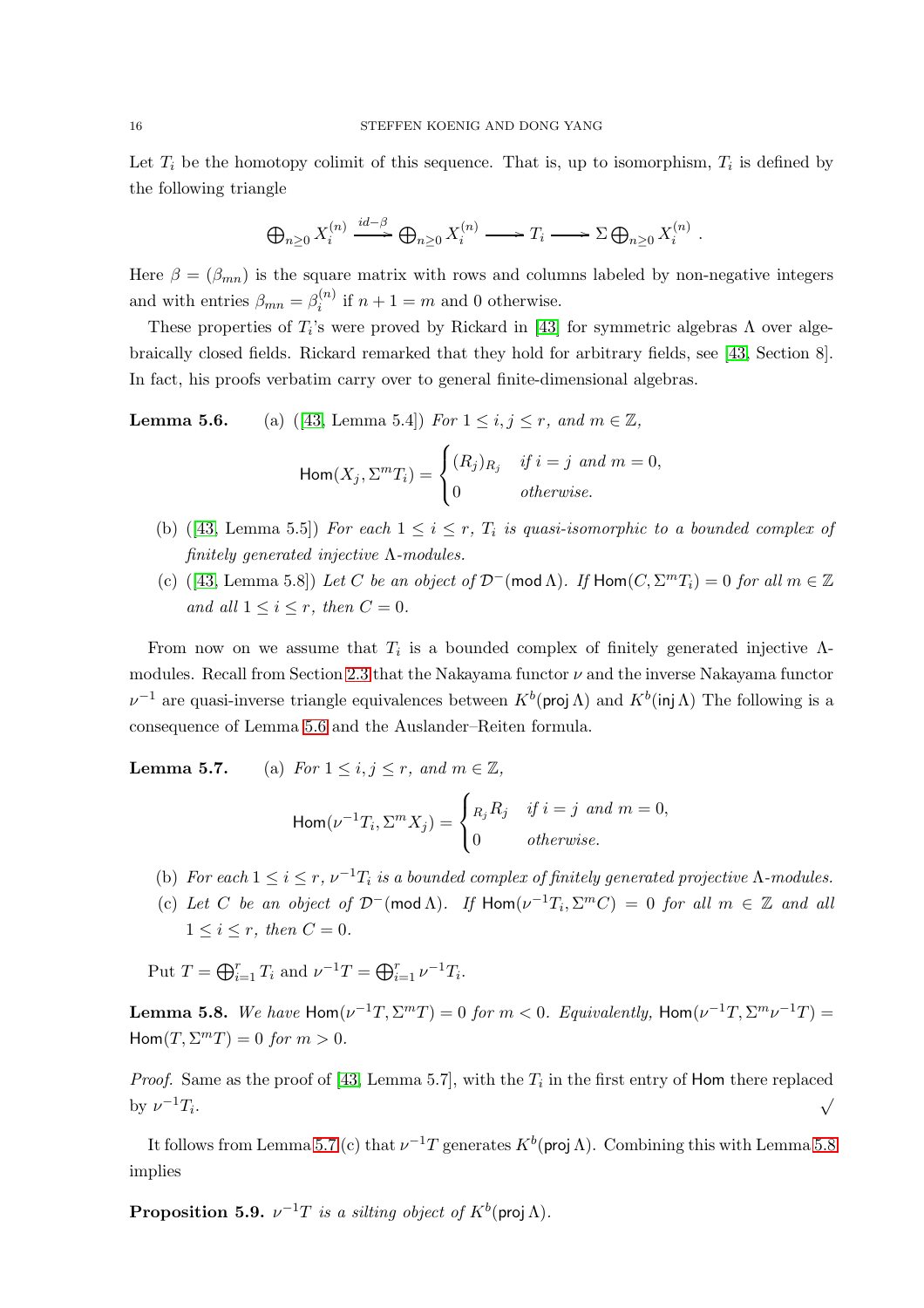Let $T_i$ be the homotopy colimit of this sequence. That is, up to isomorphism, $T_i$ is defined by the following triangle

$$\bigoplus_{n\geq 0} X_i^{(n)} \xrightarrow{id-\beta} \bigoplus_{n\geq 0} X_i^{(n)} \longrightarrow T_i \longrightarrow \Sigma \bigoplus_{n\geq 0} X_i^{(n)} .$$

Here $\beta = (\beta_{mn})$ is the square matrix with rows and columns labeled by non-negative integers and with entries $\beta_{mn} = \beta_i^{(n)}$ if $n+1 = m$ and 0 otherwise.

These properties of $T_i$'s were proved by Rickard in [43] for symmetric algebras $\Lambda$ over algebraically closed fields. Rickard remarked that they hold for arbitrary fields, see [43, Section 8]. In fact, his proofs verbatim carry over to general finite-dimensional algebras.

**Lemma 5.6.** (a) ([43, Lemma 5.4]) *For $1 \leq i, j \leq r$, and $m \in \mathbb{Z}$,*

$$\mathsf{Hom}(X_j, \Sigma^m T_i) = \begin{cases} (R_j)_{R_j} & \text{if } i = j \text{ and } m = 0, \\ 0 & \text{otherwise.} \end{cases}$$

(b) ([43, Lemma 5.5]) *For each $1 \leq i \leq r$, $T_i$ is quasi-isomorphic to a bounded complex of finitely generated injective $\Lambda$-modules.*

(c) ([43, Lemma 5.8]) *Let $C$ be an object of $\mathcal{D}^-(\mathsf{mod}\,\Lambda)$. If $\mathsf{Hom}(C, \Sigma^m T_i) = 0$ for all $m \in \mathbb{Z}$ and all $1 \leq i \leq r$, then $C = 0$.*

From now on we assume that $T_i$ is a bounded complex of finitely generated injective $\Lambda$-modules. Recall from Section 2.3 that the Nakayama functor $\nu$ and the inverse Nakayama functor $\nu^{-1}$ are quasi-inverse triangle equivalences between $K^b(\mathsf{proj}\,\Lambda)$ and $K^b(\mathsf{inj}\,\Lambda)$ The following is a consequence of Lemma 5.6 and the Auslander–Reiten formula.

**Lemma 5.7.** (a) *For $1 \leq i, j \leq r$, and $m \in \mathbb{Z}$,*

$$\mathsf{Hom}(\nu^{-1}T_i, \Sigma^m X_j) = \begin{cases} {}_{R_j}R_j & \text{if } i = j \text{ and } m = 0, \\ 0 & \text{otherwise.} \end{cases}$$

(b) *For each $1 \leq i \leq r$, $\nu^{-1}T_i$ is a bounded complex of finitely generated projective $\Lambda$-modules.*

(c) *Let $C$ be an object of $\mathcal{D}^-(\mathsf{mod}\,\Lambda)$. If $\mathsf{Hom}(\nu^{-1}T_i, \Sigma^m C) = 0$ for all $m \in \mathbb{Z}$ and all $1 \leq i \leq r$, then $C = 0$.*

Put $T = \bigoplus_{i=1}^r T_i$ and $\nu^{-1}T = \bigoplus_{i=1}^r \nu^{-1}T_i$.

**Lemma 5.8.** *We have $\mathsf{Hom}(\nu^{-1}T, \Sigma^m T) = 0$ for $m < 0$. Equivalently, $\mathsf{Hom}(\nu^{-1}T, \Sigma^m \nu^{-1}T) = \mathsf{Hom}(T, \Sigma^m T) = 0$ for $m > 0$.*

*Proof.* Same as the proof of [43, Lemma 5.7], with the $T_i$ in the first entry of $\mathsf{Hom}$ there replaced by $\nu^{-1}T_i$. $\surd$

It follows from Lemma 5.7 (c) that $\nu^{-1}T$ generates $K^b(\mathsf{proj}\,\Lambda)$. Combining this with Lemma 5.8 implies

**Proposition 5.9.** *$\nu^{-1}T$ is a silting object of $K^b(\mathsf{proj}\,\Lambda)$.*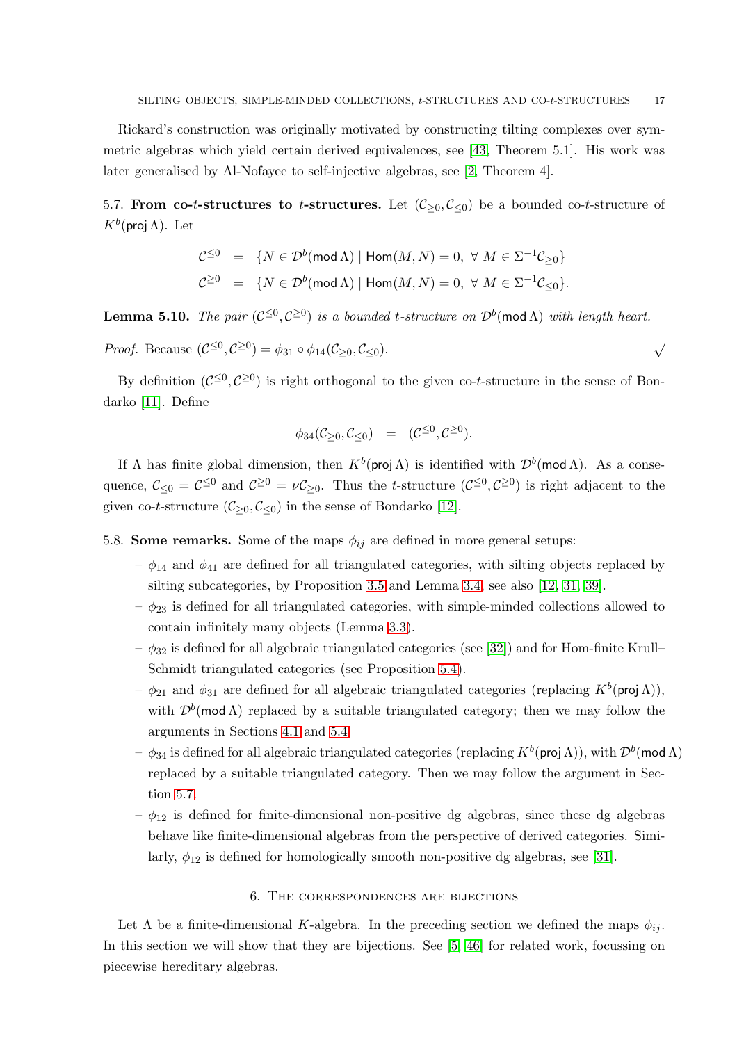Rickard's construction was originally motivated by constructing tilting complexes over symmetric algebras which yield certain derived equivalences, see [43, Theorem 5.1]. His work was later generalised by Al-Nofayee to self-injective algebras, see [2, Theorem 4].

**5.7. From co-$t$-structures to $t$-structures.** Let $(\mathcal{C}_{\geq 0}, \mathcal{C}_{\leq 0})$ be a bounded co-$t$-structure of $K^b(\mathsf{proj}\,\Lambda)$. Let

$$
\begin{aligned}
\mathcal{C}^{\leq 0} &= \{N \in \mathcal{D}^b(\mathsf{mod}\,\Lambda) \mid \mathsf{Hom}(M, N) = 0,\ \forall\ M \in \Sigma^{-1}\mathcal{C}_{\geq 0}\} \\
\mathcal{C}^{\geq 0} &= \{N \in \mathcal{D}^b(\mathsf{mod}\,\Lambda) \mid \mathsf{Hom}(M, N) = 0,\ \forall\ M \in \Sigma^{-1}\mathcal{C}_{\leq 0}\}.
\end{aligned}
$$

**Lemma 5.10.** *The pair $(\mathcal{C}^{\leq 0}, \mathcal{C}^{\geq 0})$ is a bounded $t$-structure on $\mathcal{D}^b(\mathsf{mod}\,\Lambda)$ with length heart.*

*Proof.* Because $(\mathcal{C}^{\leq 0}, \mathcal{C}^{\geq 0}) = \phi_{31} \circ \phi_{14}(\mathcal{C}_{\geq 0}, \mathcal{C}_{\leq 0})$. $\surd$

By definition $(\mathcal{C}^{\leq 0}, \mathcal{C}^{\geq 0})$ is right orthogonal to the given co-$t$-structure in the sense of Bondarko [11]. Define

$$
\phi_{34}(\mathcal{C}_{\geq 0}, \mathcal{C}_{\leq 0}) \;=\; (\mathcal{C}^{\leq 0}, \mathcal{C}^{\geq 0}).
$$

If $\Lambda$ has finite global dimension, then $K^b(\mathsf{proj}\,\Lambda)$ is identified with $\mathcal{D}^b(\mathsf{mod}\,\Lambda)$. As a consequence, $\mathcal{C}_{\leq 0} = \mathcal{C}^{\leq 0}$ and $\mathcal{C}^{\geq 0} = \nu\mathcal{C}_{\geq 0}$. Thus the $t$-structure $(\mathcal{C}^{\leq 0}, \mathcal{C}^{\geq 0})$ is right adjacent to the given co-$t$-structure $(\mathcal{C}_{\geq 0}, \mathcal{C}_{\leq 0})$ in the sense of Bondarko [12].

**5.8. Some remarks.** Some of the maps $\phi_{ij}$ are defined in more general setups:

- $\phi_{14}$ and $\phi_{41}$ are defined for all triangulated categories, with silting objects replaced by silting subcategories, by Proposition 3.5 and Lemma 3.4, see also [12, 31, 39].
- $\phi_{23}$ is defined for all triangulated categories, with simple-minded collections allowed to contain infinitely many objects (Lemma 3.3).
- $\phi_{32}$ is defined for all algebraic triangulated categories (see [32]) and for Hom-finite Krull–Schmidt triangulated categories (see Proposition 5.4).
- $\phi_{21}$ and $\phi_{31}$ are defined for all algebraic triangulated categories (replacing $K^b(\mathsf{proj}\,\Lambda)$), with $\mathcal{D}^b(\mathsf{mod}\,\Lambda)$ replaced by a suitable triangulated category; then we may follow the arguments in Sections 4.1 and 5.4.
- $\phi_{34}$ is defined for all algebraic triangulated categories (replacing $K^b(\mathsf{proj}\,\Lambda)$), with $\mathcal{D}^b(\mathsf{mod}\,\Lambda)$ replaced by a suitable triangulated category. Then we may follow the argument in Section 5.7.
- $\phi_{12}$ is defined for finite-dimensional non-positive dg algebras, since these dg algebras behave like finite-dimensional algebras from the perspective of derived categories. Similarly, $\phi_{12}$ is defined for homologically smooth non-positive dg algebras, see [31].

## 6. The correspondences are bijections

Let $\Lambda$ be a finite-dimensional $K$-algebra. In the preceding section we defined the maps $\phi_{ij}$. In this section we will show that they are bijections. See [5, 46] for related work, focussing on piecewise hereditary algebras.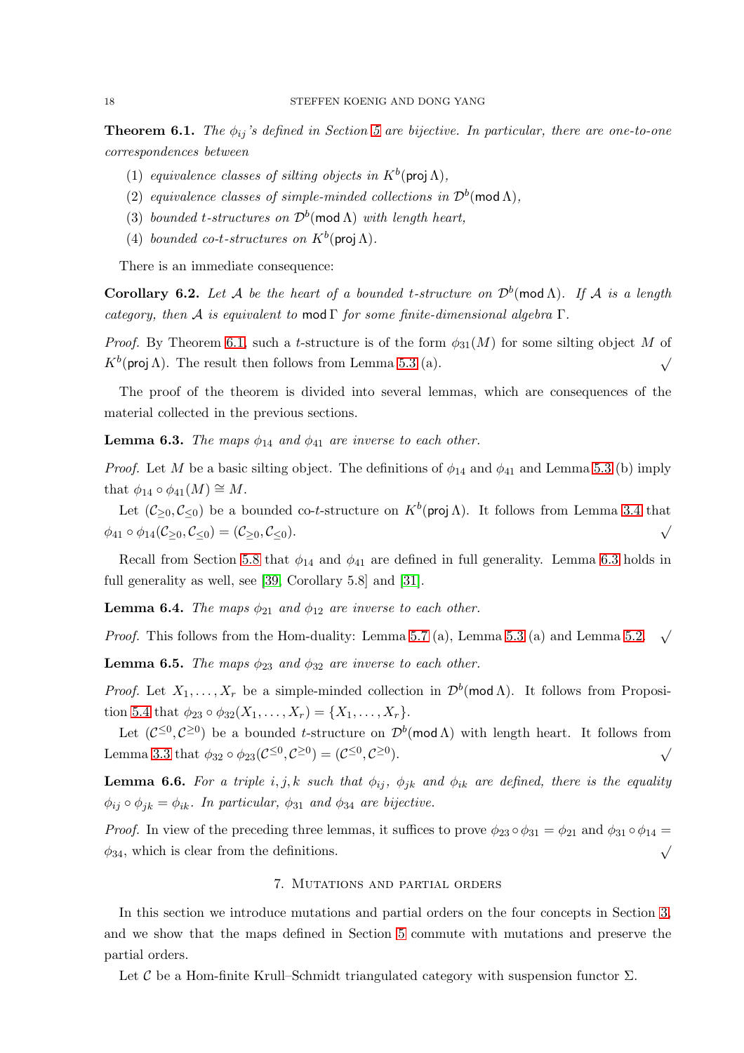**Theorem 6.1.** *The $\phi_{ij}$'s defined in Section 5 are bijective. In particular, there are one-to-one correspondences between*

1. *equivalence classes of silting objects in $K^b(\mathsf{proj}\,\Lambda)$,*
2. *equivalence classes of simple-minded collections in $\mathcal{D}^b(\mathsf{mod}\,\Lambda)$,*
3. *bounded t-structures on $\mathcal{D}^b(\mathsf{mod}\,\Lambda)$ with length heart,*
4. *bounded co-t-structures on $K^b(\mathsf{proj}\,\Lambda)$.*

There is an immediate consequence:

**Corollary 6.2.** *Let $\mathcal{A}$ be the heart of a bounded t-structure on $\mathcal{D}^b(\mathsf{mod}\,\Lambda)$. If $\mathcal{A}$ is a length category, then $\mathcal{A}$ is equivalent to $\mathsf{mod}\,\Gamma$ for some finite-dimensional algebra $\Gamma$.*

*Proof.* By Theorem 6.1, such a $t$-structure is of the form $\phi_{31}(M)$ for some silting object $M$ of $K^b(\mathsf{proj}\,\Lambda)$. The result then follows from Lemma 5.3 (a). $\surd$

The proof of the theorem is divided into several lemmas, which are consequences of the material collected in the previous sections.

**Lemma 6.3.** *The maps $\phi_{14}$ and $\phi_{41}$ are inverse to each other.*

*Proof.* Let $M$ be a basic silting object. The definitions of $\phi_{14}$ and $\phi_{41}$ and Lemma 5.3 (b) imply that $\phi_{14}\circ\phi_{41}(M)\cong M$.

Let $(\mathcal{C}_{\geq 0},\mathcal{C}_{\leq 0})$ be a bounded co-$t$-structure on $K^b(\mathsf{proj}\,\Lambda)$. It follows from Lemma 3.4 that $\phi_{41}\circ\phi_{14}(\mathcal{C}_{\geq 0},\mathcal{C}_{\leq 0})=(\mathcal{C}_{\geq 0},\mathcal{C}_{\leq 0})$. $\surd$

Recall from Section 5.8 that $\phi_{14}$ and $\phi_{41}$ are defined in full generality. Lemma 6.3 holds in full generality as well, see [39, Corollary 5.8] and [31].

**Lemma 6.4.** *The maps $\phi_{21}$ and $\phi_{12}$ are inverse to each other.*

*Proof.* This follows from the Hom-duality: Lemma 5.7 (a), Lemma 5.3 (a) and Lemma 5.2. $\surd$

**Lemma 6.5.** *The maps $\phi_{23}$ and $\phi_{32}$ are inverse to each other.*

*Proof.* Let $X_1,\ldots,X_r$ be a simple-minded collection in $\mathcal{D}^b(\mathsf{mod}\,\Lambda)$. It follows from Proposition 5.4 that $\phi_{23}\circ\phi_{32}(X_1,\ldots,X_r)=\{X_1,\ldots,X_r\}$.

Let $(\mathcal{C}^{\leq 0},\mathcal{C}^{\geq 0})$ be a bounded $t$-structure on $\mathcal{D}^b(\mathsf{mod}\,\Lambda)$ with length heart. It follows from Lemma 3.3 that $\phi_{32}\circ\phi_{23}(\mathcal{C}^{\leq 0},\mathcal{C}^{\geq 0})=(\mathcal{C}^{\leq 0},\mathcal{C}^{\geq 0})$. $\surd$

**Lemma 6.6.** *For a triple $i,j,k$ such that $\phi_{ij}$, $\phi_{jk}$ and $\phi_{ik}$ are defined, there is the equality $\phi_{ij}\circ\phi_{jk}=\phi_{ik}$. In particular, $\phi_{31}$ and $\phi_{34}$ are bijective.*

*Proof.* In view of the preceding three lemmas, it suffices to prove $\phi_{23}\circ\phi_{31}=\phi_{21}$ and $\phi_{31}\circ\phi_{14}=\phi_{34}$, which is clear from the definitions. $\surd$

## 7. Mutations and partial orders

In this section we introduce mutations and partial orders on the four concepts in Section 3, and we show that the maps defined in Section 5 commute with mutations and preserve the partial orders.

Let $\mathcal{C}$ be a Hom-finite Krull–Schmidt triangulated category with suspension functor $\Sigma$.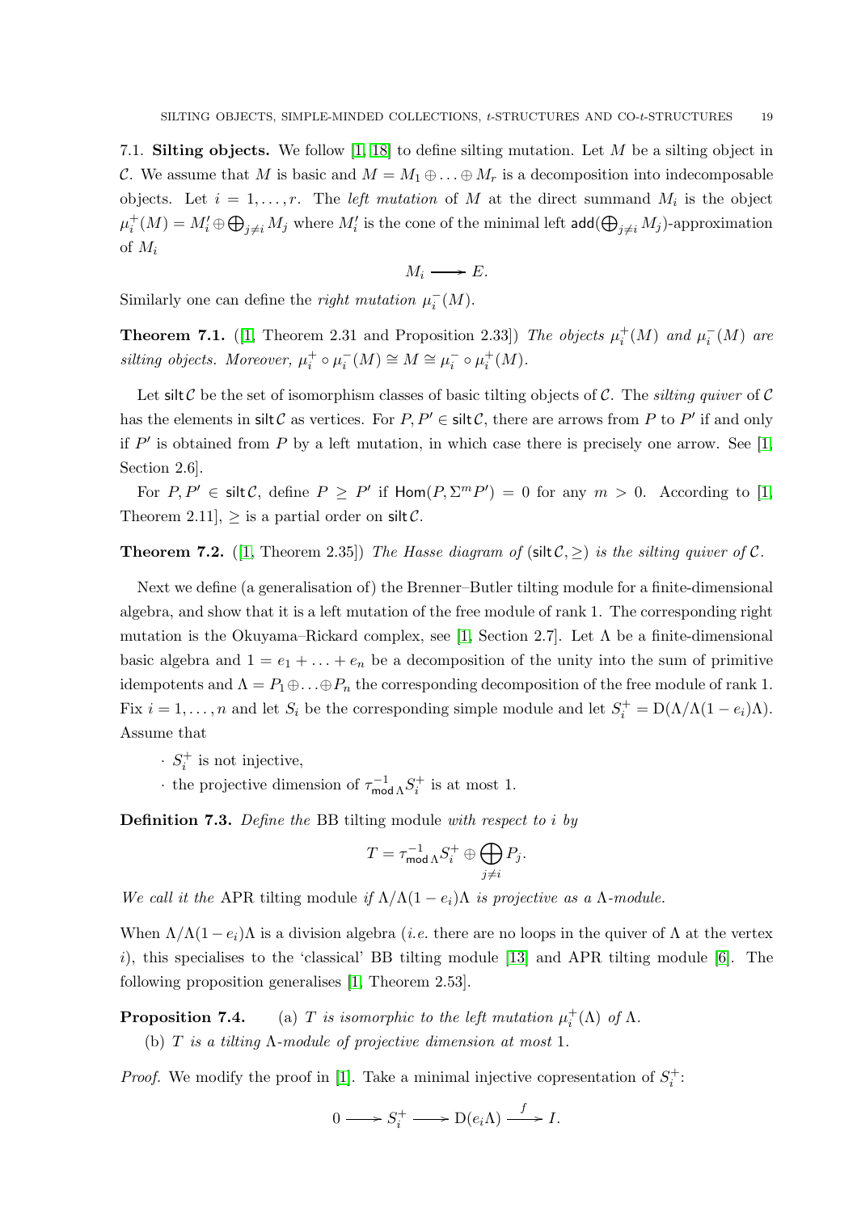7.1. **Silting objects.** We follow [1, 18] to define silting mutation. Let $M$ be a silting object in $\mathcal{C}$. We assume that $M$ is basic and $M = M_1 \oplus \ldots \oplus M_r$ is a decomposition into indecomposable objects. Let $i = 1, \ldots, r$. The *left mutation* of $M$ at the direct summand $M_i$ is the object $\mu_i^+(M) = M_i' \oplus \bigoplus_{j \neq i} M_j$ where $M_i'$ is the cone of the minimal left $\mathsf{add}(\bigoplus_{j\neq i} M_j)$-approximation of $M_i$

$$M_i \longrightarrow E.$$

Similarly one can define the *right mutation* $\mu_i^-(M)$.

**Theorem 7.1.** ([1, Theorem 2.31 and Proposition 2.33]) *The objects $\mu_i^+(M)$ and $\mu_i^-(M)$ are silting objects. Moreover, $\mu_i^+ \circ \mu_i^-(M) \cong M \cong \mu_i^- \circ \mu_i^+(M)$.*

Let $\mathsf{silt}\,\mathcal{C}$ be the set of isomorphism classes of basic tilting objects of $\mathcal{C}$. The *silting quiver* of $\mathcal{C}$ has the elements in $\mathsf{silt}\,\mathcal{C}$ as vertices. For $P, P' \in \mathsf{silt}\,\mathcal{C}$, there are arrows from $P$ to $P'$ if and only if $P'$ is obtained from $P$ by a left mutation, in which case there is precisely one arrow. See [1, Section 2.6].

For $P, P' \in \mathsf{silt}\,\mathcal{C}$, define $P \geq P'$ if $\mathsf{Hom}(P, \Sigma^m P') = 0$ for any $m > 0$. According to [1, Theorem 2.11], $\geq$ is a partial order on $\mathsf{silt}\,\mathcal{C}$.

**Theorem 7.2.** ([1, Theorem 2.35]) *The Hasse diagram of $(\mathsf{silt}\,\mathcal{C}, \geq)$ is the silting quiver of $\mathcal{C}$.*

Next we define (a generalisation of) the Brenner–Butler tilting module for a finite-dimensional algebra, and show that it is a left mutation of the free module of rank 1. The corresponding right mutation is the Okuyama–Rickard complex, see [1, Section 2.7]. Let $\Lambda$ be a finite-dimensional basic algebra and $1 = e_1 + \ldots + e_n$ be a decomposition of the unity into the sum of primitive idempotents and $\Lambda = P_1 \oplus \ldots \oplus P_n$ the corresponding decomposition of the free module of rank 1. Fix $i = 1, \ldots, n$ and let $S_i$ be the corresponding simple module and let $S_i^+ = \mathrm{D}(\Lambda/\Lambda(1-e_i)\Lambda)$. Assume that

- $S_i^+$ is not injective,
- the projective dimension of $\tau^{-1}_{\mathsf{mod}\,\Lambda} S_i^+$ is at most 1.

**Definition 7.3.** *Define the* BB tilting module *with respect to $i$ by*

$$T = \tau^{-1}_{\mathsf{mod}\,\Lambda} S_i^+ \oplus \bigoplus_{j \neq i} P_j.$$

*We call it the* APR tilting module *if $\Lambda/\Lambda(1-e_i)\Lambda$ is projective as a $\Lambda$-module.*

When $\Lambda/\Lambda(1-e_i)\Lambda$ is a division algebra (*i.e.* there are no loops in the quiver of $\Lambda$ at the vertex $i$), this specialises to the 'classical' BB tilting module [13] and APR tilting module [6]. The following proposition generalises [1, Theorem 2.53].

**Proposition 7.4.** (a) *$T$ is isomorphic to the left mutation $\mu_i^+(\Lambda)$ of $\Lambda$.*

(b) *$T$ is a tilting $\Lambda$-module of projective dimension at most 1.*

*Proof.* We modify the proof in [1]. Take a minimal injective copresentation of $S_i^+$:

$$0 \longrightarrow S_i^+ \longrightarrow \mathrm{D}(e_i\Lambda) \xrightarrow{\ f\ } I.$$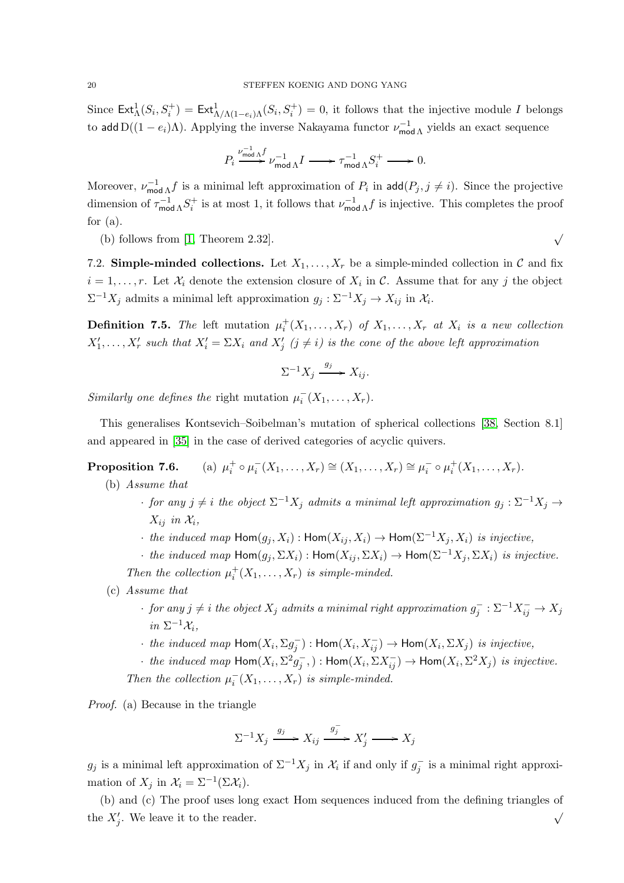Since $\mathsf{Ext}^1_\Lambda(S_i, S_i^+) = \mathsf{Ext}^1_{\Lambda/\Lambda(1-e_i)\Lambda}(S_i, S_i^+) = 0$, it follows that the injective module $I$ belongs to $\mathsf{add}\, \mathrm{D}((1-e_i)\Lambda)$. Applying the inverse Nakayama functor $\nu^{-1}_{\mathsf{mod}\,\Lambda}$ yields an exact sequence

$$P_i \xrightarrow{\nu^{-1}_{\mathsf{mod}\,\Lambda} f} \nu^{-1}_{\mathsf{mod}\,\Lambda} I \longrightarrow \tau^{-1}_{\mathsf{mod}\,\Lambda} S_i^+ \longrightarrow 0.$$

Moreover, $\nu^{-1}_{\mathsf{mod}\,\Lambda} f$ is a minimal left approximation of $P_i$ in $\mathsf{add}(P_j, j \neq i)$. Since the projective dimension of $\tau^{-1}_{\mathsf{mod}\,\Lambda} S_i^+$ is at most 1, it follows that $\nu^{-1}_{\mathsf{mod}\,\Lambda} f$ is injective. This completes the proof for (a).

(b) follows from [1, Theorem 2.32]. $\surd$

7.2. **Simple-minded collections.** Let $X_1, \ldots, X_r$ be a simple-minded collection in $\mathcal{C}$ and fix $i = 1, \ldots, r$. Let $\mathcal{X}_i$ denote the extension closure of $X_i$ in $\mathcal{C}$. Assume that for any $j$ the object $\Sigma^{-1} X_j$ admits a minimal left approximation $g_j : \Sigma^{-1} X_j \to X_{ij}$ in $\mathcal{X}_i$.

**Definition 7.5.** *The* left mutation $\mu_i^+(X_1, \ldots, X_r)$ *of* $X_1, \ldots, X_r$ *at* $X_i$ *is a new collection* $X_1', \ldots, X_r'$ *such that* $X_i' = \Sigma X_i$ *and* $X_j'$ $(j \neq i)$ *is the cone of the above left approximation*

$$\Sigma^{-1} X_j \xrightarrow{g_j} X_{ij}.$$

*Similarly one defines the* right mutation $\mu_i^-(X_1, \ldots, X_r)$.

This generalises Kontsevich–Soibelman's mutation of spherical collections [38, Section 8.1] and appeared in [35] in the case of derived categories of acyclic quivers.

**Proposition 7.6.** (a) $\mu_i^+ \circ \mu_i^-(X_1, \ldots, X_r) \cong (X_1, \ldots, X_r) \cong \mu_i^- \circ \mu_i^+(X_1, \ldots, X_r)$.

(b) *Assume that*
- *for any $j \neq i$ the object $\Sigma^{-1} X_j$ admits a minimal left approximation $g_j : \Sigma^{-1} X_j \to X_{ij}$ in $\mathcal{X}_i$,*
- *the induced map $\mathsf{Hom}(g_j, X_i) : \mathsf{Hom}(X_{ij}, X_i) \to \mathsf{Hom}(\Sigma^{-1} X_j, X_i)$ is injective,*
- *the induced map $\mathsf{Hom}(g_j, \Sigma X_i) : \mathsf{Hom}(X_{ij}, \Sigma X_i) \to \mathsf{Hom}(\Sigma^{-1} X_j, \Sigma X_i)$ is injective.*

*Then the collection $\mu_i^+(X_1, \ldots, X_r)$ is simple-minded.*

(c) *Assume that*
- *for any $j \neq i$ the object $X_j$ admits a minimal right approximation $g_j^- : \Sigma^{-1} X_{ij}^- \to X_j$ in $\Sigma^{-1}\mathcal{X}_i$,*
- *the induced map $\mathsf{Hom}(X_i, \Sigma g_j^-) : \mathsf{Hom}(X_i, X_{ij}^-) \to \mathsf{Hom}(X_i, \Sigma X_j)$ is injective,*
- *the induced map $\mathsf{Hom}(X_i, \Sigma^2 g_j^-, ) : \mathsf{Hom}(X_i, \Sigma X_{ij}^-) \to \mathsf{Hom}(X_i, \Sigma^2 X_j)$ is injective.*

*Then the collection $\mu_i^-(X_1, \ldots, X_r)$ is simple-minded.*

*Proof.* (a) Because in the triangle

$$\Sigma^{-1} X_j \xrightarrow{g_j} X_{ij} \xrightarrow{g_j^-} X_j' \longrightarrow X_j$$

$g_j$ is a minimal left approximation of $\Sigma^{-1} X_j$ in $\mathcal{X}_i$ if and only if $g_j^-$ is a minimal right approximation of $X_j$ in $\mathcal{X}_i = \Sigma^{-1}(\Sigma \mathcal{X}_i)$.

(b) and (c) The proof uses long exact Hom sequences induced from the defining triangles of the $X_j'$. We leave it to the reader. $\surd$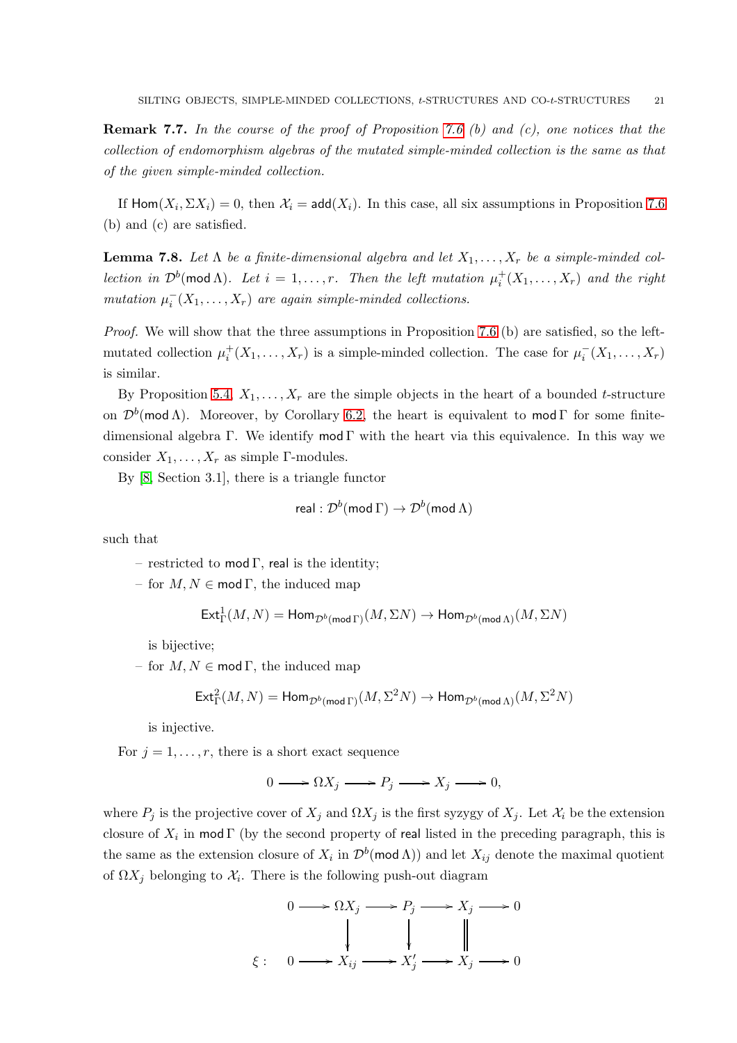**Remark 7.7.** *In the course of the proof of Proposition 7.6 (b) and (c), one notices that the collection of endomorphism algebras of the mutated simple-minded collection is the same as that of the given simple-minded collection.*

If $\mathsf{Hom}(X_i, \Sigma X_i) = 0$, then $\mathcal{X}_i = \mathsf{add}(X_i)$. In this case, all six assumptions in Proposition 7.6 (b) and (c) are satisfied.

**Lemma 7.8.** *Let $\Lambda$ be a finite-dimensional algebra and let $X_1, \ldots, X_r$ be a simple-minded collection in $\mathcal{D}^b(\mathsf{mod}\,\Lambda)$. Let $i = 1, \ldots, r$. Then the left mutation $\mu_i^+(X_1, \ldots, X_r)$ and the right mutation $\mu_i^-(X_1, \ldots, X_r)$ are again simple-minded collections.*

*Proof.* We will show that the three assumptions in Proposition 7.6 (b) are satisfied, so the left-mutated collection $\mu_i^+(X_1, \ldots, X_r)$ is a simple-minded collection. The case for $\mu_i^-(X_1, \ldots, X_r)$ is similar.

By Proposition 5.4, $X_1, \ldots, X_r$ are the simple objects in the heart of a bounded $t$-structure on $\mathcal{D}^b(\mathsf{mod}\,\Lambda)$. Moreover, by Corollary 6.2, the heart is equivalent to $\mathsf{mod}\,\Gamma$ for some finite-dimensional algebra $\Gamma$. We identify $\mathsf{mod}\,\Gamma$ with the heart via this equivalence. In this way we consider $X_1, \ldots, X_r$ as simple $\Gamma$-modules.

By [8, Section 3.1], there is a triangle functor

$$\mathsf{real} : \mathcal{D}^b(\mathsf{mod}\,\Gamma) \to \mathcal{D}^b(\mathsf{mod}\,\Lambda)$$

such that

- restricted to $\mathsf{mod}\,\Gamma$, $\mathsf{real}$ is the identity;
- for $M, N \in \mathsf{mod}\,\Gamma$, the induced map

  $$\mathsf{Ext}^1_\Gamma(M, N) = \mathsf{Hom}_{\mathcal{D}^b(\mathsf{mod}\,\Gamma)}(M, \Sigma N) \to \mathsf{Hom}_{\mathcal{D}^b(\mathsf{mod}\,\Lambda)}(M, \Sigma N)$$

  is bijective;
- for $M, N \in \mathsf{mod}\,\Gamma$, the induced map

  $$\mathsf{Ext}^2_\Gamma(M, N) = \mathsf{Hom}_{\mathcal{D}^b(\mathsf{mod}\,\Gamma)}(M, \Sigma^2 N) \to \mathsf{Hom}_{\mathcal{D}^b(\mathsf{mod}\,\Lambda)}(M, \Sigma^2 N)$$

  is injective.

For $j = 1, \ldots, r$, there is a short exact sequence

$$0 \longrightarrow \Omega X_j \longrightarrow P_j \longrightarrow X_j \longrightarrow 0,$$

where $P_j$ is the projective cover of $X_j$ and $\Omega X_j$ is the first syzygy of $X_j$. Let $\mathcal{X}_i$ be the extension closure of $X_i$ in $\mathsf{mod}\,\Gamma$ (by the second property of $\mathsf{real}$ listed in the preceding paragraph, this is the same as the extension closure of $X_i$ in $\mathcal{D}^b(\mathsf{mod}\,\Lambda)$) and let $X_{ij}$ denote the maximal quotient of $\Omega X_j$ belonging to $\mathcal{X}_i$. There is the following push-out diagram

$$\begin{array}{cccccccccc}
 & 0 & \longrightarrow & \Omega X_j & \longrightarrow & P_j & \longrightarrow & X_j & \longrightarrow & 0 \\
 & & & \downarrow & & \downarrow & & \| & & \\
\xi : & 0 & \longrightarrow & X_{ij} & \longrightarrow & X'_j & \longrightarrow & X_j & \longrightarrow & 0
\end{array}$$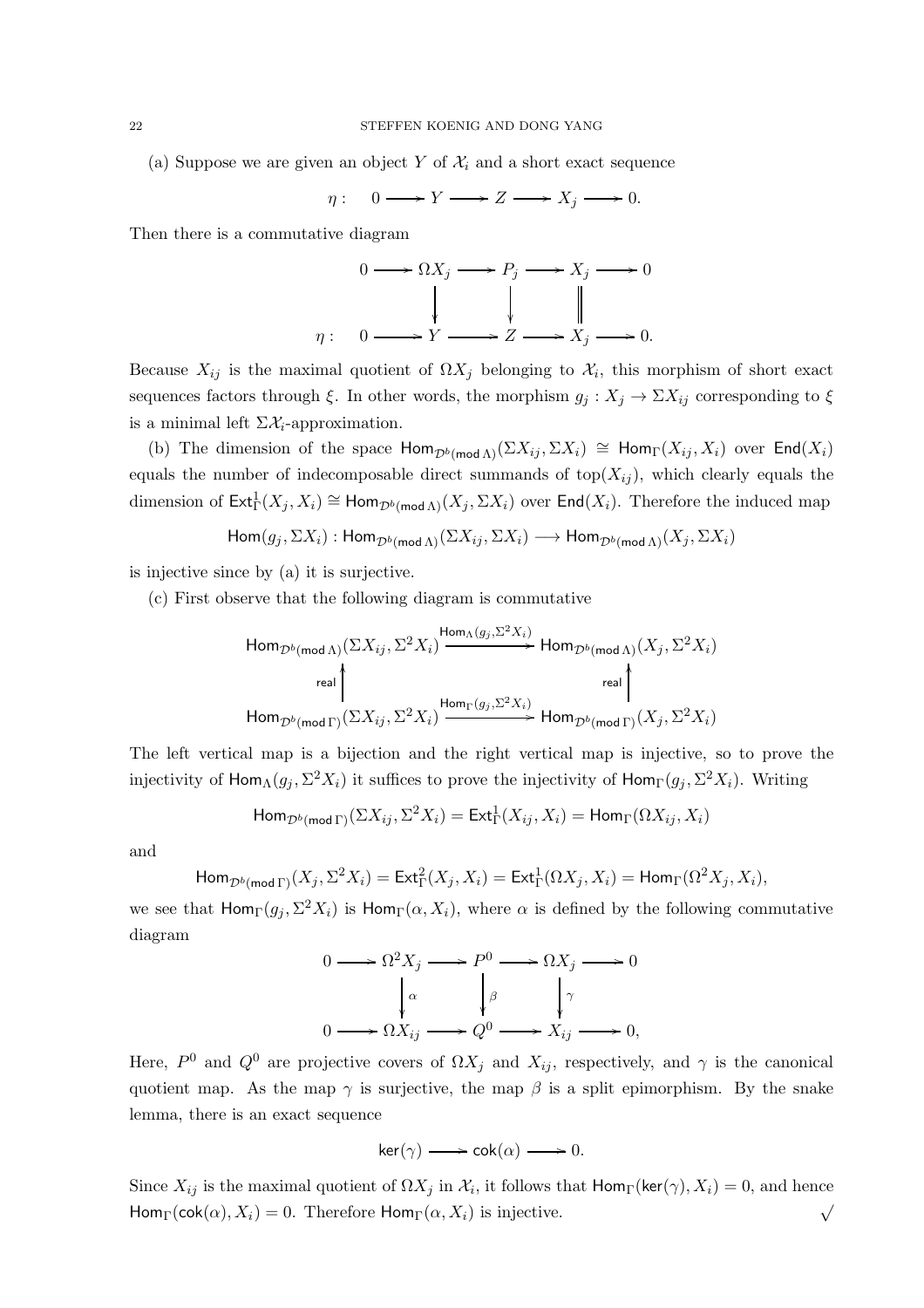(a) Suppose we are given an object $Y$ of $\mathcal{X}_i$ and a short exact sequence

$$\eta: \quad 0 \longrightarrow Y \longrightarrow Z \longrightarrow X_j \longrightarrow 0.$$

Then there is a commutative diagram

$$\begin{array}{ccccccccc} & 0 & \longrightarrow & \Omega X_j & \longrightarrow & P_j & \longrightarrow & X_j & \longrightarrow & 0 \\ & & & \downarrow & & \downarrow & & \| & & \\ \eta: & 0 & \longrightarrow & Y & \longrightarrow & Z & \longrightarrow & X_j & \longrightarrow & 0. \end{array}$$

Because $X_{ij}$ is the maximal quotient of $\Omega X_j$ belonging to $\mathcal{X}_i$, this morphism of short exact sequences factors through $\xi$. In other words, the morphism $g_j : X_j \to \Sigma X_{ij}$ corresponding to $\xi$ is a minimal left $\Sigma\mathcal{X}_i$-approximation.

(b) The dimension of the space $\mathsf{Hom}_{\mathcal{D}^b(\mathsf{mod}\,\Lambda)}(\Sigma X_{ij}, \Sigma X_i) \cong \mathsf{Hom}_\Gamma(X_{ij}, X_i)$ over $\mathsf{End}(X_i)$ equals the number of indecomposable direct summands of $\mathrm{top}(X_{ij})$, which clearly equals the dimension of $\mathsf{Ext}^1_\Gamma(X_j, X_i) \cong \mathsf{Hom}_{\mathcal{D}^b(\mathsf{mod}\,\Lambda)}(X_j, \Sigma X_i)$ over $\mathsf{End}(X_i)$. Therefore the induced map

$$\mathsf{Hom}(g_j, \Sigma X_i) : \mathsf{Hom}_{\mathcal{D}^b(\mathsf{mod}\,\Lambda)}(\Sigma X_{ij}, \Sigma X_i) \longrightarrow \mathsf{Hom}_{\mathcal{D}^b(\mathsf{mod}\,\Lambda)}(X_j, \Sigma X_i)$$

is injective since by (a) it is surjective.

(c) First observe that the following diagram is commutative

$$\begin{array}{ccc} \mathsf{Hom}_{\mathcal{D}^b(\mathsf{mod}\,\Lambda)}(\Sigma X_{ij}, \Sigma^2 X_i) & \xrightarrow{\mathsf{Hom}_\Lambda(g_j, \Sigma^2 X_i)} & \mathsf{Hom}_{\mathcal{D}^b(\mathsf{mod}\,\Lambda)}(X_j, \Sigma^2 X_i) \\ \uparrow{\scriptstyle \mathsf{real}} & & \uparrow{\scriptstyle \mathsf{real}} \\ \mathsf{Hom}_{\mathcal{D}^b(\mathsf{mod}\,\Gamma)}(\Sigma X_{ij}, \Sigma^2 X_i) & \xrightarrow{\mathsf{Hom}_\Gamma(g_j, \Sigma^2 X_i)} & \mathsf{Hom}_{\mathcal{D}^b(\mathsf{mod}\,\Gamma)}(X_j, \Sigma^2 X_i) \end{array}$$

The left vertical map is a bijection and the right vertical map is injective, so to prove the injectivity of $\mathsf{Hom}_\Lambda(g_j, \Sigma^2 X_i)$ it suffices to prove the injectivity of $\mathsf{Hom}_\Gamma(g_j, \Sigma^2 X_i)$. Writing

$$\mathsf{Hom}_{\mathcal{D}^b(\mathsf{mod}\,\Gamma)}(\Sigma X_{ij}, \Sigma^2 X_i) = \mathsf{Ext}^1_\Gamma(X_{ij}, X_i) = \mathsf{Hom}_\Gamma(\Omega X_{ij}, X_i)$$

and

$$\mathsf{Hom}_{\mathcal{D}^b(\mathsf{mod}\,\Gamma)}(X_j, \Sigma^2 X_i) = \mathsf{Ext}^2_\Gamma(X_j, X_i) = \mathsf{Ext}^1_\Gamma(\Omega X_j, X_i) = \mathsf{Hom}_\Gamma(\Omega^2 X_j, X_i),$$

we see that $\mathsf{Hom}_\Gamma(g_j, \Sigma^2 X_i)$ is $\mathsf{Hom}_\Gamma(\alpha, X_i)$, where $\alpha$ is defined by the following commutative diagram

$$\begin{array}{ccccccccc} 0 & \longrightarrow & \Omega^2 X_j & \longrightarrow & P^0 & \longrightarrow & \Omega X_j & \longrightarrow & 0 \\ & & \downarrow{\scriptstyle \alpha} & & \downarrow{\scriptstyle \beta} & & \downarrow{\scriptstyle \gamma} & & \\ 0 & \longrightarrow & \Omega X_{ij} & \longrightarrow & Q^0 & \longrightarrow & X_{ij} & \longrightarrow & 0, \end{array}$$

Here, $P^0$ and $Q^0$ are projective covers of $\Omega X_j$ and $X_{ij}$, respectively, and $\gamma$ is the canonical quotient map. As the map $\gamma$ is surjective, the map $\beta$ is a split epimorphism. By the snake lemma, there is an exact sequence

$$\mathsf{ker}(\gamma) \longrightarrow \mathsf{cok}(\alpha) \longrightarrow 0.$$

Since $X_{ij}$ is the maximal quotient of $\Omega X_j$ in $\mathcal{X}_i$, it follows that $\mathsf{Hom}_\Gamma(\mathsf{ker}(\gamma), X_i) = 0$, and hence $\mathsf{Hom}_\Gamma(\mathsf{cok}(\alpha), X_i) = 0$. Therefore $\mathsf{Hom}_\Gamma(\alpha, X_i)$ is injective. $\surd$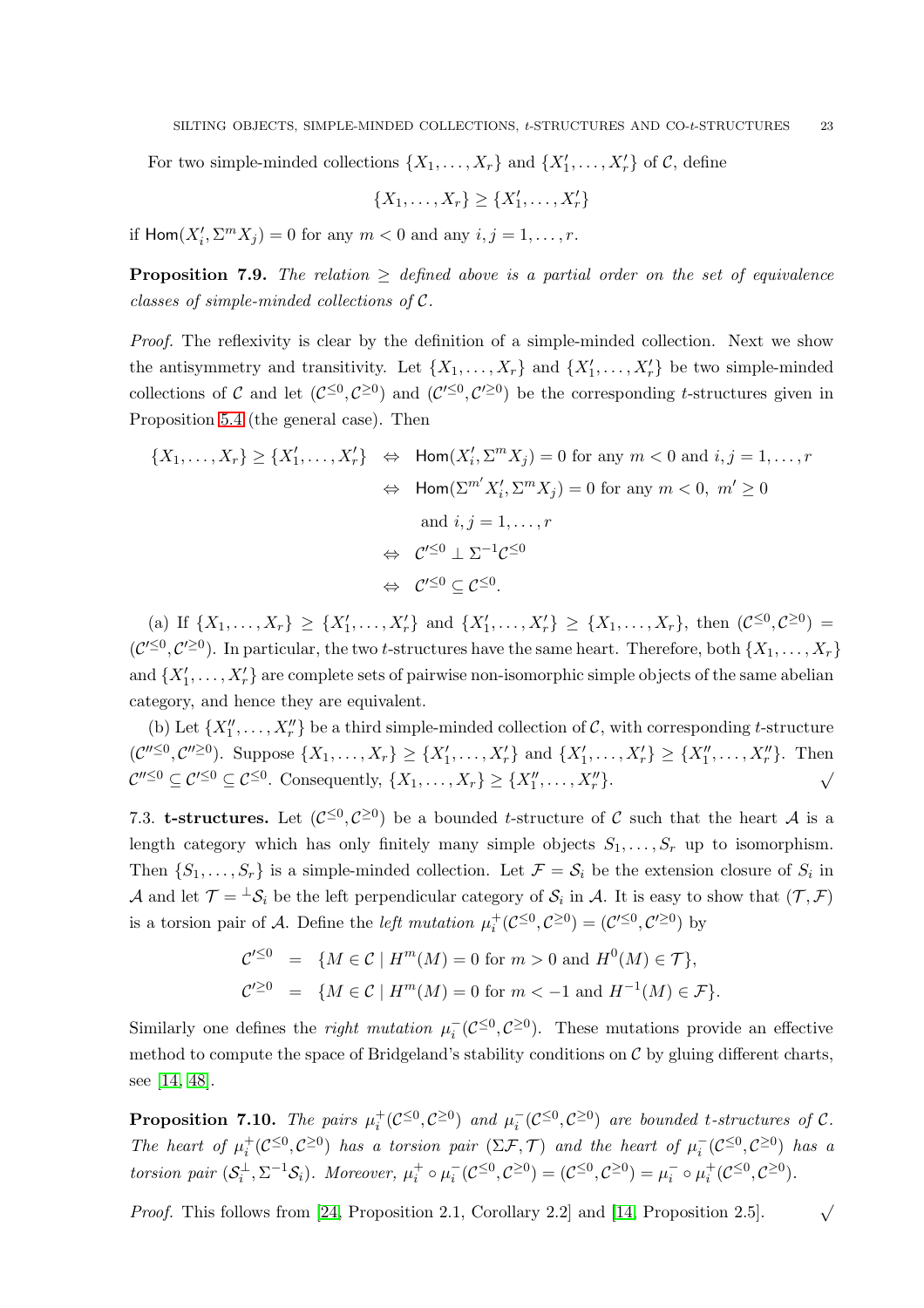For two simple-minded collections $\{X_1, \ldots, X_r\}$ and $\{X'_1, \ldots, X'_r\}$ of $\mathcal{C}$, define

$$\{X_1, \ldots, X_r\} \geq \{X'_1, \ldots, X'_r\}$$

if $\mathsf{Hom}(X'_i, \Sigma^m X_j) = 0$ for any $m < 0$ and any $i, j = 1, \ldots, r$.

**Proposition 7.9.** *The relation $\geq$ defined above is a partial order on the set of equivalence classes of simple-minded collections of $\mathcal{C}$.*

*Proof.* The reflexivity is clear by the definition of a simple-minded collection. Next we show the antisymmetry and transitivity. Let $\{X_1, \ldots, X_r\}$ and $\{X'_1, \ldots, X'_r\}$ be two simple-minded collections of $\mathcal{C}$ and let $(\mathcal{C}^{\leq 0}, \mathcal{C}^{\geq 0})$ and $(\mathcal{C}'^{\leq 0}, \mathcal{C}'^{\geq 0})$ be the corresponding $t$-structures given in Proposition 5.4 (the general case). Then

$$\begin{aligned}
\{X_1, \ldots, X_r\} \geq \{X'_1, \ldots, X'_r\} &\Leftrightarrow \mathsf{Hom}(X'_i, \Sigma^m X_j) = 0 \text{ for any } m < 0 \text{ and } i, j = 1, \ldots, r \\
&\Leftrightarrow \mathsf{Hom}(\Sigma^{m'} X'_i, \Sigma^m X_j) = 0 \text{ for any } m < 0,\ m' \geq 0 \\
&\qquad \text{and } i, j = 1, \ldots, r \\
&\Leftrightarrow \mathcal{C}'^{\leq 0} \perp \Sigma^{-1} \mathcal{C}^{\leq 0} \\
&\Leftrightarrow \mathcal{C}'^{\leq 0} \subseteq \mathcal{C}^{\leq 0}.
\end{aligned}$$

(a) If $\{X_1, \ldots, X_r\} \geq \{X'_1, \ldots, X'_r\}$ and $\{X'_1, \ldots, X'_r\} \geq \{X_1, \ldots, X_r\}$, then $(\mathcal{C}^{\leq 0}, \mathcal{C}^{\geq 0}) = (\mathcal{C}'^{\leq 0}, \mathcal{C}'^{\geq 0})$. In particular, the two $t$-structures have the same heart. Therefore, both $\{X_1, \ldots, X_r\}$ and $\{X'_1, \ldots, X'_r\}$ are complete sets of pairwise non-isomorphic simple objects of the same abelian category, and hence they are equivalent.

(b) Let $\{X''_1, \ldots, X''_r\}$ be a third simple-minded collection of $\mathcal{C}$, with corresponding $t$-structure $(\mathcal{C}''^{\leq 0}, \mathcal{C}''^{\geq 0})$. Suppose $\{X_1, \ldots, X_r\} \geq \{X'_1, \ldots, X'_r\}$ and $\{X'_1, \ldots, X'_r\} \geq \{X''_1, \ldots, X''_r\}$. Then $\mathcal{C}''^{\leq 0} \subseteq \mathcal{C}'^{\leq 0} \subseteq \mathcal{C}^{\leq 0}$. Consequently, $\{X_1, \ldots, X_r\} \geq \{X''_1, \ldots, X''_r\}$. $\surd$

7.3. **t-structures.** Let $(\mathcal{C}^{\leq 0}, \mathcal{C}^{\geq 0})$ be a bounded $t$-structure of $\mathcal{C}$ such that the heart $\mathcal{A}$ is a length category which has only finitely many simple objects $S_1, \ldots, S_r$ up to isomorphism. Then $\{S_1, \ldots, S_r\}$ is a simple-minded collection. Let $\mathcal{F} = \mathcal{S}_i$ be the extension closure of $S_i$ in $\mathcal{A}$ and let $\mathcal{T} = {}^{\perp}\mathcal{S}_i$ be the left perpendicular category of $\mathcal{S}_i$ in $\mathcal{A}$. It is easy to show that $(\mathcal{T}, \mathcal{F})$ is a torsion pair of $\mathcal{A}$. Define the *left mutation* $\mu_i^+(\mathcal{C}^{\leq 0}, \mathcal{C}^{\geq 0}) = (\mathcal{C}'^{\leq 0}, \mathcal{C}'^{\geq 0})$ by

$$\begin{aligned}
\mathcal{C}'^{\leq 0} &= \{M \in \mathcal{C} \mid H^m(M) = 0 \text{ for } m > 0 \text{ and } H^0(M) \in \mathcal{T}\}, \\
\mathcal{C}'^{\geq 0} &= \{M \in \mathcal{C} \mid H^m(M) = 0 \text{ for } m < -1 \text{ and } H^{-1}(M) \in \mathcal{F}\}.
\end{aligned}$$

Similarly one defines the *right mutation* $\mu_i^-(\mathcal{C}^{\leq 0}, \mathcal{C}^{\geq 0})$. These mutations provide an effective method to compute the space of Bridgeland's stability conditions on $\mathcal{C}$ by gluing different charts, see [14, 48].

**Proposition 7.10.** *The pairs $\mu_i^+(\mathcal{C}^{\leq 0}, \mathcal{C}^{\geq 0})$ and $\mu_i^-(\mathcal{C}^{\leq 0}, \mathcal{C}^{\geq 0})$ are bounded $t$-structures of $\mathcal{C}$. The heart of $\mu_i^+(\mathcal{C}^{\leq 0}, \mathcal{C}^{\geq 0})$ has a torsion pair $(\Sigma\mathcal{F}, \mathcal{T})$ and the heart of $\mu_i^-(\mathcal{C}^{\leq 0}, \mathcal{C}^{\geq 0})$ has a torsion pair $(\mathcal{S}_i^{\perp}, \Sigma^{-1}\mathcal{S}_i)$. Moreover, $\mu_i^+ \circ \mu_i^-(\mathcal{C}^{\leq 0}, \mathcal{C}^{\geq 0}) = (\mathcal{C}^{\leq 0}, \mathcal{C}^{\geq 0}) = \mu_i^- \circ \mu_i^+(\mathcal{C}^{\leq 0}, \mathcal{C}^{\geq 0})$.*

*Proof.* This follows from [24, Proposition 2.1, Corollary 2.2] and [14, Proposition 2.5]. $\surd$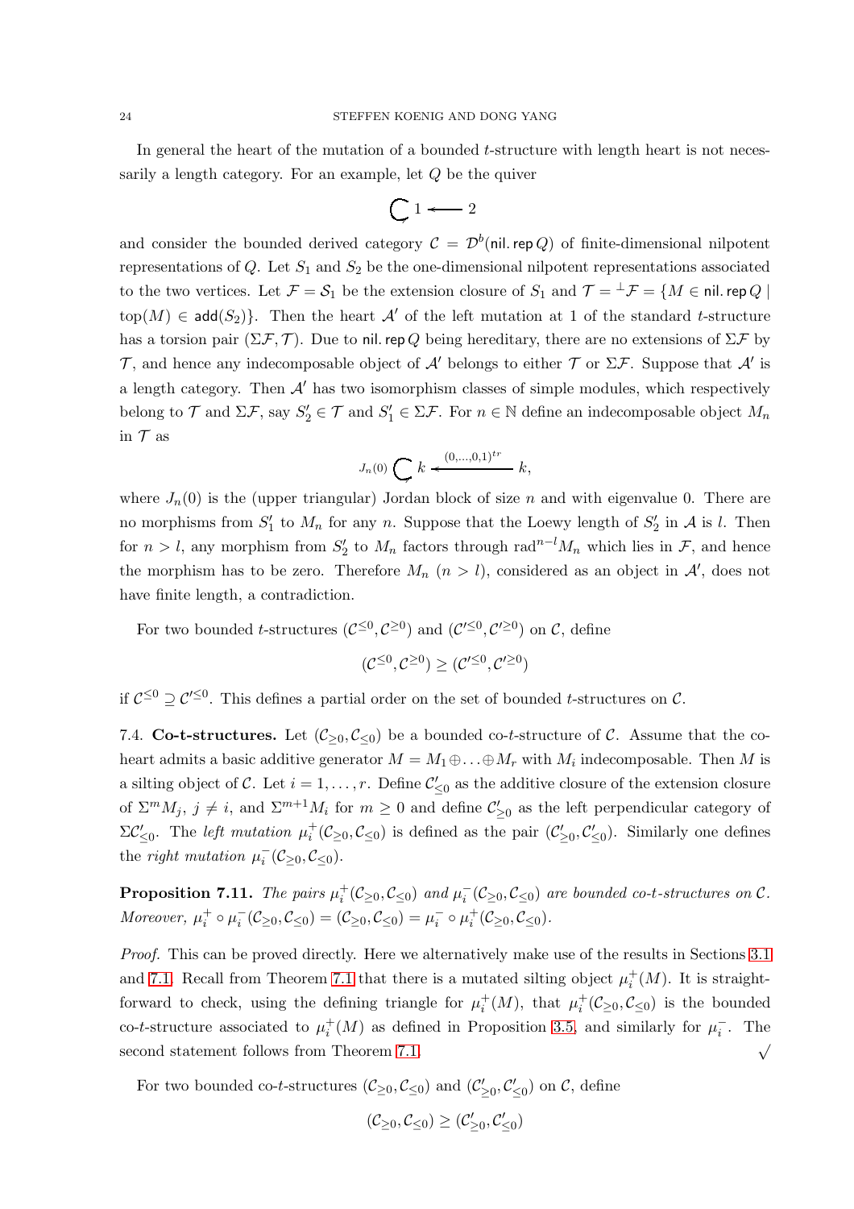In general the heart of the mutation of a bounded $t$-structure with length heart is not necessarily a length category. For an example, let $Q$ be the quiver

$$\circlearrowright 1 \longleftarrow 2$$

and consider the bounded derived category $\mathcal{C} = \mathcal{D}^b(\mathsf{nil.rep}\,Q)$ of finite-dimensional nilpotent representations of $Q$. Let $S_1$ and $S_2$ be the one-dimensional nilpotent representations associated to the two vertices. Let $\mathcal{F} = \mathcal{S}_1$ be the extension closure of $S_1$ and $\mathcal{T} = {}^{\perp}\mathcal{F} = \{M \in \mathsf{nil.rep}\,Q \mid \mathrm{top}(M) \in \mathsf{add}(S_2)\}$. Then the heart $\mathcal{A}'$ of the left mutation at 1 of the standard $t$-structure has a torsion pair $(\Sigma\mathcal{F}, \mathcal{T})$. Due to $\mathsf{nil.rep}\,Q$ being hereditary, there are no extensions of $\Sigma\mathcal{F}$ by $\mathcal{T}$, and hence any indecomposable object of $\mathcal{A}'$ belongs to either $\mathcal{T}$ or $\Sigma\mathcal{F}$. Suppose that $\mathcal{A}'$ is a length category. Then $\mathcal{A}'$ has two isomorphism classes of simple modules, which respectively belong to $\mathcal{T}$ and $\Sigma\mathcal{F}$, say $S_2' \in \mathcal{T}$ and $S_1' \in \Sigma\mathcal{F}$. For $n \in \mathbb{N}$ define an indecomposable object $M_n$ in $\mathcal{T}$ as

$$J_n(0) \circlearrowright k \xleftarrow{(0,\ldots,0,1)^{tr}} k,$$

where $J_n(0)$ is the (upper triangular) Jordan block of size $n$ and with eigenvalue 0. There are no morphisms from $S_1'$ to $M_n$ for any $n$. Suppose that the Loewy length of $S_2'$ in $\mathcal{A}$ is $l$. Then for $n > l$, any morphism from $S_2'$ to $M_n$ factors through $\mathrm{rad}^{n-l} M_n$ which lies in $\mathcal{F}$, and hence the morphism has to be zero. Therefore $M_n$ $(n > l)$, considered as an object in $\mathcal{A}'$, does not have finite length, a contradiction.

For two bounded $t$-structures $(\mathcal{C}^{\leq 0}, \mathcal{C}^{\geq 0})$ and $(\mathcal{C}'^{\leq 0}, \mathcal{C}'^{\geq 0})$ on $\mathcal{C}$, define

$$(\mathcal{C}^{\leq 0}, \mathcal{C}^{\geq 0}) \geq (\mathcal{C}'^{\leq 0}, \mathcal{C}'^{\geq 0})$$

if $\mathcal{C}^{\leq 0} \supseteq \mathcal{C}'^{\leq 0}$. This defines a partial order on the set of bounded $t$-structures on $\mathcal{C}$.

7.4. **Co-t-structures.** Let $(\mathcal{C}_{\geq 0}, \mathcal{C}_{\leq 0})$ be a bounded co-$t$-structure of $\mathcal{C}$. Assume that the co-heart admits a basic additive generator $M = M_1 \oplus \ldots \oplus M_r$ with $M_i$ indecomposable. Then $M$ is a silting object of $\mathcal{C}$. Let $i = 1, \ldots, r$. Define $\mathcal{C}'_{\leq 0}$ as the additive closure of the extension closure of $\Sigma^m M_j$, $j \neq i$, and $\Sigma^{m+1} M_i$ for $m \geq 0$ and define $\mathcal{C}'_{\geq 0}$ as the left perpendicular category of $\Sigma\mathcal{C}'_{\leq 0}$. The *left mutation* $\mu_i^+(\mathcal{C}_{\geq 0}, \mathcal{C}_{\leq 0})$ is defined as the pair $(\mathcal{C}'_{\geq 0}, \mathcal{C}'_{\leq 0})$. Similarly one defines the *right mutation* $\mu_i^-(\mathcal{C}_{\geq 0}, \mathcal{C}_{\leq 0})$.

**Proposition 7.11.** *The pairs $\mu_i^+(\mathcal{C}_{\geq 0}, \mathcal{C}_{\leq 0})$ and $\mu_i^-(\mathcal{C}_{\geq 0}, \mathcal{C}_{\leq 0})$ are bounded co-$t$-structures on $\mathcal{C}$. Moreover, $\mu_i^+ \circ \mu_i^-(\mathcal{C}_{\geq 0}, \mathcal{C}_{\leq 0}) = (\mathcal{C}_{\geq 0}, \mathcal{C}_{\leq 0}) = \mu_i^- \circ \mu_i^+(\mathcal{C}_{\geq 0}, \mathcal{C}_{\leq 0})$.*

*Proof.* This can be proved directly. Here we alternatively make use of the results in Sections 3.1 and 7.1. Recall from Theorem 7.1 that there is a mutated silting object $\mu_i^+(M)$. It is straightforward to check, using the defining triangle for $\mu_i^+(M)$, that $\mu_i^+(\mathcal{C}_{\geq 0}, \mathcal{C}_{\leq 0})$ is the bounded co-$t$-structure associated to $\mu_i^+(M)$ as defined in Proposition 3.5, and similarly for $\mu_i^-$. The second statement follows from Theorem 7.1. $\surd$

For two bounded co-$t$-structures $(\mathcal{C}_{\geq 0}, \mathcal{C}_{\leq 0})$ and $(\mathcal{C}'_{\geq 0}, \mathcal{C}'_{\leq 0})$ on $\mathcal{C}$, define

$$(\mathcal{C}_{\geq 0}, \mathcal{C}_{\leq 0}) \geq (\mathcal{C}'_{\geq 0}, \mathcal{C}'_{\leq 0})$$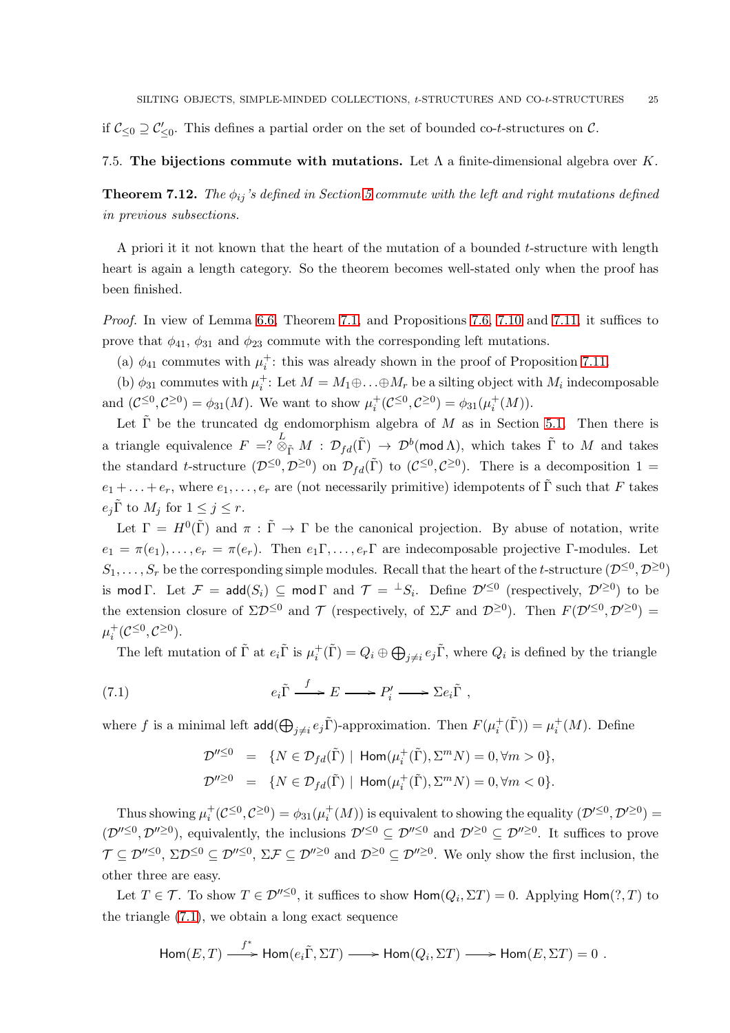if $\mathcal{C}_{\leq 0} \supseteq \mathcal{C}'_{\leq 0}$. This defines a partial order on the set of bounded co-$t$-structures on $\mathcal{C}$.

### 7.5. The bijections commute with mutations.

Let $\Lambda$ a finite-dimensional algebra over $K$.

**Theorem 7.12.** *The $\phi_{ij}$'s defined in Section 5 commute with the left and right mutations defined in previous subsections.*

A priori it it not known that the heart of the mutation of a bounded $t$-structure with length heart is again a length category. So the theorem becomes well-stated only when the proof has been finished.

*Proof.* In view of Lemma 6.6, Theorem 7.1, and Propositions 7.6, 7.10 and 7.11, it suffices to prove that $\phi_{41}$, $\phi_{31}$ and $\phi_{23}$ commute with the corresponding left mutations.

(a) $\phi_{41}$ commutes with $\mu_i^+$: this was already shown in the proof of Proposition 7.11.

(b) $\phi_{31}$ commutes with $\mu_i^+$: Let $M = M_1 \oplus \ldots \oplus M_r$ be a silting object with $M_i$ indecomposable and $(\mathcal{C}^{\leq 0}, \mathcal{C}^{\geq 0}) = \phi_{31}(M)$. We want to show $\mu_i^+(\mathcal{C}^{\leq 0}, \mathcal{C}^{\geq 0}) = \phi_{31}(\mu_i^+(M))$.

Let $\tilde{\Gamma}$ be the truncated dg endomorphism algebra of $M$ as in Section 5.1. Then there is a triangle equivalence $F = ? \overset{L}{\otimes}_{\tilde{\Gamma}} M : \mathcal{D}_{fd}(\tilde{\Gamma}) \to \mathcal{D}^b(\mathsf{mod}\,\Lambda)$, which takes $\tilde{\Gamma}$ to $M$ and takes the standard $t$-structure $(\mathcal{D}^{\leq 0}, \mathcal{D}^{\geq 0})$ on $\mathcal{D}_{fd}(\tilde{\Gamma})$ to $(\mathcal{C}^{\leq 0}, \mathcal{C}^{\geq 0})$. There is a decomposition $1 = e_1 + \ldots + e_r$, where $e_1, \ldots, e_r$ are (not necessarily primitive) idempotents of $\tilde{\Gamma}$ such that $F$ takes $e_j\tilde{\Gamma}$ to $M_j$ for $1 \leq j \leq r$.

Let $\Gamma = H^0(\tilde{\Gamma})$ and $\pi : \tilde{\Gamma} \to \Gamma$ be the canonical projection. By abuse of notation, write $e_1 = \pi(e_1), \ldots, e_r = \pi(e_r)$. Then $e_1\Gamma, \ldots, e_r\Gamma$ are indecomposable projective $\Gamma$-modules. Let $S_1, \ldots, S_r$ be the corresponding simple modules. Recall that the heart of the $t$-structure $(\mathcal{D}^{\leq 0}, \mathcal{D}^{\geq 0})$ is $\mathsf{mod}\,\Gamma$. Let $\mathcal{F} = \mathsf{add}(S_i) \subseteq \mathsf{mod}\,\Gamma$ and $\mathcal{T} = {}^{\perp}S_i$. Define $\mathcal{D}'^{\leq 0}$ (respectively, $\mathcal{D}'^{\geq 0}$) to be the extension closure of $\Sigma\mathcal{D}^{\leq 0}$ and $\mathcal{T}$ (respectively, of $\Sigma\mathcal{F}$ and $\mathcal{D}^{\geq 0}$). Then $F(\mathcal{D}'^{\leq 0}, \mathcal{D}'^{\geq 0}) = \mu_i^+(\mathcal{C}^{\leq 0}, \mathcal{C}^{\geq 0})$.

The left mutation of $\tilde{\Gamma}$ at $e_i\tilde{\Gamma}$ is $\mu_i^+(\tilde{\Gamma}) = Q_i \oplus \bigoplus_{j\neq i} e_j\tilde{\Gamma}$, where $Q_i$ is defined by the triangle

$$e_i\tilde{\Gamma} \xrightarrow{f} E \longrightarrow P'_i \longrightarrow \Sigma e_i\tilde{\Gamma}\ , \tag{7.1}$$

where $f$ is a minimal left $\mathsf{add}(\bigoplus_{j\neq i} e_j\tilde{\Gamma})$-approximation. Then $F(\mu_i^+(\tilde{\Gamma})) = \mu_i^+(M)$. Define

$$\begin{aligned}
\mathcal{D}''^{\leq 0} &= \{N \in \mathcal{D}_{fd}(\tilde{\Gamma}) \mid \mathsf{Hom}(\mu_i^+(\tilde{\Gamma}), \Sigma^m N) = 0, \forall m > 0\},\\
\mathcal{D}''^{\geq 0} &= \{N \in \mathcal{D}_{fd}(\tilde{\Gamma}) \mid \mathsf{Hom}(\mu_i^+(\tilde{\Gamma}), \Sigma^m N) = 0, \forall m < 0\}.
\end{aligned}$$

Thus showing $\mu_i^+(\mathcal{C}^{\leq 0}, \mathcal{C}^{\geq 0}) = \phi_{31}(\mu_i^+(M))$ is equivalent to showing the equality $(\mathcal{D}'^{\leq 0}, \mathcal{D}'^{\geq 0}) = (\mathcal{D}''^{\leq 0}, \mathcal{D}''^{\geq 0})$, equivalently, the inclusions $\mathcal{D}'^{\leq 0} \subseteq \mathcal{D}''^{\leq 0}$ and $\mathcal{D}'^{\geq 0} \subseteq \mathcal{D}''^{\geq 0}$. It suffices to prove $\mathcal{T} \subseteq \mathcal{D}''^{\leq 0}$, $\Sigma\mathcal{D}^{\leq 0} \subseteq \mathcal{D}''^{\leq 0}$, $\Sigma\mathcal{F} \subseteq \mathcal{D}''^{\geq 0}$ and $\mathcal{D}^{\geq 0} \subseteq \mathcal{D}''^{\geq 0}$. We only show the first inclusion, the other three are easy.

Let $T \in \mathcal{T}$. To show $T \in \mathcal{D}''^{\leq 0}$, it suffices to show $\mathsf{Hom}(Q_i, \Sigma T) = 0$. Applying $\mathsf{Hom}(?, T)$ to the triangle (7.1), we obtain a long exact sequence

$$\mathsf{Hom}(E, T) \xrightarrow{f^*} \mathsf{Hom}(e_i\tilde{\Gamma}, \Sigma T) \longrightarrow \mathsf{Hom}(Q_i, \Sigma T) \longrightarrow \mathsf{Hom}(E, \Sigma T) = 0\ .$$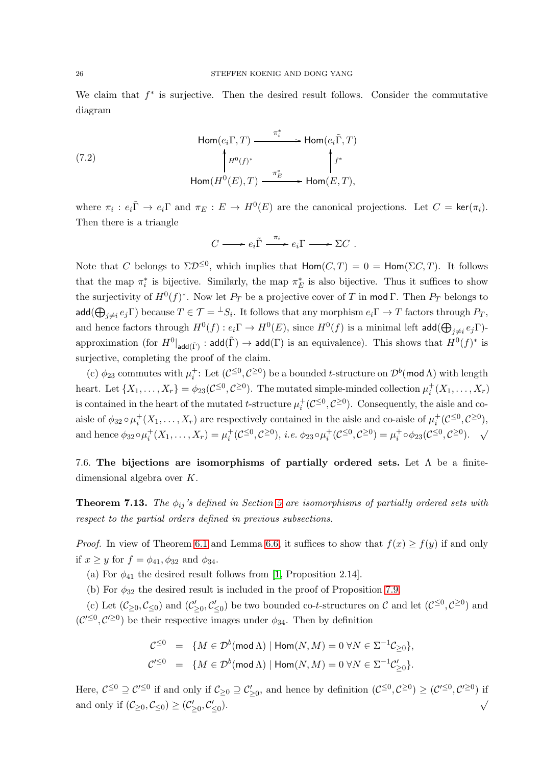We claim that $f^*$ is surjective. Then the desired result follows. Consider the commutative diagram

$$
\begin{array}{ccc}
\mathsf{Hom}(e_i\Gamma, T) & \xrightarrow{\pi_i^*} & \mathsf{Hom}(e_i\tilde{\Gamma}, T) \\
\uparrow {\scriptstyle H^0(f)^*} & & \uparrow {\scriptstyle f^*} \\
\mathsf{Hom}(H^0(E), T) & \xrightarrow{\pi_E^*} & \mathsf{Hom}(E, T),
\end{array}
\tag{7.2}
$$

where $\pi_i : e_i\tilde{\Gamma} \to e_i\Gamma$ and $\pi_E : E \to H^0(E)$ are the canonical projections. Let $C = \mathsf{ker}(\pi_i)$. Then there is a triangle

$$
C \longrightarrow e_i\tilde{\Gamma} \xrightarrow{\pi_i} e_i\Gamma \longrightarrow \Sigma C .
$$

Note that $C$ belongs to $\Sigma\mathcal{D}^{\leq 0}$, which implies that $\mathsf{Hom}(C, T) = 0 = \mathsf{Hom}(\Sigma C, T)$. It follows that the map $\pi_i^*$ is bijective. Similarly, the map $\pi_E^*$ is also bijective. Thus it suffices to show the surjectivity of $H^0(f)^*$. Now let $P_T$ be a projective cover of $T$ in $\mathsf{mod}\,\Gamma$. Then $P_T$ belongs to $\mathsf{add}(\bigoplus_{j\neq i} e_j\Gamma)$ because $T \in \mathcal{T} = {}^{\perp}S_i$. It follows that any morphism $e_i\Gamma \to T$ factors through $P_T$, and hence factors through $H^0(f) : e_i\Gamma \to H^0(E)$, since $H^0(f)$ is a minimal left $\mathsf{add}(\bigoplus_{j\neq i} e_j\Gamma)$-approximation (for $H^0|_{\mathsf{add}(\tilde{\Gamma})} : \mathsf{add}(\tilde{\Gamma}) \to \mathsf{add}(\Gamma)$ is an equivalence). This shows that $H^0(f)^*$ is surjective, completing the proof of the claim.

(c) $\phi_{23}$ commutes with $\mu_i^+$: Let $(\mathcal{C}^{\leq 0}, \mathcal{C}^{\geq 0})$ be a bounded $t$-structure on $\mathcal{D}^b(\mathsf{mod}\,\Lambda)$ with length heart. Let $\{X_1, \ldots, X_r\} = \phi_{23}(\mathcal{C}^{\leq 0}, \mathcal{C}^{\geq 0})$. The mutated simple-minded collection $\mu_i^+(X_1, \ldots, X_r)$ is contained in the heart of the mutated $t$-structure $\mu_i^+(\mathcal{C}^{\leq 0}, \mathcal{C}^{\geq 0})$. Consequently, the aisle and co-aisle of $\phi_{32} \circ \mu_i^+(X_1, \ldots, X_r)$ are respectively contained in the aisle and co-aisle of $\mu_i^+(\mathcal{C}^{\leq 0}, \mathcal{C}^{\geq 0})$, and hence $\phi_{32} \circ \mu_i^+(X_1, \ldots, X_r) = \mu_i^+(\mathcal{C}^{\leq 0}, \mathcal{C}^{\geq 0})$, *i.e.* $\phi_{23} \circ \mu_i^+(\mathcal{C}^{\leq 0}, \mathcal{C}^{\geq 0}) = \mu_i^+ \circ \phi_{23}(\mathcal{C}^{\leq 0}, \mathcal{C}^{\geq 0})$. $\surd$

### 7.6. The bijections are isomorphisms of partially ordered sets.

Let $\Lambda$ be a finite-dimensional algebra over $K$.

**Theorem 7.13.** *The $\phi_{ij}$'s defined in Section 5 are isomorphisms of partially ordered sets with respect to the partial orders defined in previous subsections.*

*Proof.* In view of Theorem 6.1 and Lemma 6.6, it suffices to show that $f(x) \geq f(y)$ if and only if $x \geq y$ for $f = \phi_{41}, \phi_{32}$ and $\phi_{34}$.

(a) For $\phi_{41}$ the desired result follows from [1, Proposition 2.14].

(b) For $\phi_{32}$ the desired result is included in the proof of Proposition 7.9.

(c) Let $(\mathcal{C}_{\geq 0}, \mathcal{C}_{\leq 0})$ and $(\mathcal{C}'_{\geq 0}, \mathcal{C}'_{\leq 0})$ be two bounded co-$t$-structures on $\mathcal{C}$ and let $(\mathcal{C}^{\leq 0}, \mathcal{C}^{\geq 0})$ and $(\mathcal{C}'^{\leq 0}, \mathcal{C}'^{\geq 0})$ be their respective images under $\phi_{34}$. Then by definition

$$
\begin{aligned}
\mathcal{C}^{\leq 0} &= \{M \in \mathcal{D}^b(\mathsf{mod}\,\Lambda) \mid \mathsf{Hom}(N, M) = 0 \;\forall N \in \Sigma^{-1}\mathcal{C}_{\geq 0}\}, \\
\mathcal{C}'^{\leq 0} &= \{M \in \mathcal{D}^b(\mathsf{mod}\,\Lambda) \mid \mathsf{Hom}(N, M) = 0 \;\forall N \in \Sigma^{-1}\mathcal{C}'_{\geq 0}\}.
\end{aligned}
$$

Here, $\mathcal{C}^{\leq 0} \supseteq \mathcal{C}'^{\leq 0}$ if and only if $\mathcal{C}_{\geq 0} \supseteq \mathcal{C}'_{\geq 0}$, and hence by definition $(\mathcal{C}^{\leq 0}, \mathcal{C}^{\geq 0}) \geq (\mathcal{C}'^{\leq 0}, \mathcal{C}'^{\geq 0})$ if and only if $(\mathcal{C}_{\geq 0}, \mathcal{C}_{\leq 0}) \geq (\mathcal{C}'_{\geq 0}, \mathcal{C}'_{\leq 0})$. $\surd$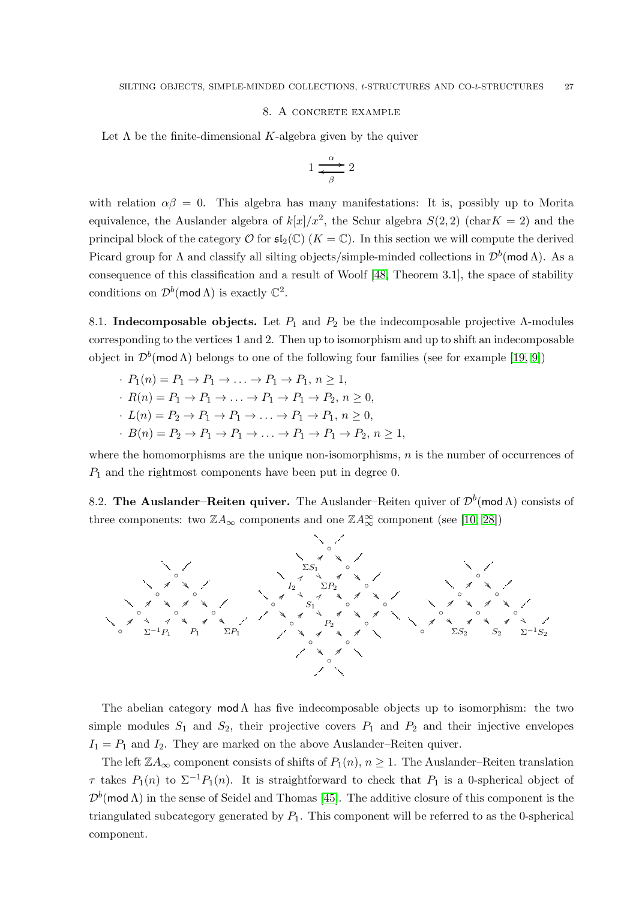## 8. A concrete example

Let $\Lambda$ be the finite-dimensional $K$-algebra given by the quiver

$$1 \underset{\beta}{\overset{\alpha}{\rightleftarrows}} 2$$

with relation $\alpha\beta = 0$. This algebra has many manifestations: It is, possibly up to Morita equivalence, the Auslander algebra of $k[x]/x^2$, the Schur algebra $S(2,2)$ ($\mathrm{char} K = 2$) and the principal block of the category $\mathcal{O}$ for $\mathfrak{sl}_2(\mathbb{C})$ ($K = \mathbb{C}$). In this section we will compute the derived Picard group for $\Lambda$ and classify all silting objects/simple-minded collections in $\mathcal{D}^b(\mathsf{mod}\,\Lambda)$. As a consequence of this classification and a result of Woolf [48, Theorem 3.1], the space of stability conditions on $\mathcal{D}^b(\mathsf{mod}\,\Lambda)$ is exactly $\mathbb{C}^2$.

**8.1. Indecomposable objects.** Let $P_1$ and $P_2$ be the indecomposable projective $\Lambda$-modules corresponding to the vertices 1 and 2. Then up to isomorphism and up to shift an indecomposable object in $\mathcal{D}^b(\mathsf{mod}\,\Lambda)$ belongs to one of the following four families (see for example [19, 9])

- $P_1(n) = P_1 \to P_1 \to \ldots \to P_1 \to P_1$, $n \geq 1$,
- $R(n) = P_1 \to P_1 \to \ldots \to P_1 \to P_1 \to P_2$, $n \geq 0$,
- $L(n) = P_2 \to P_1 \to P_1 \to \ldots \to P_1 \to P_1$, $n \geq 0$,
- $B(n) = P_2 \to P_1 \to P_1 \to \ldots \to P_1 \to P_1 \to P_2$, $n \geq 1$,

where the homomorphisms are the unique non-isomorphisms, $n$ is the number of occurrences of $P_1$ and the rightmost components have been put in degree 0.

**8.2. The Auslander–Reiten quiver.** The Auslander–Reiten quiver of $\mathcal{D}^b(\mathsf{mod}\,\Lambda)$ consists of three components: two $\mathbb{Z}A_\infty$ components and one $\mathbb{Z}A_\infty^\infty$ component (see [10, 28])

The abelian category $\mathsf{mod}\,\Lambda$ has five indecomposable objects up to isomorphism: the two simple modules $S_1$ and $S_2$, their projective covers $P_1$ and $P_2$ and their injective envelopes $I_1 = P_1$ and $I_2$. They are marked on the above Auslander–Reiten quiver.

The left $\mathbb{Z}A_\infty$ component consists of shifts of $P_1(n)$, $n \geq 1$. The Auslander–Reiten translation $\tau$ takes $P_1(n)$ to $\Sigma^{-1}P_1(n)$. It is straightforward to check that $P_1$ is a 0-spherical object of $\mathcal{D}^b(\mathsf{mod}\,\Lambda)$ in the sense of Seidel and Thomas [45]. The additive closure of this component is the triangulated subcategory generated by $P_1$. This component will be referred to as the 0-spherical component.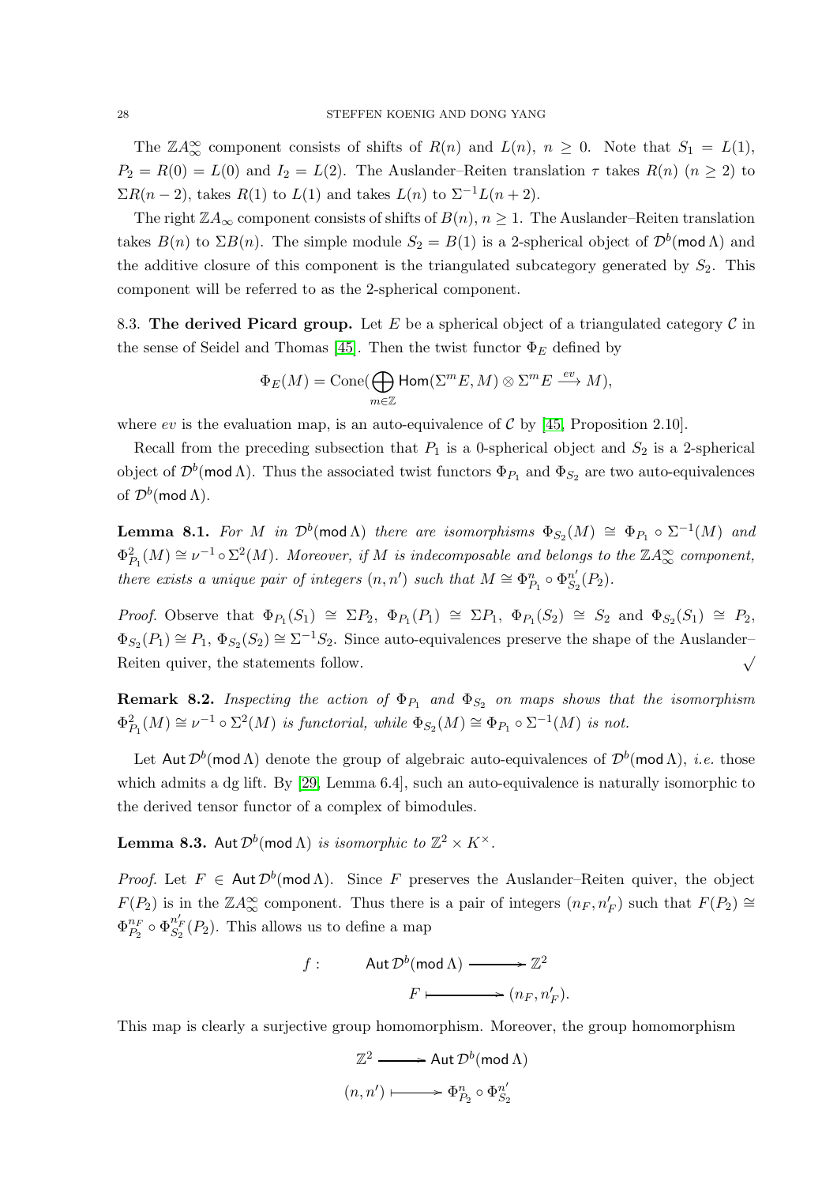The $\mathbb{Z}A_\infty^\infty$ component consists of shifts of $R(n)$ and $L(n)$, $n \geq 0$. Note that $S_1 = L(1)$, $P_2 = R(0) = L(0)$ and $I_2 = L(2)$. The Auslander–Reiten translation $\tau$ takes $R(n)$ $(n \geq 2)$ to $\Sigma R(n-2)$, takes $R(1)$ to $L(1)$ and takes $L(n)$ to $\Sigma^{-1} L(n+2)$.

The right $\mathbb{Z}A_\infty$ component consists of shifts of $B(n)$, $n \geq 1$. The Auslander–Reiten translation takes $B(n)$ to $\Sigma B(n)$. The simple module $S_2 = B(1)$ is a 2-spherical object of $\mathcal{D}^b(\mathsf{mod}\,\Lambda)$ and the additive closure of this component is the triangulated subcategory generated by $S_2$. This component will be referred to as the 2-spherical component.

8.3. **The derived Picard group.** Let $E$ be a spherical object of a triangulated category $\mathcal{C}$ in the sense of Seidel and Thomas [45]. Then the twist functor $\Phi_E$ defined by

$$\Phi_E(M) = \mathrm{Cone}(\bigoplus_{m \in \mathbb{Z}} \mathsf{Hom}(\Sigma^m E, M) \otimes \Sigma^m E \xrightarrow{ev} M),$$

where $ev$ is the evaluation map, is an auto-equivalence of $\mathcal{C}$ by [45, Proposition 2.10].

Recall from the preceding subsection that $P_1$ is a 0-spherical object and $S_2$ is a 2-spherical object of $\mathcal{D}^b(\mathsf{mod}\,\Lambda)$. Thus the associated twist functors $\Phi_{P_1}$ and $\Phi_{S_2}$ are two auto-equivalences of $\mathcal{D}^b(\mathsf{mod}\,\Lambda)$.

**Lemma 8.1.** *For $M$ in $\mathcal{D}^b(\mathsf{mod}\,\Lambda)$ there are isomorphisms $\Phi_{S_2}(M) \cong \Phi_{P_1} \circ \Sigma^{-1}(M)$ and $\Phi_{P_1}^2(M) \cong \nu^{-1} \circ \Sigma^2(M)$. Moreover, if $M$ is indecomposable and belongs to the $\mathbb{Z}A_\infty^\infty$ component, there exists a unique pair of integers $(n, n')$ such that $M \cong \Phi_{P_1}^n \circ \Phi_{S_2}^{n'}(P_2)$.*

*Proof.* Observe that $\Phi_{P_1}(S_1) \cong \Sigma P_2$, $\Phi_{P_1}(P_1) \cong \Sigma P_1$, $\Phi_{P_1}(S_2) \cong S_2$ and $\Phi_{S_2}(S_1) \cong P_2$, $\Phi_{S_2}(P_1) \cong P_1$, $\Phi_{S_2}(S_2) \cong \Sigma^{-1} S_2$. Since auto-equivalences preserve the shape of the Auslander–Reiten quiver, the statements follow. $\surd$

**Remark 8.2.** *Inspecting the action of $\Phi_{P_1}$ and $\Phi_{S_2}$ on maps shows that the isomorphism $\Phi_{P_1}^2(M) \cong \nu^{-1} \circ \Sigma^2(M)$ is functorial, while $\Phi_{S_2}(M) \cong \Phi_{P_1} \circ \Sigma^{-1}(M)$ is not.*

Let $\mathsf{Aut}\,\mathcal{D}^b(\mathsf{mod}\,\Lambda)$ denote the group of algebraic auto-equivalences of $\mathcal{D}^b(\mathsf{mod}\,\Lambda)$, *i.e.* those which admits a dg lift. By [29, Lemma 6.4], such an auto-equivalence is naturally isomorphic to the derived tensor functor of a complex of bimodules.

**Lemma 8.3.** $\mathsf{Aut}\,\mathcal{D}^b(\mathsf{mod}\,\Lambda)$ *is isomorphic to $\mathbb{Z}^2 \times K^\times$.*

*Proof.* Let $F \in \mathsf{Aut}\,\mathcal{D}^b(\mathsf{mod}\,\Lambda)$. Since $F$ preserves the Auslander–Reiten quiver, the object $F(P_2)$ is in the $\mathbb{Z}A_\infty^\infty$ component. Thus there is a pair of integers $(n_F, n'_F)$ such that $F(P_2) \cong \Phi_{P_2}^{n_F} \circ \Phi_{S_2}^{n'_F}(P_2)$. This allows us to define a map

$$f: \quad \mathsf{Aut}\,\mathcal{D}^b(\mathsf{mod}\,\Lambda) \longrightarrow \mathbb{Z}^2$$
$$F \longmapsto (n_F, n'_F).$$

This map is clearly a surjective group homomorphism. Moreover, the group homomorphism

$$\mathbb{Z}^2 \longrightarrow \mathsf{Aut}\,\mathcal{D}^b(\mathsf{mod}\,\Lambda)$$
$$(n, n') \longmapsto \Phi_{P_2}^n \circ \Phi_{S_2}^{n'}$$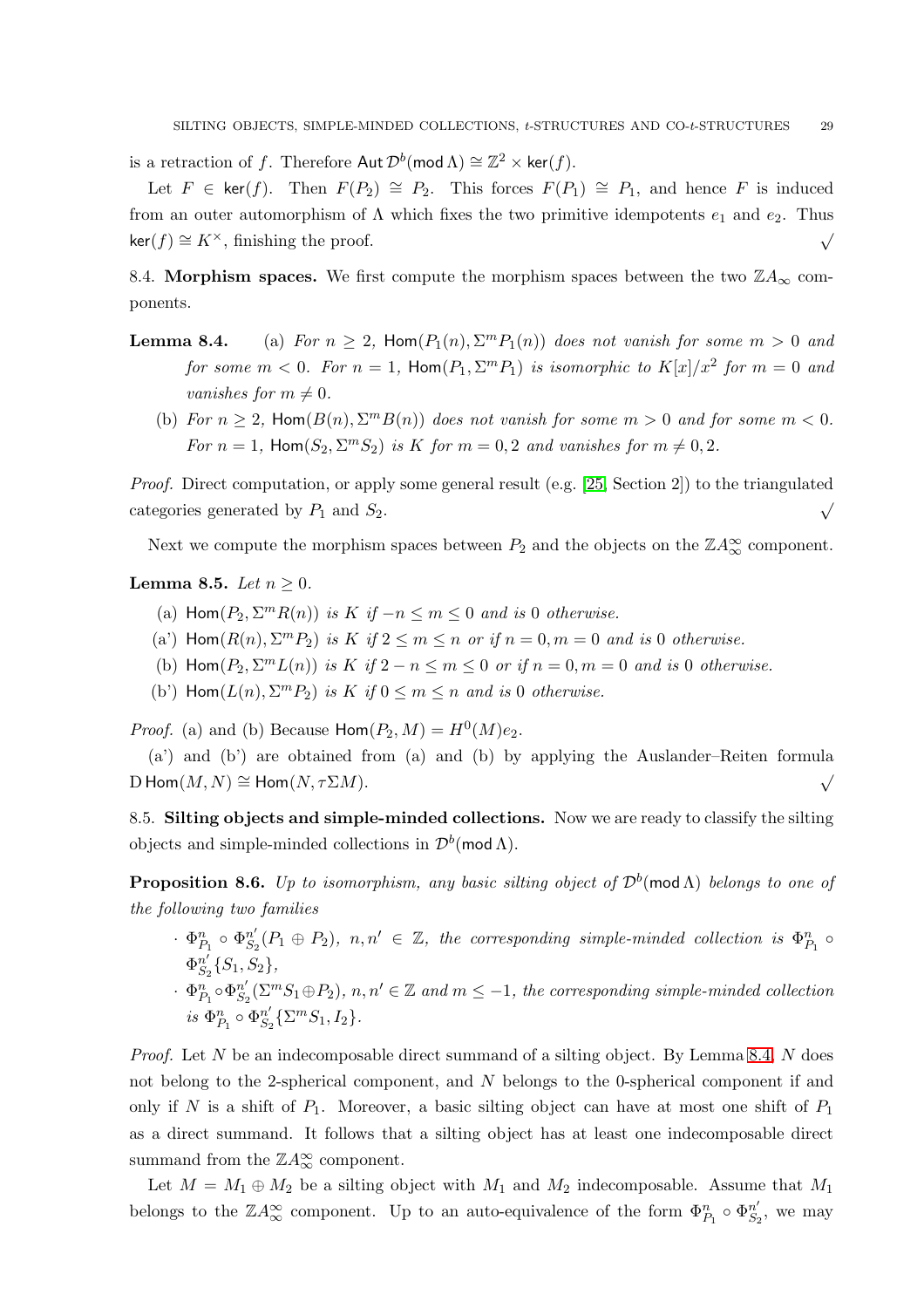is a retraction of $f$. Therefore $\mathsf{Aut}\,\mathcal{D}^b(\mathsf{mod}\,\Lambda) \cong \mathbb{Z}^2 \times \mathsf{ker}(f)$.

Let $F \in \mathsf{ker}(f)$. Then $F(P_2) \cong P_2$. This forces $F(P_1) \cong P_1$, and hence $F$ is induced from an outer automorphism of $\Lambda$ which fixes the two primitive idempotents $e_1$ and $e_2$. Thus $\mathsf{ker}(f) \cong K^\times$, finishing the proof. $\surd$

8.4. **Morphism spaces.** We first compute the morphism spaces between the two $\mathbb{Z}A_\infty$ components.

**Lemma 8.4.** (a) *For $n \geq 2$, $\mathsf{Hom}(P_1(n), \Sigma^m P_1(n))$ does not vanish for some $m > 0$ and for some $m < 0$. For $n = 1$, $\mathsf{Hom}(P_1, \Sigma^m P_1)$ is isomorphic to $K[x]/x^2$ for $m = 0$ and vanishes for $m \neq 0$.*

(b) *For $n \geq 2$, $\mathsf{Hom}(B(n), \Sigma^m B(n))$ does not vanish for some $m > 0$ and for some $m < 0$. For $n = 1$, $\mathsf{Hom}(S_2, \Sigma^m S_2)$ is $K$ for $m = 0, 2$ and vanishes for $m \neq 0, 2$.*

*Proof.* Direct computation, or apply some general result (e.g. [25, Section 2]) to the triangulated categories generated by $P_1$ and $S_2$. $\surd$

Next we compute the morphism spaces between $P_2$ and the objects on the $\mathbb{Z}A_\infty^\infty$ component.

**Lemma 8.5.** *Let $n \geq 0$.*

(a) *$\mathsf{Hom}(P_2, \Sigma^m R(n))$ is $K$ if $-n \leq m \leq 0$ and is $0$ otherwise.*

(a') *$\mathsf{Hom}(R(n), \Sigma^m P_2)$ is $K$ if $2 \leq m \leq n$ or if $n = 0, m = 0$ and is $0$ otherwise.*

(b) *$\mathsf{Hom}(P_2, \Sigma^m L(n))$ is $K$ if $2 - n \leq m \leq 0$ or if $n = 0, m = 0$ and is $0$ otherwise.*

(b') *$\mathsf{Hom}(L(n), \Sigma^m P_2)$ is $K$ if $0 \leq m \leq n$ and is $0$ otherwise.*

*Proof.* (a) and (b) Because $\mathsf{Hom}(P_2, M) = H^0(M)e_2$.

(a') and (b') are obtained from (a) and (b) by applying the Auslander–Reiten formula $\mathrm{D}\,\mathsf{Hom}(M, N) \cong \mathsf{Hom}(N, \tau\Sigma M)$. $\surd$

8.5. **Silting objects and simple-minded collections.** Now we are ready to classify the silting objects and simple-minded collections in $\mathcal{D}^b(\mathsf{mod}\,\Lambda)$.

**Proposition 8.6.** *Up to isomorphism, any basic silting object of $\mathcal{D}^b(\mathsf{mod}\,\Lambda)$ belongs to one of the following two families*

- *$\Phi^n_{P_1} \circ \Phi^{n'}_{S_2}(P_1 \oplus P_2)$, $n, n' \in \mathbb{Z}$, the corresponding simple-minded collection is $\Phi^n_{P_1} \circ \Phi^{n'}_{S_2}\{S_1, S_2\}$,*
- *$\Phi^n_{P_1} \circ \Phi^{n'}_{S_2}(\Sigma^m S_1 \oplus P_2)$, $n, n' \in \mathbb{Z}$ and $m \leq -1$, the corresponding simple-minded collection is $\Phi^n_{P_1} \circ \Phi^{n'}_{S_2}\{\Sigma^m S_1, I_2\}$.*

*Proof.* Let $N$ be an indecomposable direct summand of a silting object. By Lemma 8.4, $N$ does not belong to the 2-spherical component, and $N$ belongs to the 0-spherical component if and only if $N$ is a shift of $P_1$. Moreover, a basic silting object can have at most one shift of $P_1$ as a direct summand. It follows that a silting object has at least one indecomposable direct summand from the $\mathbb{Z}A_\infty^\infty$ component.

Let $M = M_1 \oplus M_2$ be a silting object with $M_1$ and $M_2$ indecomposable. Assume that $M_1$ belongs to the $\mathbb{Z}A_\infty^\infty$ component. Up to an auto-equivalence of the form $\Phi^n_{P_1} \circ \Phi^{n'}_{S_2}$, we may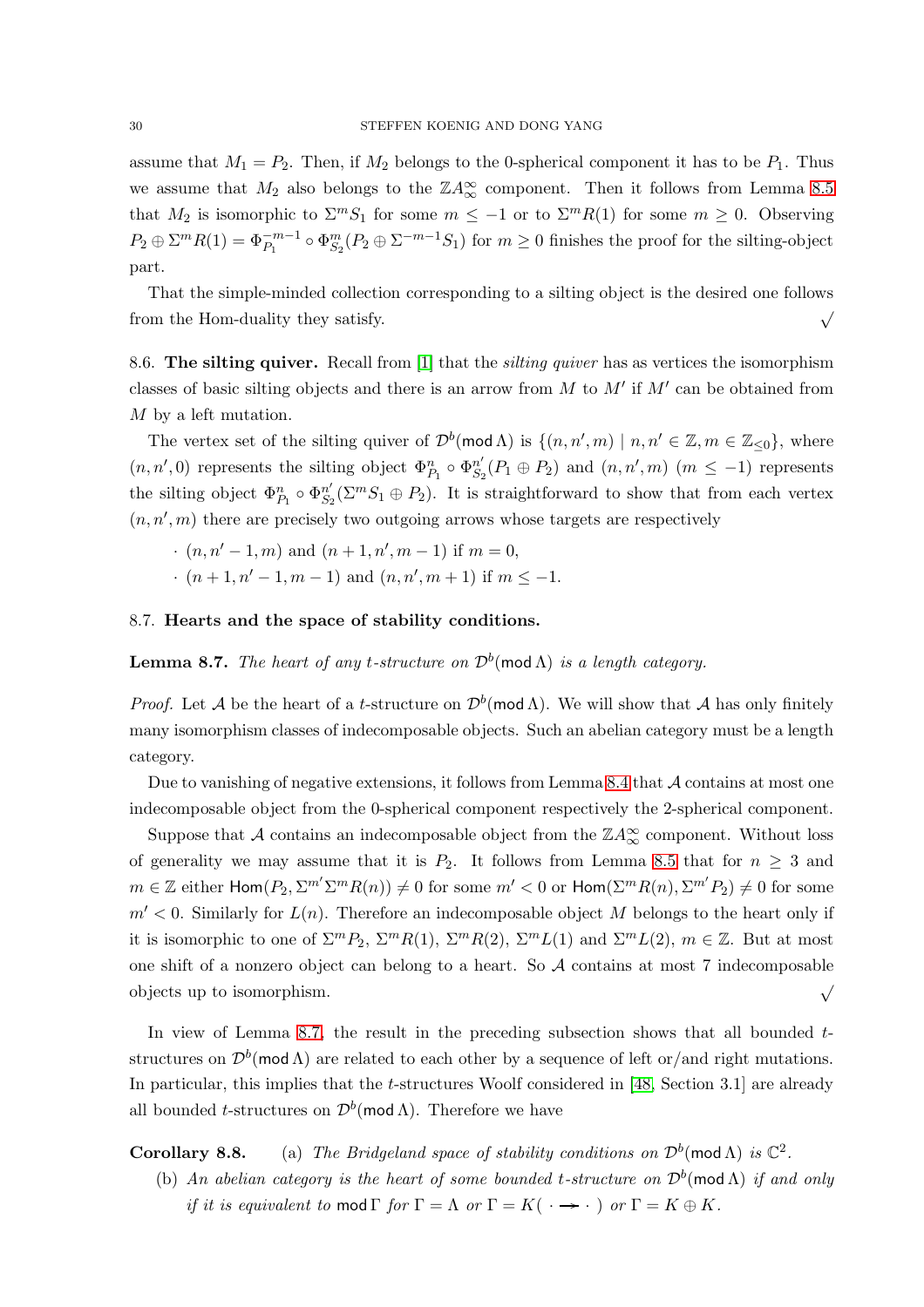assume that $M_1 = P_2$. Then, if $M_2$ belongs to the 0-spherical component it has to be $P_1$. Thus we assume that $M_2$ also belongs to the $\mathbb{Z}A_\infty^\infty$ component. Then it follows from Lemma 8.5 that $M_2$ is isomorphic to $\Sigma^m S_1$ for some $m \leq -1$ or to $\Sigma^m R(1)$ for some $m \geq 0$. Observing $P_2 \oplus \Sigma^m R(1) = \Phi_{P_1}^{-m-1} \circ \Phi_{S_2}^m (P_2 \oplus \Sigma^{-m-1} S_1)$ for $m \geq 0$ finishes the proof for the silting-object part.

That the simple-minded collection corresponding to a silting object is the desired one follows from the Hom-duality they satisfy. $\surd$

8.6. **The silting quiver.** Recall from [1] that the *silting quiver* has as vertices the isomorphism classes of basic silting objects and there is an arrow from $M$ to $M'$ if $M'$ can be obtained from $M$ by a left mutation.

The vertex set of the silting quiver of $\mathcal{D}^b(\mathsf{mod}\,\Lambda)$ is $\{(n, n', m) \mid n, n' \in \mathbb{Z}, m \in \mathbb{Z}_{\leq 0}\}$, where $(n, n', 0)$ represents the silting object $\Phi_{P_1}^n \circ \Phi_{S_2}^{n'} (P_1 \oplus P_2)$ and $(n, n', m)$ $(m \leq -1)$ represents the silting object $\Phi_{P_1}^n \circ \Phi_{S_2}^{n'} (\Sigma^m S_1 \oplus P_2)$. It is straightforward to show that from each vertex $(n, n', m)$ there are precisely two outgoing arrows whose targets are respectively

- $(n, n'-1, m)$ and $(n+1, n', m-1)$ if $m = 0$,
- $(n+1, n'-1, m-1)$ and $(n, n', m+1)$ if $m \leq -1$.

8.7. **Hearts and the space of stability conditions.**

**Lemma 8.7.** *The heart of any t-structure on $\mathcal{D}^b(\mathsf{mod}\,\Lambda)$ is a length category.*

*Proof.* Let $\mathcal{A}$ be the heart of a $t$-structure on $\mathcal{D}^b(\mathsf{mod}\,\Lambda)$. We will show that $\mathcal{A}$ has only finitely many isomorphism classes of indecomposable objects. Such an abelian category must be a length category.

Due to vanishing of negative extensions, it follows from Lemma 8.4 that $\mathcal{A}$ contains at most one indecomposable object from the 0-spherical component respectively the 2-spherical component.

Suppose that $\mathcal{A}$ contains an indecomposable object from the $\mathbb{Z}A_\infty^\infty$ component. Without loss of generality we may assume that it is $P_2$. It follows from Lemma 8.5 that for $n \geq 3$ and $m \in \mathbb{Z}$ either $\mathsf{Hom}(P_2, \Sigma^{m'} \Sigma^m R(n)) \neq 0$ for some $m' < 0$ or $\mathsf{Hom}(\Sigma^m R(n), \Sigma^{m'} P_2) \neq 0$ for some $m' < 0$. Similarly for $L(n)$. Therefore an indecomposable object $M$ belongs to the heart only if it is isomorphic to one of $\Sigma^m P_2$, $\Sigma^m R(1)$, $\Sigma^m R(2)$, $\Sigma^m L(1)$ and $\Sigma^m L(2)$, $m \in \mathbb{Z}$. But at most one shift of a nonzero object can belong to a heart. So $\mathcal{A}$ contains at most 7 indecomposable objects up to isomorphism. $\surd$

In view of Lemma 8.7, the result in the preceding subsection shows that all bounded $t$-structures on $\mathcal{D}^b(\mathsf{mod}\,\Lambda)$ are related to each other by a sequence of left or/and right mutations. In particular, this implies that the $t$-structures Woolf considered in [48, Section 3.1] are already all bounded $t$-structures on $\mathcal{D}^b(\mathsf{mod}\,\Lambda)$. Therefore we have

**Corollary 8.8.** (a) *The Bridgeland space of stability conditions on $\mathcal{D}^b(\mathsf{mod}\,\Lambda)$ is $\mathbb{C}^2$.*

(b) *An abelian category is the heart of some bounded t-structure on $\mathcal{D}^b(\mathsf{mod}\,\Lambda)$ if and only if it is equivalent to $\mathsf{mod}\,\Gamma$ for $\Gamma = \Lambda$ or $\Gamma = K(\cdot \rightarrow \cdot)$ or $\Gamma = K \oplus K$.*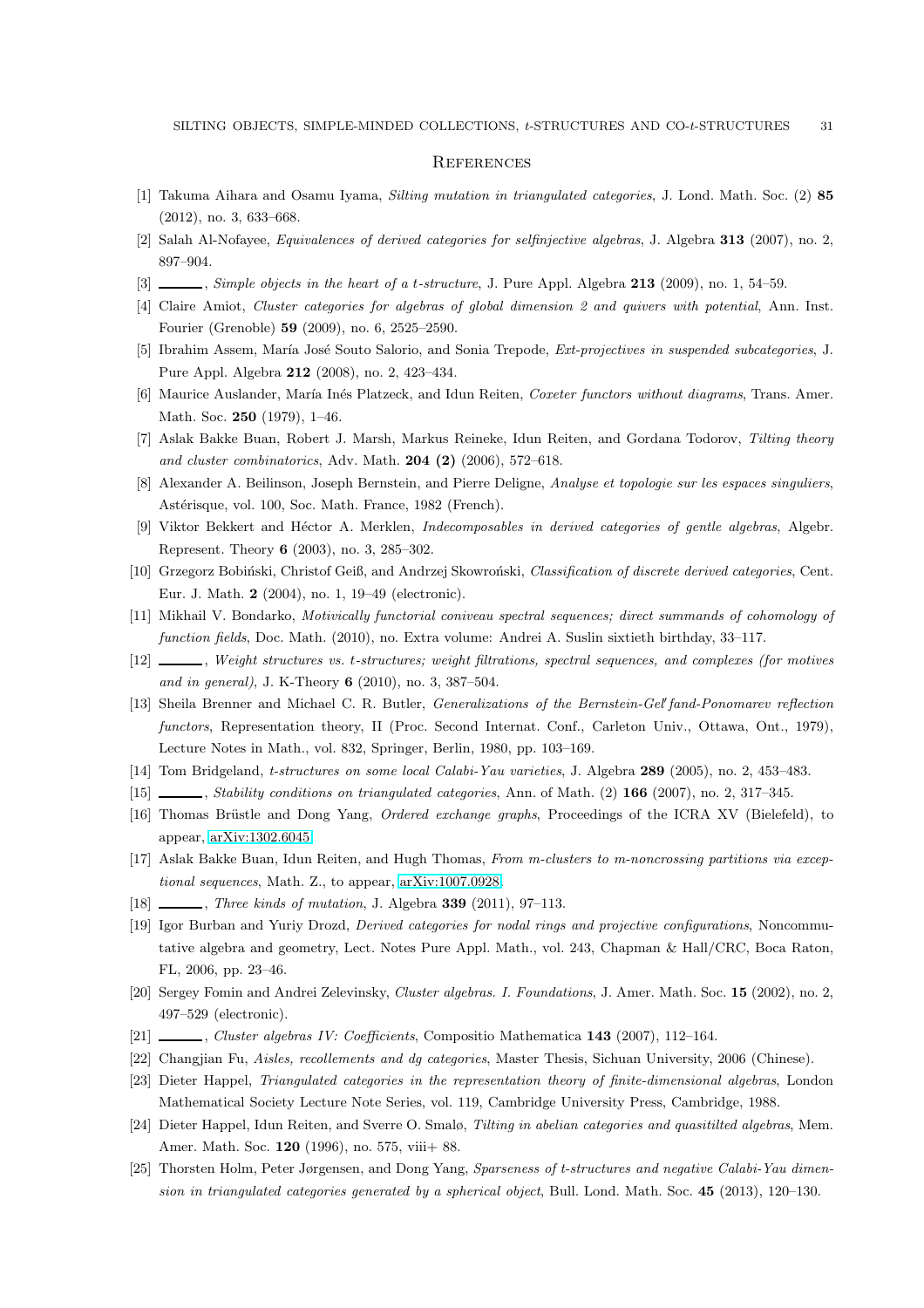## References

[1] Takuma Aihara and Osamu Iyama, *Silting mutation in triangulated categories*, J. Lond. Math. Soc. (2) **85** (2012), no. 3, 633–668.

[2] Salah Al-Nofayee, *Equivalences of derived categories for selfinjective algebras*, J. Algebra **313** (2007), no. 2, 897–904.

[3] ______, *Simple objects in the heart of a t-structure*, J. Pure Appl. Algebra **213** (2009), no. 1, 54–59.

[4] Claire Amiot, *Cluster categories for algebras of global dimension 2 and quivers with potential*, Ann. Inst. Fourier (Grenoble) **59** (2009), no. 6, 2525–2590.

[5] Ibrahim Assem, María José Souto Salorio, and Sonia Trepode, *Ext-projectives in suspended subcategories*, J. Pure Appl. Algebra **212** (2008), no. 2, 423–434.

[6] Maurice Auslander, María Inés Platzeck, and Idun Reiten, *Coxeter functors without diagrams*, Trans. Amer. Math. Soc. **250** (1979), 1–46.

[7] Aslak Bakke Buan, Robert J. Marsh, Markus Reineke, Idun Reiten, and Gordana Todorov, *Tilting theory and cluster combinatorics*, Adv. Math. **204 (2)** (2006), 572–618.

[8] Alexander A. Beilinson, Joseph Bernstein, and Pierre Deligne, *Analyse et topologie sur les espaces singuliers*, Astérisque, vol. 100, Soc. Math. France, 1982 (French).

[9] Viktor Bekkert and Héctor A. Merklen, *Indecomposables in derived categories of gentle algebras*, Algebr. Represent. Theory **6** (2003), no. 3, 285–302.

[10] Grzegorz Bobiński, Christof Geiß, and Andrzej Skowroński, *Classification of discrete derived categories*, Cent. Eur. J. Math. **2** (2004), no. 1, 19–49 (electronic).

[11] Mikhail V. Bondarko, *Motivically functorial coniveau spectral sequences; direct summands of cohomology of function fields*, Doc. Math. (2010), no. Extra volume: Andrei A. Suslin sixtieth birthday, 33–117.

[12] ______, *Weight structures vs. t-structures; weight filtrations, spectral sequences, and complexes (for motives and in general)*, J. K-Theory **6** (2010), no. 3, 387–504.

[13] Sheila Brenner and Michael C. R. Butler, *Generalizations of the Bernstein-Gel′fand-Ponomarev reflection functors*, Representation theory, II (Proc. Second Internat. Conf., Carleton Univ., Ottawa, Ont., 1979), Lecture Notes in Math., vol. 832, Springer, Berlin, 1980, pp. 103–169.

[14] Tom Bridgeland, *t-structures on some local Calabi-Yau varieties*, J. Algebra **289** (2005), no. 2, 453–483.

[15] ______, *Stability conditions on triangulated categories*, Ann. of Math. (2) **166** (2007), no. 2, 317–345.

[16] Thomas Brüstle and Dong Yang, *Ordered exchange graphs*, Proceedings of the ICRA XV (Bielefeld), to appear, arXiv:1302.6045.

[17] Aslak Bakke Buan, Idun Reiten, and Hugh Thomas, *From m-clusters to m-noncrossing partitions via exceptional sequences*, Math. Z., to appear, arXiv:1007.0928.

[18] ______, *Three kinds of mutation*, J. Algebra **339** (2011), 97–113.

[19] Igor Burban and Yuriy Drozd, *Derived categories for nodal rings and projective configurations*, Noncommutative algebra and geometry, Lect. Notes Pure Appl. Math., vol. 243, Chapman & Hall/CRC, Boca Raton, FL, 2006, pp. 23–46.

[20] Sergey Fomin and Andrei Zelevinsky, *Cluster algebras. I. Foundations*, J. Amer. Math. Soc. **15** (2002), no. 2, 497–529 (electronic).

[21] ______, *Cluster algebras IV: Coefficients*, Compositio Mathematica **143** (2007), 112–164.

[22] Changjian Fu, *Aisles, recollements and dg categories*, Master Thesis, Sichuan University, 2006 (Chinese).

[23] Dieter Happel, *Triangulated categories in the representation theory of finite-dimensional algebras*, London Mathematical Society Lecture Note Series, vol. 119, Cambridge University Press, Cambridge, 1988.

[24] Dieter Happel, Idun Reiten, and Sverre O. Smalø, *Tilting in abelian categories and quasitilted algebras*, Mem. Amer. Math. Soc. **120** (1996), no. 575, viii+ 88.

[25] Thorsten Holm, Peter Jørgensen, and Dong Yang, *Sparseness of t-structures and negative Calabi-Yau dimension in triangulated categories generated by a spherical object*, Bull. Lond. Math. Soc. **45** (2013), 120–130.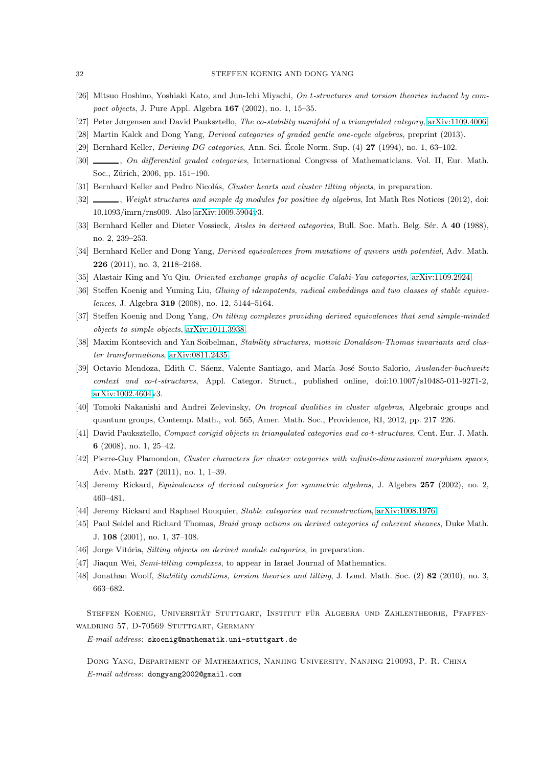[26] Mitsuo Hoshino, Yoshiaki Kato, and Jun-Ichi Miyachi, *On t-structures and torsion theories induced by compact objects*, J. Pure Appl. Algebra **167** (2002), no. 1, 15–35.

[27] Peter Jørgensen and David Pauksztello, *The co-stability manifold of a triangulated category*, arXiv:1109.4006.

[28] Martin Kalck and Dong Yang, *Derived categories of graded gentle one-cycle algebras*, preprint (2013).

[29] Bernhard Keller, *Deriving DG categories*, Ann. Sci. École Norm. Sup. (4) **27** (1994), no. 1, 63–102.

[30] ______, *On differential graded categories*, International Congress of Mathematicians. Vol. II, Eur. Math. Soc., Zürich, 2006, pp. 151–190.

[31] Bernhard Keller and Pedro Nicolás, *Cluster hearts and cluster tilting objects*, in preparation.

[32] ______, *Weight structures and simple dg modules for positive dg algebras*, Int Math Res Notices (2012), doi: 10.1093/imrn/rns009. Also arXiv:1009.5904v3.

[33] Bernhard Keller and Dieter Vossieck, *Aisles in derived categories*, Bull. Soc. Math. Belg. Sér. A **40** (1988), no. 2, 239–253.

[34] Bernhard Keller and Dong Yang, *Derived equivalences from mutations of quivers with potential*, Adv. Math. **226** (2011), no. 3, 2118–2168.

[35] Alastair King and Yu Qiu, *Oriented exchange graphs of acyclic Calabi-Yau categories*, arXiv:1109.2924.

[36] Steffen Koenig and Yuming Liu, *Gluing of idempotents, radical embeddings and two classes of stable equivalences*, J. Algebra **319** (2008), no. 12, 5144–5164.

[37] Steffen Koenig and Dong Yang, *On tilting complexes providing derived equivalences that send simple-minded objects to simple objects*, arXiv:1011.3938.

[38] Maxim Kontsevich and Yan Soibelman, *Stability structures, motivic Donaldson-Thomas invariants and cluster transformations*, arXiv:0811.2435.

[39] Octavio Mendoza, Edith C. Sáenz, Valente Santiago, and María José Souto Salorio, *Auslander-buchweitz context and co-t-structures*, Appl. Categor. Struct., published online, doi:10.1007/s10485-011-9271-2, arXiv:1002.4604v3.

[40] Tomoki Nakanishi and Andrei Zelevinsky, *On tropical dualities in cluster algebras*, Algebraic groups and quantum groups, Contemp. Math., vol. 565, Amer. Math. Soc., Providence, RI, 2012, pp. 217–226.

[41] David Pauksztello, *Compact corigid objects in triangulated categories and co-t-structures*, Cent. Eur. J. Math. **6** (2008), no. 1, 25–42.

[42] Pierre-Guy Plamondon, *Cluster characters for cluster categories with infinite-dimensional morphism spaces*, Adv. Math. **227** (2011), no. 1, 1–39.

[43] Jeremy Rickard, *Equivalences of derived categories for symmetric algebras*, J. Algebra **257** (2002), no. 2, 460–481.

[44] Jeremy Rickard and Raphael Rouquier, *Stable categories and reconstruction*, arXiv:1008.1976.

[45] Paul Seidel and Richard Thomas, *Braid group actions on derived categories of coherent sheaves*, Duke Math. J. **108** (2001), no. 1, 37–108.

[46] Jorge Vitória, *Silting objects on derived module categories*, in preparation.

[47] Jiaqun Wei, *Semi-tilting complexes*, to appear in Israel Journal of Mathematics.

[48] Jonathan Woolf, *Stability conditions, torsion theories and tilting*, J. Lond. Math. Soc. (2) **82** (2010), no. 3, 663–682.

Steffen Koenig, Universität Stuttgart, Institut für Algebra und Zahlentheorie, Pfaffenwaldring 57, D-70569 Stuttgart, Germany

*E-mail address*: skoenig@mathematik.uni-stuttgart.de

Dong Yang, Department of Mathematics, Nanjing University, Nanjing 210093, P. R. China

*E-mail address*: dongyang2002@gmail.com